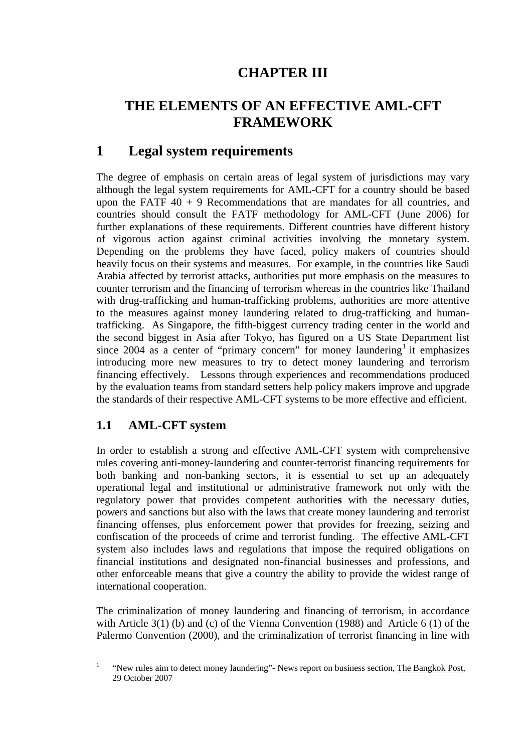# CHAPTER III

# THE ELEMENTS OF AN EFFECTIVE AML-CFT FRAMEWORK

## 1 Legal system requirements

The degree of emphasis on certain areas of legal system of jurisdictions may vary although the legal system requirements for AML-CFT for a country should be based upon the FATF 40 + 9 Recommendations that are mandates for all countries, and countries should consult the FATF methodology for AML-CFT (June 2006) for further explanations of these requirements. Different countries have different history of vigorous action against criminal activities involving the monetary system. Depending on the problems they have faced, policy makers of countries should heavily focus on their systems and measures. For example, in the countries like Saudi Arabia affected by terrorist attacks, authorities put more emphasis on the measures to counter terrorism and the financing of terrorism whereas in the countries like Thailand with drug-trafficking and human-trafficking problems, authorities are more attentive to the measures against money laundering related to drug-trafficking and human-trafficking. As Singapore, the fifth-biggest currency trading center in the world and the second biggest in Asia after Tokyo, has figured on a US State Department list since 2004 as a center of "primary concern" for money laundering[1] it emphasizes introducing more new measures to try to detect money laundering and terrorism financing effectively. Lessons through experiences and recommendations produced by the evaluation teams from standard setters help policy makers improve and upgrade the standards of their respective AML-CFT systems to be more effective and efficient.

### 1.1 AML-CFT system

In order to establish a strong and effective AML-CFT system with comprehensive rules covering anti-money-laundering and counter-terrorist financing requirements for both banking and non-banking sectors, it is essential to set up an adequately operational legal and institutional or administrative framework not only with the regulatory power that provides competent authorities with the necessary duties, powers and sanctions but also with the laws that create money laundering and terrorist financing offenses, plus enforcement power that provides for freezing, seizing and confiscation of the proceeds of crime and terrorist funding. The effective AML-CFT system also includes laws and regulations that impose the required obligations on financial institutions and designated non-financial businesses and professions, and other enforceable means that give a country the ability to provide the widest range of international cooperation.

The criminalization of money laundering and financing of terrorism, in accordance with Article 3(1) (b) and (c) of the Vienna Convention (1988) and Article 6 (1) of the Palermo Convention (2000), and the criminalization of terrorist financing in line with

[1] "New rules aim to detect money laundering"- News report on business section, The Bangkok Post, 29 October 2007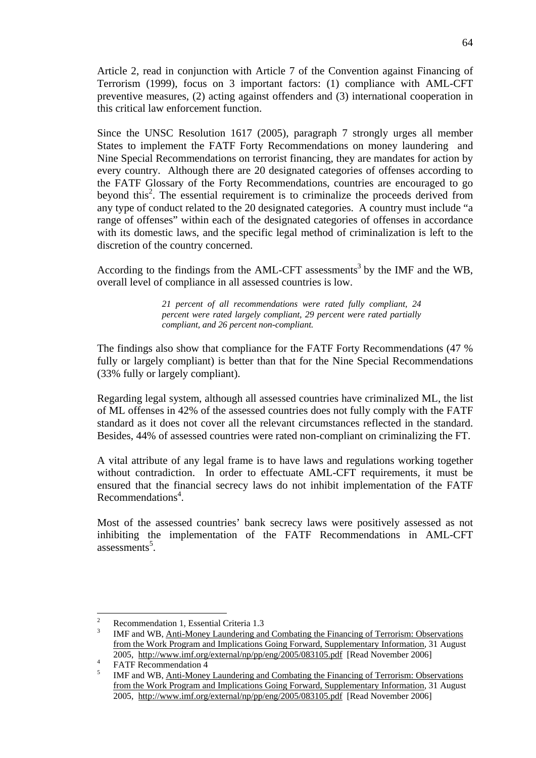Article 2, read in conjunction with Article 7 of the Convention against Financing of Terrorism (1999), focus on 3 important factors: (1) compliance with AML-CFT preventive measures, (2) acting against offenders and (3) international cooperation in this critical law enforcement function.

Since the UNSC Resolution 1617 (2005), paragraph 7 strongly urges all member States to implement the FATF Forty Recommendations on money laundering and Nine Special Recommendations on terrorist financing, they are mandates for action by every country. Although there are 20 designated categories of offenses according to the FATF Glossary of the Forty Recommendations, countries are encouraged to go beyond this[2]. The essential requirement is to criminalize the proceeds derived from any type of conduct related to the 20 designated categories. A country must include "a range of offenses" within each of the designated categories of offenses in accordance with its domestic laws, and the specific legal method of criminalization is left to the discretion of the country concerned.

According to the findings from the AML-CFT assessments[3] by the IMF and the WB, overall level of compliance in all assessed countries is low.

> *21 percent of all recommendations were rated fully compliant, 24 percent were rated largely compliant, 29 percent were rated partially compliant, and 26 percent non-compliant.*

The findings also show that compliance for the FATF Forty Recommendations (47 % fully or largely compliant) is better than that for the Nine Special Recommendations (33% fully or largely compliant).

Regarding legal system, although all assessed countries have criminalized ML, the list of ML offenses in 42% of the assessed countries does not fully comply with the FATF standard as it does not cover all the relevant circumstances reflected in the standard. Besides, 44% of assessed countries were rated non-compliant on criminalizing the FT.

A vital attribute of any legal frame is to have laws and regulations working together without contradiction. In order to effectuate AML-CFT requirements, it must be ensured that the financial secrecy laws do not inhibit implementation of the FATF Recommendations[4].

Most of the assessed countries' bank secrecy laws were positively assessed as not inhibiting the implementation of the FATF Recommendations in AML-CFT assessments[5].

---

[2] Recommendation 1, Essential Criteria 1.3

[3] IMF and WB, Anti-Money Laundering and Combating the Financing of Terrorism: Observations from the Work Program and Implications Going Forward, Supplementary Information, 31 August 2005, http://www.imf.org/external/np/pp/eng/2005/083105.pdf [Read November 2006]

[4] FATF Recommendation 4

[5] IMF and WB, Anti-Money Laundering and Combating the Financing of Terrorism: Observations from the Work Program and Implications Going Forward, Supplementary Information, 31 August 2005, http://www.imf.org/external/np/pp/eng/2005/083105.pdf [Read November 2006]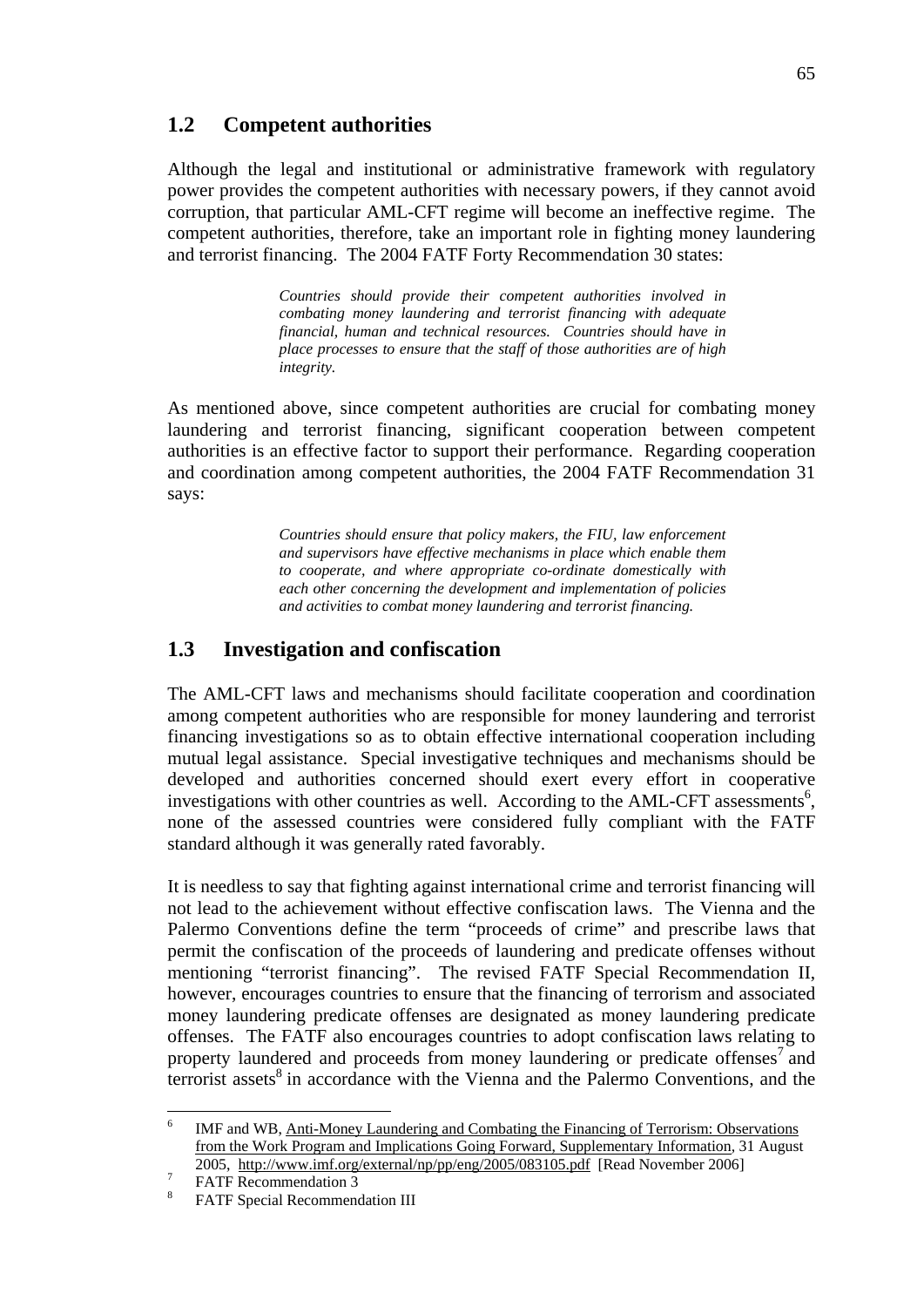## 1.2 Competent authorities

Although the legal and institutional or administrative framework with regulatory power provides the competent authorities with necessary powers, if they cannot avoid corruption, that particular AML-CFT regime will become an ineffective regime. The competent authorities, therefore, take an important role in fighting money laundering and terrorist financing. The 2004 FATF Forty Recommendation 30 states:

> *Countries should provide their competent authorities involved in combating money laundering and terrorist financing with adequate financial, human and technical resources. Countries should have in place processes to ensure that the staff of those authorities are of high integrity.*

As mentioned above, since competent authorities are crucial for combating money laundering and terrorist financing, significant cooperation between competent authorities is an effective factor to support their performance. Regarding cooperation and coordination among competent authorities, the 2004 FATF Recommendation 31 says:

> *Countries should ensure that policy makers, the FIU, law enforcement and supervisors have effective mechanisms in place which enable them to cooperate, and where appropriate co-ordinate domestically with each other concerning the development and implementation of policies and activities to combat money laundering and terrorist financing.*

## 1.3 Investigation and confiscation

The AML-CFT laws and mechanisms should facilitate cooperation and coordination among competent authorities who are responsible for money laundering and terrorist financing investigations so as to obtain effective international cooperation including mutual legal assistance. Special investigative techniques and mechanisms should be developed and authorities concerned should exert every effort in cooperative investigations with other countries as well. According to the AML-CFT assessments[6], none of the assessed countries were considered fully compliant with the FATF standard although it was generally rated favorably.

It is needless to say that fighting against international crime and terrorist financing will not lead to the achievement without effective confiscation laws. The Vienna and the Palermo Conventions define the term "proceeds of crime" and prescribe laws that permit the confiscation of the proceeds of laundering and predicate offenses without mentioning "terrorist financing". The revised FATF Special Recommendation II, however, encourages countries to ensure that the financing of terrorism and associated money laundering predicate offenses are designated as money laundering predicate offenses. The FATF also encourages countries to adopt confiscation laws relating to property laundered and proceeds from money laundering or predicate offenses[7] and terrorist assets[8] in accordance with the Vienna and the Palermo Conventions, and the

---

[6] IMF and WB, Anti-Money Laundering and Combating the Financing of Terrorism: Observations from the Work Program and Implications Going Forward, Supplementary Information, 31 August 2005, http://www.imf.org/external/np/pp/eng/2005/083105.pdf [Read November 2006]

[7] FATF Recommendation 3

[8] FATF Special Recommendation III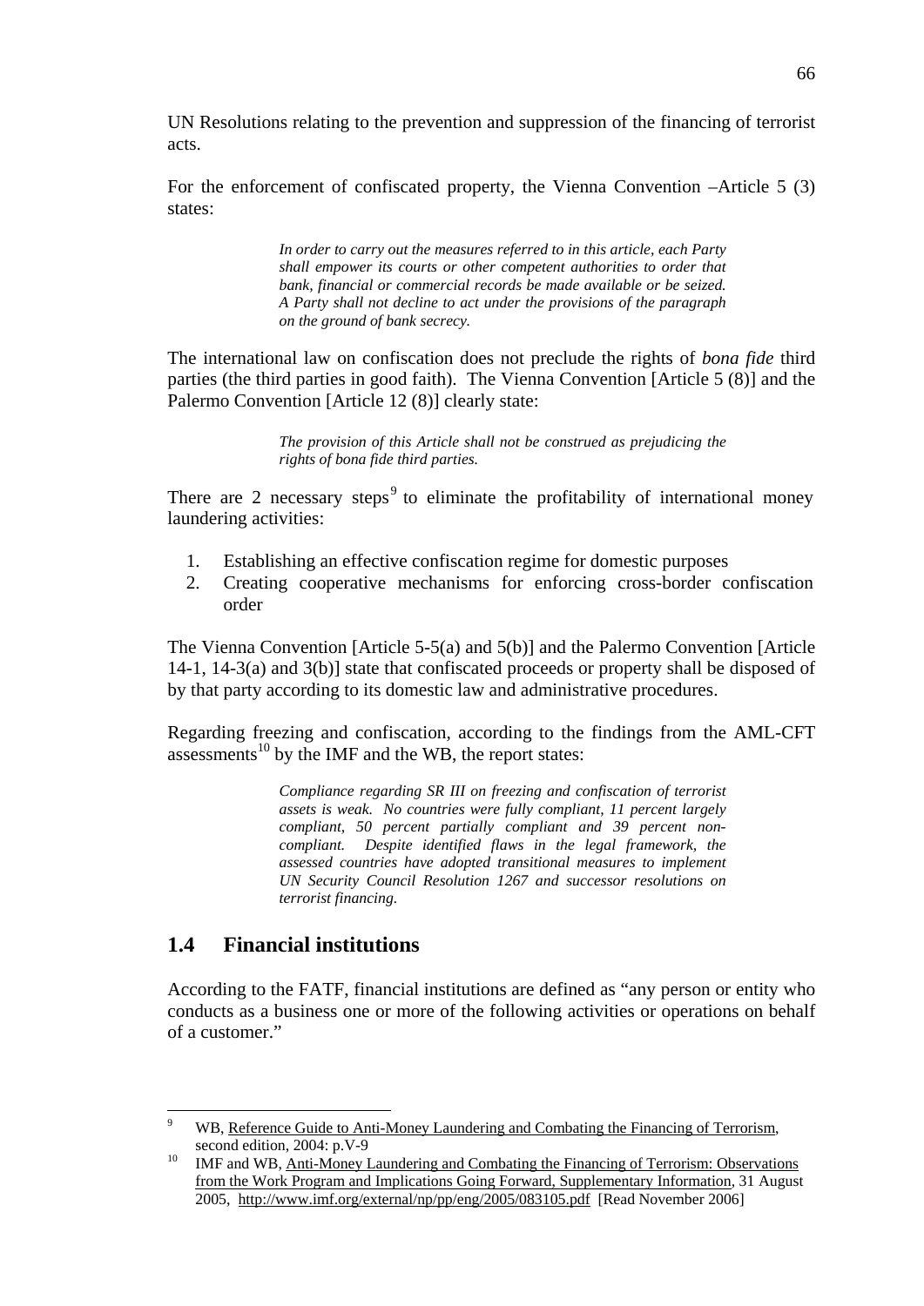UN Resolutions relating to the prevention and suppression of the financing of terrorist acts.

For the enforcement of confiscated property, the Vienna Convention –Article 5 (3) states:

> *In order to carry out the measures referred to in this article, each Party shall empower its courts or other competent authorities to order that bank, financial or commercial records be made available or be seized. A Party shall not decline to act under the provisions of the paragraph on the ground of bank secrecy.*

The international law on confiscation does not preclude the rights of *bona fide* third parties (the third parties in good faith). The Vienna Convention [Article 5 (8)] and the Palermo Convention [Article 12 (8)] clearly state:

> *The provision of this Article shall not be construed as prejudicing the rights of bona fide third parties.*

There are 2 necessary steps[9] to eliminate the profitability of international money laundering activities:

1. Establishing an effective confiscation regime for domestic purposes
2. Creating cooperative mechanisms for enforcing cross-border confiscation order

The Vienna Convention [Article 5-5(a) and 5(b)] and the Palermo Convention [Article 14-1, 14-3(a) and 3(b)] state that confiscated proceeds or property shall be disposed of by that party according to its domestic law and administrative procedures.

Regarding freezing and confiscation, according to the findings from the AML-CFT assessments[10] by the IMF and the WB, the report states:

> *Compliance regarding SR III on freezing and confiscation of terrorist assets is weak. No countries were fully compliant, 11 percent largely compliant, 50 percent partially compliant and 39 percent non-compliant. Despite identified flaws in the legal framework, the assessed countries have adopted transitional measures to implement UN Security Council Resolution 1267 and successor resolutions on terrorist financing.*

## 1.4 Financial institutions

According to the FATF, financial institutions are defined as "any person or entity who conducts as a business one or more of the following activities or operations on behalf of a customer."

---

[9] WB, Reference Guide to Anti-Money Laundering and Combating the Financing of Terrorism, second edition, 2004: p.V-9

[10] IMF and WB, Anti-Money Laundering and Combating the Financing of Terrorism: Observations from the Work Program and Implications Going Forward, Supplementary Information, 31 August 2005, http://www.imf.org/external/np/pp/eng/2005/083105.pdf [Read November 2006]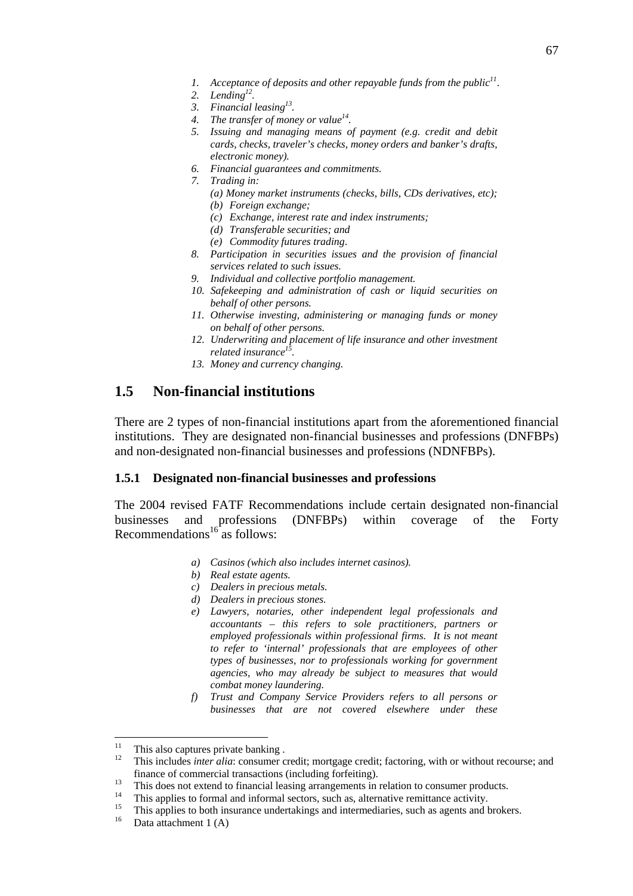1. *Acceptance of deposits and other repayable funds from the public*[11].
2. *Lending*[12].
3. *Financial leasing*[13].
4. *The transfer of money or value*[14].
5. *Issuing and managing means of payment (e.g. credit and debit cards, checks, traveler's checks, money orders and banker's drafts, electronic money).*
6. *Financial guarantees and commitments.*
7. *Trading in:*
   *(a) Money market instruments (checks, bills, CDs derivatives, etc);*
   *(b) Foreign exchange;*
   *(c) Exchange, interest rate and index instruments;*
   *(d) Transferable securities; and*
   *(e) Commodity futures trading.*
8. *Participation in securities issues and the provision of financial services related to such issues.*
9. *Individual and collective portfolio management.*
10. *Safekeeping and administration of cash or liquid securities on behalf of other persons.*
11. *Otherwise investing, administering or managing funds or money on behalf of other persons.*
12. *Underwriting and placement of life insurance and other investment related insurance*[15].
13. *Money and currency changing.*

## 1.5 Non-financial institutions

There are 2 types of non-financial institutions apart from the aforementioned financial institutions. They are designated non-financial businesses and professions (DNFBPs) and non-designated non-financial businesses and professions (NDNFBPs).

### 1.5.1 Designated non-financial businesses and professions

The 2004 revised FATF Recommendations include certain designated non-financial businesses and professions (DNFBPs) within coverage of the Forty Recommendations[16] as follows:

*a) Casinos (which also includes internet casinos).*
*b) Real estate agents.*
*c) Dealers in precious metals.*
*d) Dealers in precious stones.*
*e) Lawyers, notaries, other independent legal professionals and accountants – this refers to sole practitioners, partners or employed professionals within professional firms. It is not meant to refer to 'internal' professionals that are employees of other types of businesses, nor to professionals working for government agencies, who may already be subject to measures that would combat money laundering.*
*f) Trust and Company Service Providers refers to all persons or businesses that are not covered elsewhere under these*

---

[11] This also captures private banking .

[12] This includes *inter alia*: consumer credit; mortgage credit; factoring, with or without recourse; and finance of commercial transactions (including forfeiting).

[13] This does not extend to financial leasing arrangements in relation to consumer products.

[14] This applies to formal and informal sectors, such as, alternative remittance activity.

[15] This applies to both insurance undertakings and intermediaries, such as agents and brokers.

[16] Data attachment 1 (A)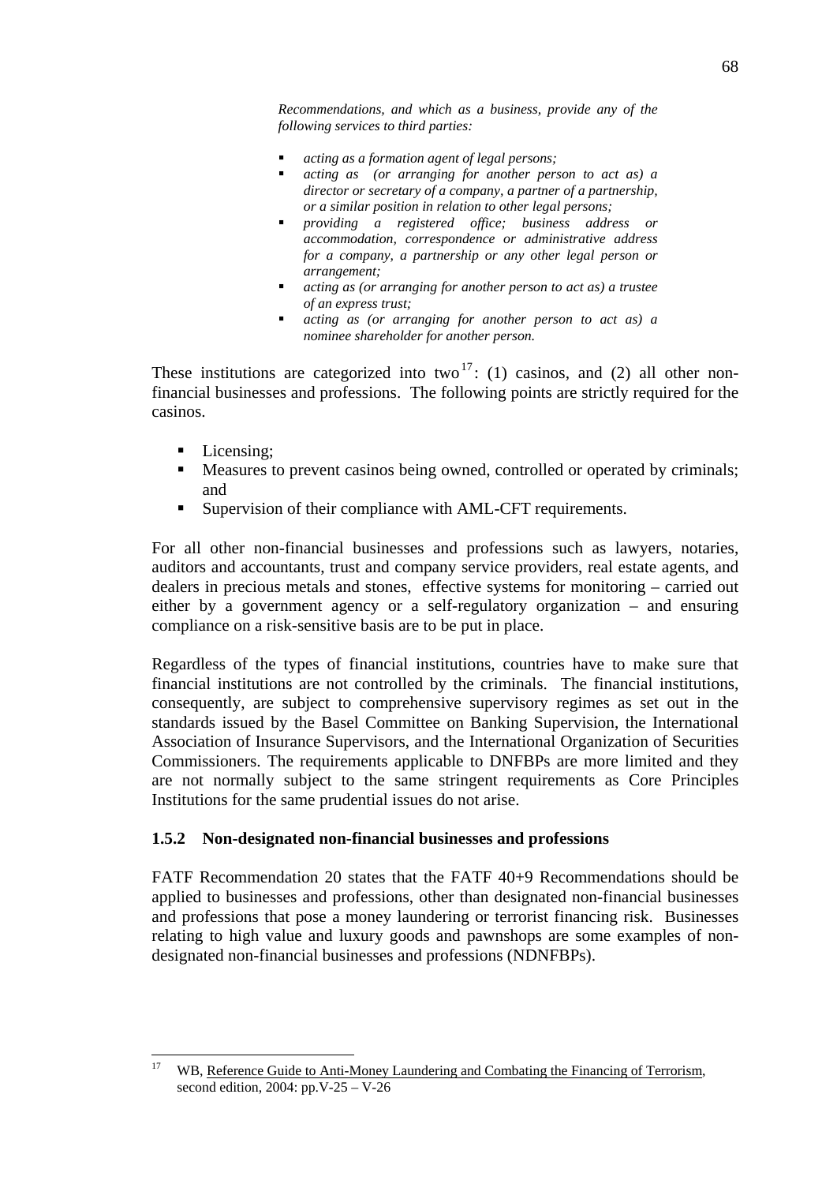*Recommendations, and which as a business, provide any of the following services to third parties:*

- *acting as a formation agent of legal persons;*
- *acting as (or arranging for another person to act as) a director or secretary of a company, a partner of a partnership, or a similar position in relation to other legal persons;*
- *providing a registered office; business address or accommodation, correspondence or administrative address for a company, a partnership or any other legal person or arrangement;*
- *acting as (or arranging for another person to act as) a trustee of an express trust;*
- *acting as (or arranging for another person to act as) a nominee shareholder for another person.*

These institutions are categorized into two[17]: (1) casinos, and (2) all other non-financial businesses and professions. The following points are strictly required for the casinos.

- Licensing;
- Measures to prevent casinos being owned, controlled or operated by criminals; and
- Supervision of their compliance with AML-CFT requirements.

For all other non-financial businesses and professions such as lawyers, notaries, auditors and accountants, trust and company service providers, real estate agents, and dealers in precious metals and stones, effective systems for monitoring – carried out either by a government agency or a self-regulatory organization – and ensuring compliance on a risk-sensitive basis are to be put in place.

Regardless of the types of financial institutions, countries have to make sure that financial institutions are not controlled by the criminals. The financial institutions, consequently, are subject to comprehensive supervisory regimes as set out in the standards issued by the Basel Committee on Banking Supervision, the International Association of Insurance Supervisors, and the International Organization of Securities Commissioners. The requirements applicable to DNFBPs are more limited and they are not normally subject to the same stringent requirements as Core Principles Institutions for the same prudential issues do not arise.

### 1.5.2 Non-designated non-financial businesses and professions

FATF Recommendation 20 states that the FATF 40+9 Recommendations should be applied to businesses and professions, other than designated non-financial businesses and professions that pose a money laundering or terrorist financing risk. Businesses relating to high value and luxury goods and pawnshops are some examples of non-designated non-financial businesses and professions (NDNFBPs).

---

[17] WB, Reference Guide to Anti-Money Laundering and Combating the Financing of Terrorism, second edition, 2004: pp.V-25 – V-26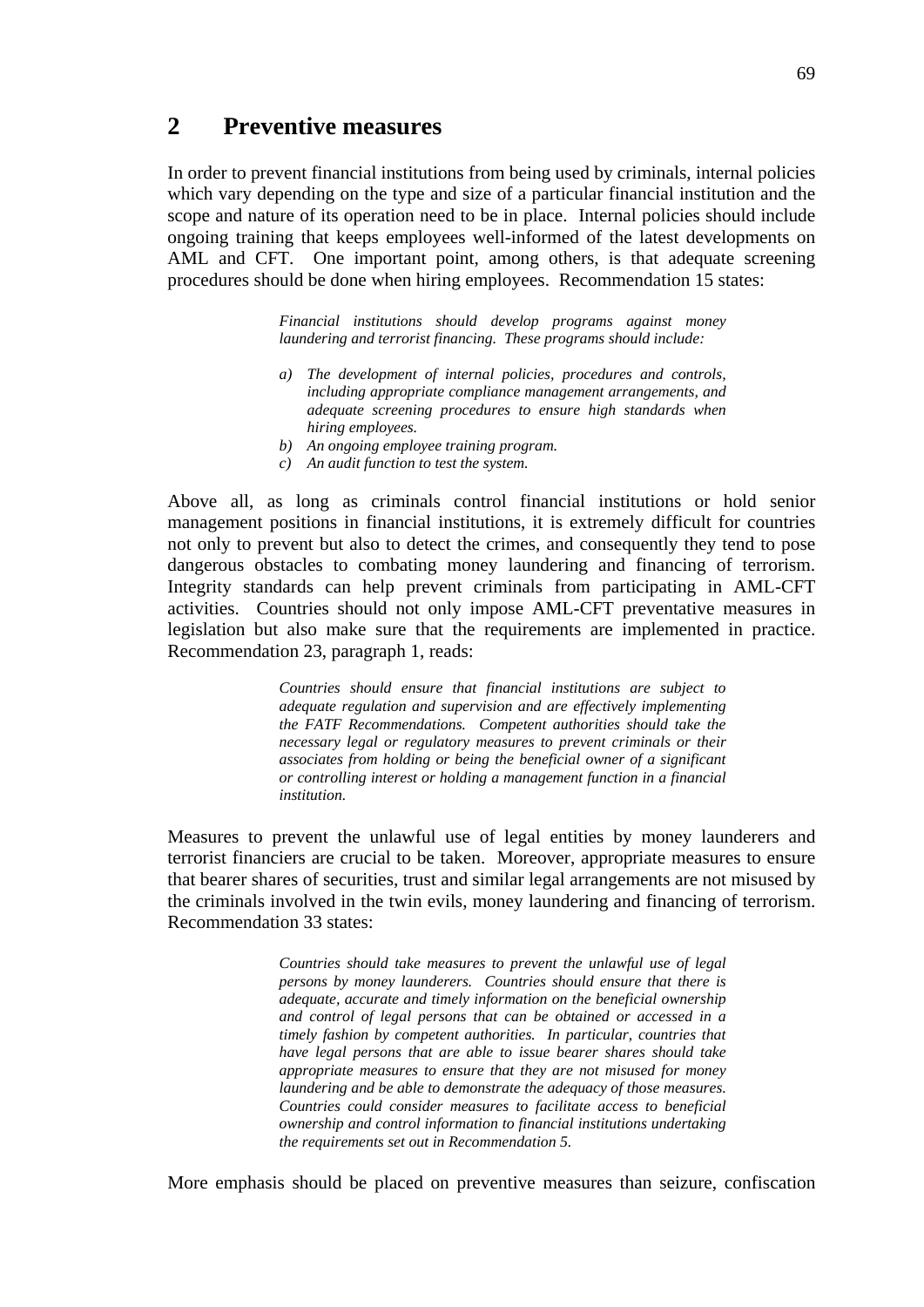## 2 Preventive measures

In order to prevent financial institutions from being used by criminals, internal policies which vary depending on the type and size of a particular financial institution and the scope and nature of its operation need to be in place. Internal policies should include ongoing training that keeps employees well-informed of the latest developments on AML and CFT. One important point, among others, is that adequate screening procedures should be done when hiring employees. Recommendation 15 states:

> *Financial institutions should develop programs against money laundering and terrorist financing. These programs should include:*
>
> *a) The development of internal policies, procedures and controls, including appropriate compliance management arrangements, and adequate screening procedures to ensure high standards when hiring employees.*
> *b) An ongoing employee training program.*
> *c) An audit function to test the system.*

Above all, as long as criminals control financial institutions or hold senior management positions in financial institutions, it is extremely difficult for countries not only to prevent but also to detect the crimes, and consequently they tend to pose dangerous obstacles to combating money laundering and financing of terrorism. Integrity standards can help prevent criminals from participating in AML-CFT activities. Countries should not only impose AML-CFT preventative measures in legislation but also make sure that the requirements are implemented in practice. Recommendation 23, paragraph 1, reads:

> *Countries should ensure that financial institutions are subject to adequate regulation and supervision and are effectively implementing the FATF Recommendations. Competent authorities should take the necessary legal or regulatory measures to prevent criminals or their associates from holding or being the beneficial owner of a significant or controlling interest or holding a management function in a financial institution.*

Measures to prevent the unlawful use of legal entities by money launderers and terrorist financiers are crucial to be taken. Moreover, appropriate measures to ensure that bearer shares of securities, trust and similar legal arrangements are not misused by the criminals involved in the twin evils, money laundering and financing of terrorism. Recommendation 33 states:

> *Countries should take measures to prevent the unlawful use of legal persons by money launderers. Countries should ensure that there is adequate, accurate and timely information on the beneficial ownership and control of legal persons that can be obtained or accessed in a timely fashion by competent authorities. In particular, countries that have legal persons that are able to issue bearer shares should take appropriate measures to ensure that they are not misused for money laundering and be able to demonstrate the adequacy of those measures. Countries could consider measures to facilitate access to beneficial ownership and control information to financial institutions undertaking the requirements set out in Recommendation 5.*

More emphasis should be placed on preventive measures than seizure, confiscation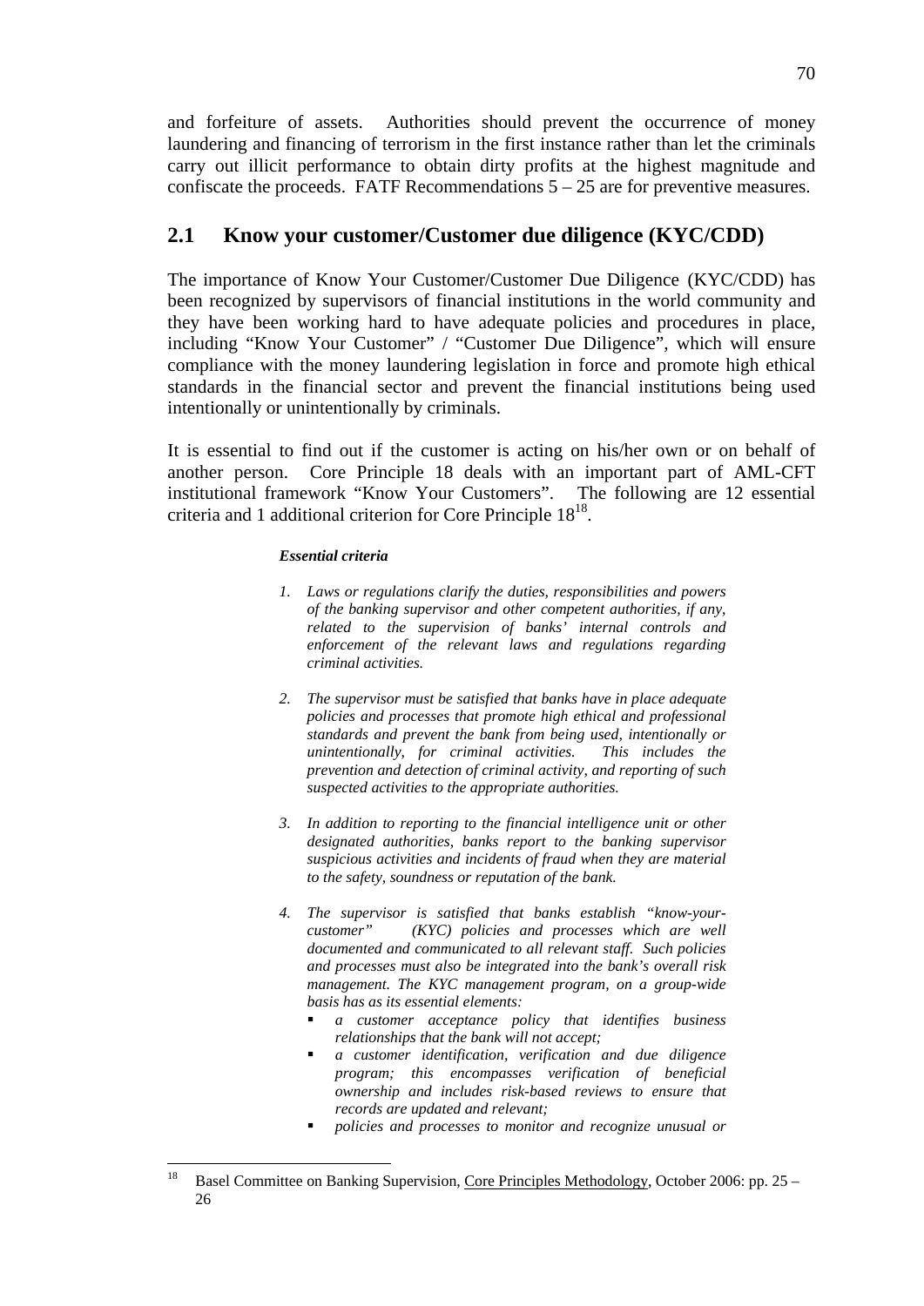and forfeiture of assets. Authorities should prevent the occurrence of money laundering and financing of terrorism in the first instance rather than let the criminals carry out illicit performance to obtain dirty profits at the highest magnitude and confiscate the proceeds. FATF Recommendations 5 – 25 are for preventive measures.

## 2.1 Know your customer/Customer due diligence (KYC/CDD)

The importance of Know Your Customer/Customer Due Diligence (KYC/CDD) has been recognized by supervisors of financial institutions in the world community and they have been working hard to have adequate policies and procedures in place, including "Know Your Customer" / "Customer Due Diligence", which will ensure compliance with the money laundering legislation in force and promote high ethical standards in the financial sector and prevent the financial institutions being used intentionally or unintentionally by criminals.

It is essential to find out if the customer is acting on his/her own or on behalf of another person. Core Principle 18 deals with an important part of AML-CFT institutional framework "Know Your Customers". The following are 12 essential criteria and 1 additional criterion for Core Principle 18[18].

***Essential criteria***

1. *Laws or regulations clarify the duties, responsibilities and powers of the banking supervisor and other competent authorities, if any, related to the supervision of banks' internal controls and enforcement of the relevant laws and regulations regarding criminal activities.*

2. *The supervisor must be satisfied that banks have in place adequate policies and processes that promote high ethical and professional standards and prevent the bank from being used, intentionally or unintentionally, for criminal activities. This includes the prevention and detection of criminal activity, and reporting of such suspected activities to the appropriate authorities.*

3. *In addition to reporting to the financial intelligence unit or other designated authorities, banks report to the banking supervisor suspicious activities and incidents of fraud when they are material to the safety, soundness or reputation of the bank.*

4. *The supervisor is satisfied that banks establish "know-your-customer" (KYC) policies and processes which are well documented and communicated to all relevant staff. Such policies and processes must also be integrated into the bank's overall risk management. The KYC management program, on a group-wide basis has as its essential elements:*
   - *a customer acceptance policy that identifies business relationships that the bank will not accept;*
   - *a customer identification, verification and due diligence program; this encompasses verification of beneficial ownership and includes risk-based reviews to ensure that records are updated and relevant;*
   - *policies and processes to monitor and recognize unusual or*

[18] Basel Committee on Banking Supervision, Core Principles Methodology, October 2006: pp. 25 – 26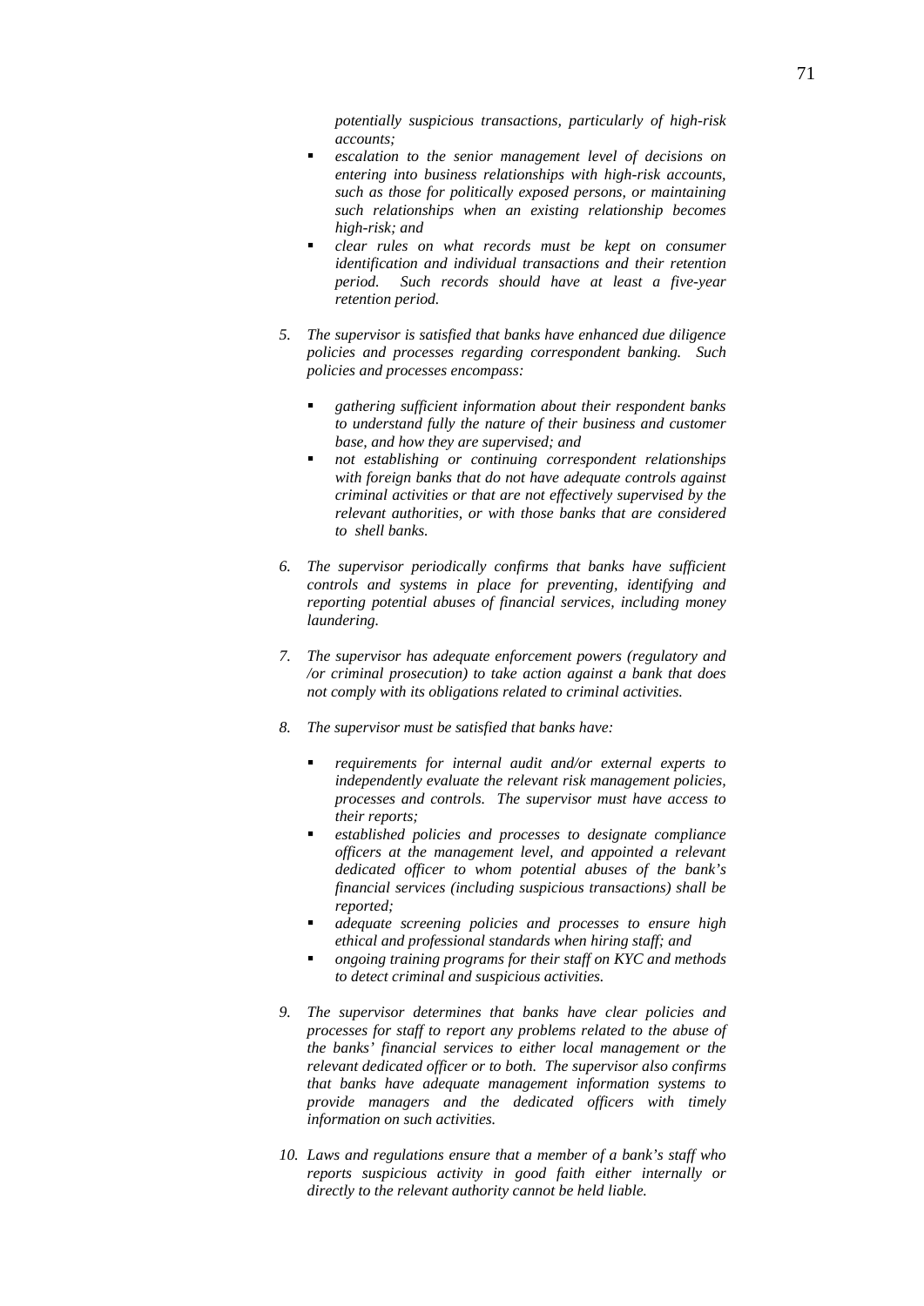*potentially suspicious transactions, particularly of high-risk accounts;*

- *escalation to the senior management level of decisions on entering into business relationships with high-risk accounts, such as those for politically exposed persons, or maintaining such relationships when an existing relationship becomes high-risk; and*
- *clear rules on what records must be kept on consumer identification and individual transactions and their retention period. Such records should have at least a five-year retention period.*

5. *The supervisor is satisfied that banks have enhanced due diligence policies and processes regarding correspondent banking. Such policies and processes encompass:*

    - *gathering sufficient information about their respondent banks to understand fully the nature of their business and customer base, and how they are supervised; and*
    - *not establishing or continuing correspondent relationships with foreign banks that do not have adequate controls against criminal activities or that are not effectively supervised by the relevant authorities, or with those banks that are considered to shell banks.*

6. *The supervisor periodically confirms that banks have sufficient controls and systems in place for preventing, identifying and reporting potential abuses of financial services, including money laundering.*

7. *The supervisor has adequate enforcement powers (regulatory and /or criminal prosecution) to take action against a bank that does not comply with its obligations related to criminal activities.*

8. *The supervisor must be satisfied that banks have:*

    - *requirements for internal audit and/or external experts to independently evaluate the relevant risk management policies, processes and controls. The supervisor must have access to their reports;*
    - *established policies and processes to designate compliance officers at the management level, and appointed a relevant dedicated officer to whom potential abuses of the bank's financial services (including suspicious transactions) shall be reported;*
    - *adequate screening policies and processes to ensure high ethical and professional standards when hiring staff; and*
    - *ongoing training programs for their staff on KYC and methods to detect criminal and suspicious activities.*

9. *The supervisor determines that banks have clear policies and processes for staff to report any problems related to the abuse of the banks' financial services to either local management or the relevant dedicated officer or to both. The supervisor also confirms that banks have adequate management information systems to provide managers and the dedicated officers with timely information on such activities.*

10. *Laws and regulations ensure that a member of a bank's staff who reports suspicious activity in good faith either internally or directly to the relevant authority cannot be held liable.*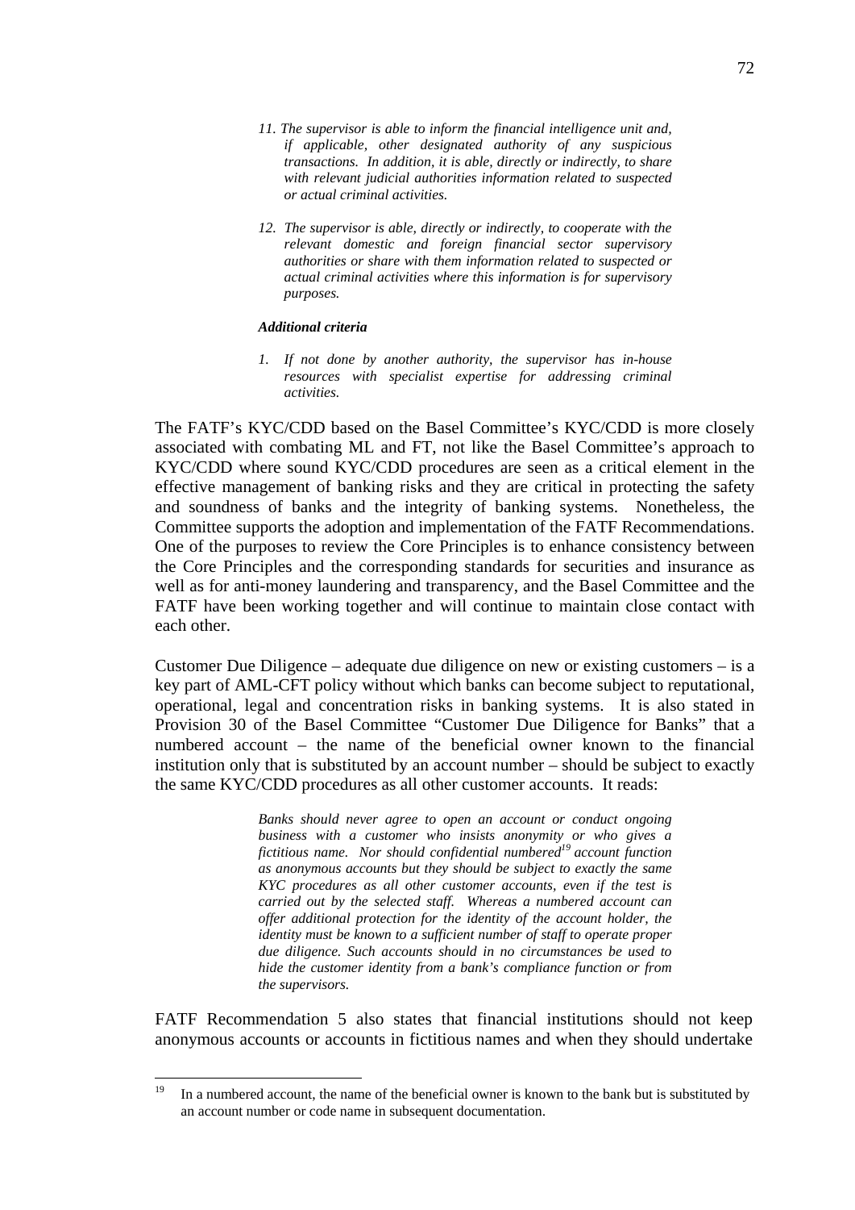*11. The supervisor is able to inform the financial intelligence unit and, if applicable, other designated authority of any suspicious transactions. In addition, it is able, directly or indirectly, to share with relevant judicial authorities information related to suspected or actual criminal activities.*

*12. The supervisor is able, directly or indirectly, to cooperate with the relevant domestic and foreign financial sector supervisory authorities or share with them information related to suspected or actual criminal activities where this information is for supervisory purposes.*

***Additional criteria***

*1. If not done by another authority, the supervisor has in-house resources with specialist expertise for addressing criminal activities.*

The FATF's KYC/CDD based on the Basel Committee's KYC/CDD is more closely associated with combating ML and FT, not like the Basel Committee's approach to KYC/CDD where sound KYC/CDD procedures are seen as a critical element in the effective management of banking risks and they are critical in protecting the safety and soundness of banks and the integrity of banking systems. Nonetheless, the Committee supports the adoption and implementation of the FATF Recommendations. One of the purposes to review the Core Principles is to enhance consistency between the Core Principles and the corresponding standards for securities and insurance as well as for anti-money laundering and transparency, and the Basel Committee and the FATF have been working together and will continue to maintain close contact with each other.

Customer Due Diligence – adequate due diligence on new or existing customers – is a key part of AML-CFT policy without which banks can become subject to reputational, operational, legal and concentration risks in banking systems. It is also stated in Provision 30 of the Basel Committee "Customer Due Diligence for Banks" that a numbered account – the name of the beneficial owner known to the financial institution only that is substituted by an account number – should be subject to exactly the same KYC/CDD procedures as all other customer accounts. It reads:

> *Banks should never agree to open an account or conduct ongoing business with a customer who insists anonymity or who gives a fictitious name. Nor should confidential numbered[19] account function as anonymous accounts but they should be subject to exactly the same KYC procedures as all other customer accounts, even if the test is carried out by the selected staff. Whereas a numbered account can offer additional protection for the identity of the account holder, the identity must be known to a sufficient number of staff to operate proper due diligence. Such accounts should in no circumstances be used to hide the customer identity from a bank's compliance function or from the supervisors.*

FATF Recommendation 5 also states that financial institutions should not keep anonymous accounts or accounts in fictitious names and when they should undertake

[19] In a numbered account, the name of the beneficial owner is known to the bank but is substituted by an account number or code name in subsequent documentation.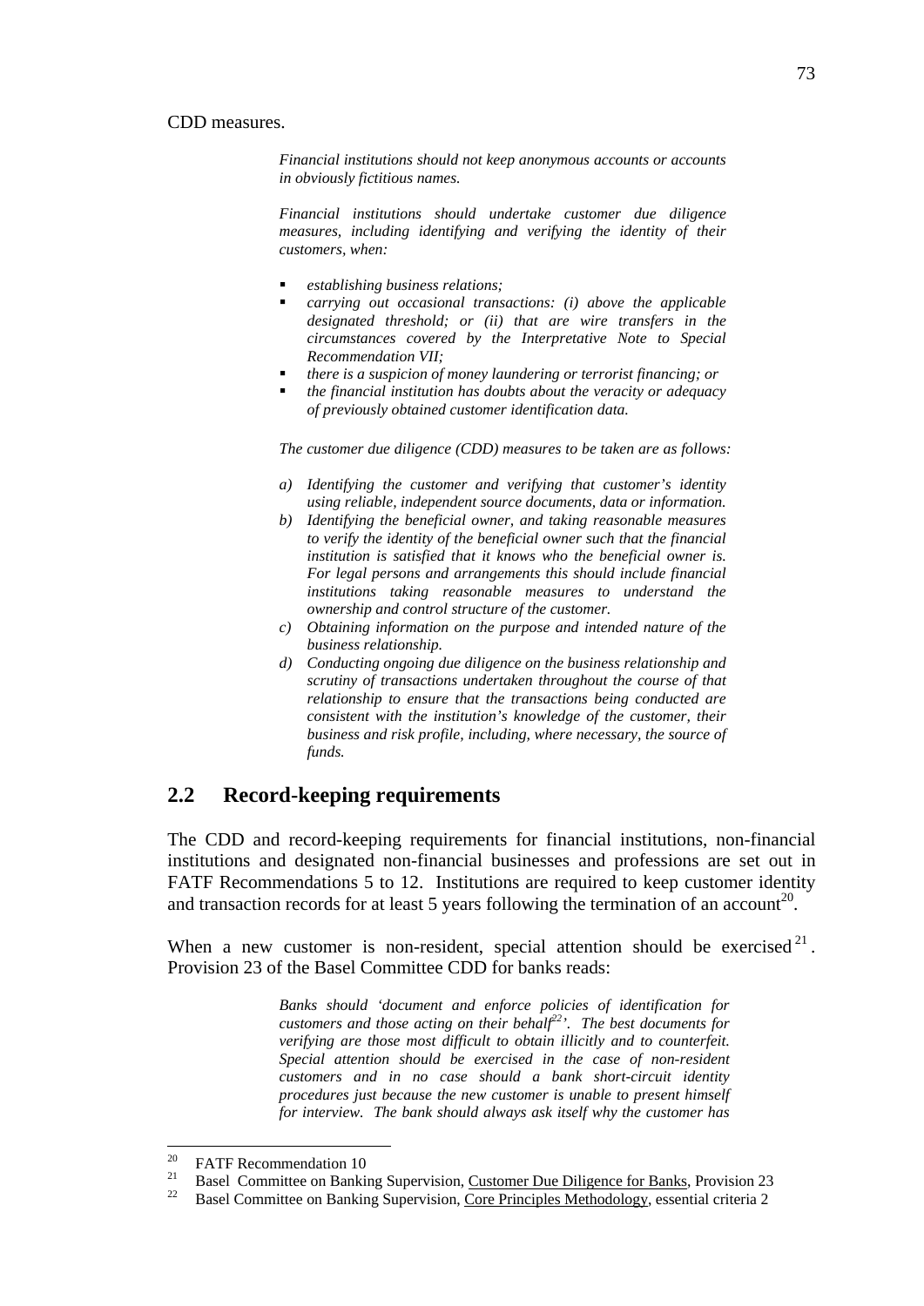CDD measures.

> *Financial institutions should not keep anonymous accounts or accounts in obviously fictitious names.*
>
> *Financial institutions should undertake customer due diligence measures, including identifying and verifying the identity of their customers, when:*
>
> - *establishing business relations;*
> - *carrying out occasional transactions: (i) above the applicable designated threshold; or (ii) that are wire transfers in the circumstances covered by the Interpretative Note to Special Recommendation VII;*
> - *there is a suspicion of money laundering or terrorist financing; or*
> - *the financial institution has doubts about the veracity or adequacy of previously obtained customer identification data.*
>
> *The customer due diligence (CDD) measures to be taken are as follows:*
>
> *a) Identifying the customer and verifying that customer's identity using reliable, independent source documents, data or information.*
> *b) Identifying the beneficial owner, and taking reasonable measures to verify the identity of the beneficial owner such that the financial institution is satisfied that it knows who the beneficial owner is. For legal persons and arrangements this should include financial institutions taking reasonable measures to understand the ownership and control structure of the customer.*
> *c) Obtaining information on the purpose and intended nature of the business relationship.*
> *d) Conducting ongoing due diligence on the business relationship and scrutiny of transactions undertaken throughout the course of that relationship to ensure that the transactions being conducted are consistent with the institution's knowledge of the customer, their business and risk profile, including, where necessary, the source of funds.*

## 2.2 Record-keeping requirements

The CDD and record-keeping requirements for financial institutions, non-financial institutions and designated non-financial businesses and professions are set out in FATF Recommendations 5 to 12. Institutions are required to keep customer identity and transaction records for at least 5 years following the termination of an account[20].

When a new customer is non-resident, special attention should be exercised[21]. Provision 23 of the Basel Committee CDD for banks reads:

> *Banks should 'document and enforce policies of identification for customers and those acting on their behalf[22]'. The best documents for verifying are those most difficult to obtain illicitly and to counterfeit. Special attention should be exercised in the case of non-resident customers and in no case should a bank short-circuit identity procedures just because the new customer is unable to present himself for interview. The bank should always ask itself why the customer has*

---

[20] FATF Recommendation 10

[21] Basel Committee on Banking Supervision, Customer Due Diligence for Banks, Provision 23

[22] Basel Committee on Banking Supervision, Core Principles Methodology, essential criteria 2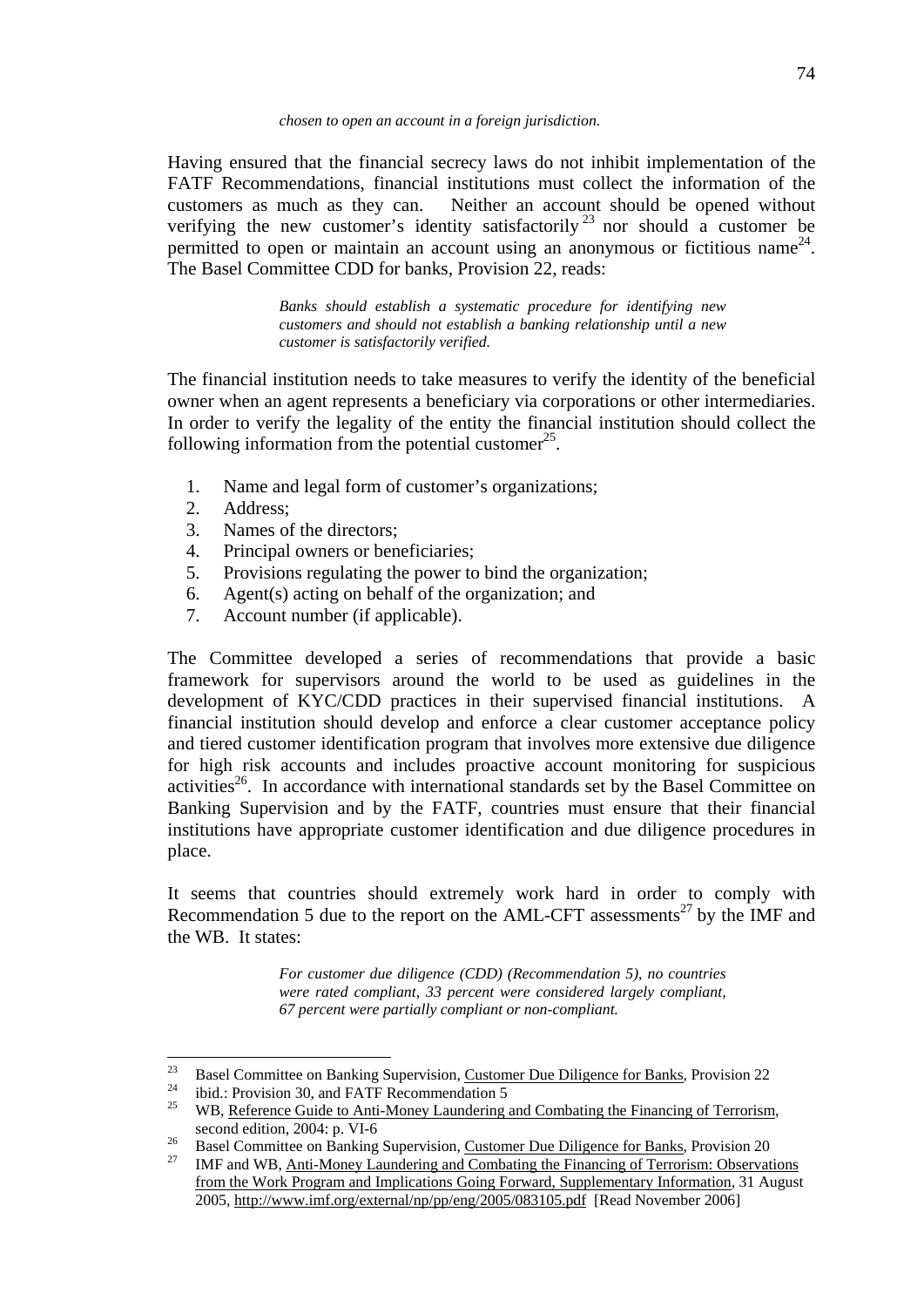> *chosen to open an account in a foreign jurisdiction.*

Having ensured that the financial secrecy laws do not inhibit implementation of the FATF Recommendations, financial institutions must collect the information of the customers as much as they can. Neither an account should be opened without verifying the new customer's identity satisfactorily[23] nor should a customer be permitted to open or maintain an account using an anonymous or fictitious name[24]. The Basel Committee CDD for banks, Provision 22, reads:

> *Banks should establish a systematic procedure for identifying new customers and should not establish a banking relationship until a new customer is satisfactorily verified.*

The financial institution needs to take measures to verify the identity of the beneficial owner when an agent represents a beneficiary via corporations or other intermediaries. In order to verify the legality of the entity the financial institution should collect the following information from the potential customer[25].

1. Name and legal form of customer's organizations;
2. Address;
3. Names of the directors;
4. Principal owners or beneficiaries;
5. Provisions regulating the power to bind the organization;
6. Agent(s) acting on behalf of the organization; and
7. Account number (if applicable).

The Committee developed a series of recommendations that provide a basic framework for supervisors around the world to be used as guidelines in the development of KYC/CDD practices in their supervised financial institutions. A financial institution should develop and enforce a clear customer acceptance policy and tiered customer identification program that involves more extensive due diligence for high risk accounts and includes proactive account monitoring for suspicious activities[26]. In accordance with international standards set by the Basel Committee on Banking Supervision and by the FATF, countries must ensure that their financial institutions have appropriate customer identification and due diligence procedures in place.

It seems that countries should extremely work hard in order to comply with Recommendation 5 due to the report on the AML-CFT assessments[27] by the IMF and the WB. It states:

> *For customer due diligence (CDD) (Recommendation 5), no countries were rated compliant, 33 percent were considered largely compliant, 67 percent were partially compliant or non-compliant.*

---

[23] Basel Committee on Banking Supervision, Customer Due Diligence for Banks, Provision 22

[24] ibid.: Provision 30, and FATF Recommendation 5

[25] WB, Reference Guide to Anti-Money Laundering and Combating the Financing of Terrorism, second edition, 2004: p. VI-6

[26] Basel Committee on Banking Supervision, Customer Due Diligence for Banks, Provision 20

[27] IMF and WB, Anti-Money Laundering and Combating the Financing of Terrorism: Observations from the Work Program and Implications Going Forward, Supplementary Information, 31 August 2005, http://www.imf.org/external/np/pp/eng/2005/083105.pdf [Read November 2006]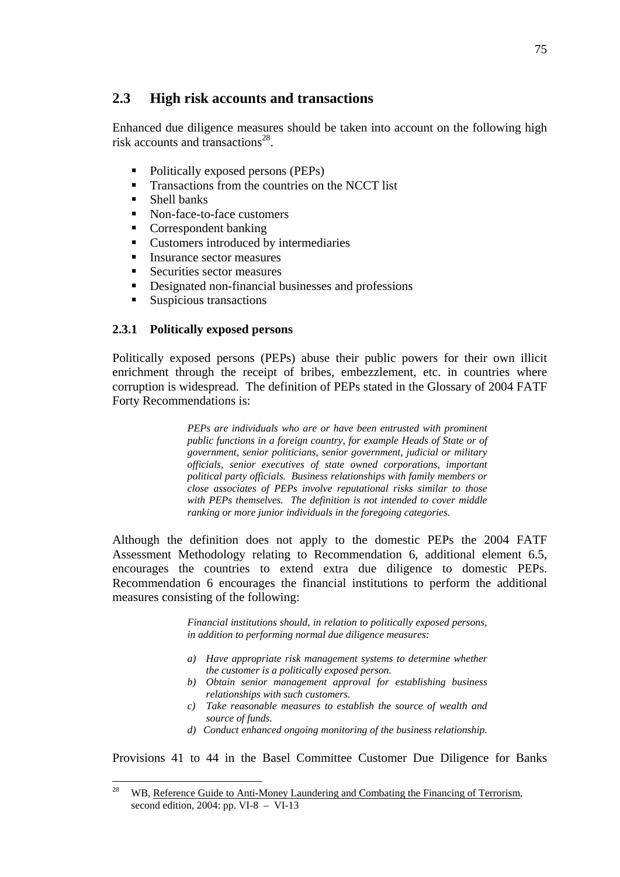## 2.3 High risk accounts and transactions

Enhanced due diligence measures should be taken into account on the following high risk accounts and transactions[28].

- Politically exposed persons (PEPs)
- Transactions from the countries on the NCCT list
- Shell banks
- Non-face-to-face customers
- Correspondent banking
- Customers introduced by intermediaries
- Insurance sector measures
- Securities sector measures
- Designated non-financial businesses and professions
- Suspicious transactions

### 2.3.1 Politically exposed persons

Politically exposed persons (PEPs) abuse their public powers for their own illicit enrichment through the receipt of bribes, embezzlement, etc. in countries where corruption is widespread. The definition of PEPs stated in the Glossary of 2004 FATF Forty Recommendations is:

> *PEPs are individuals who are or have been entrusted with prominent public functions in a foreign country, for example Heads of State or of government, senior politicians, senior government, judicial or military officials, senior executives of state owned corporations, important political party officials. Business relationships with family members or close associates of PEPs involve reputational risks similar to those with PEPs themselves. The definition is not intended to cover middle ranking or more junior individuals in the foregoing categories.*

Although the definition does not apply to the domestic PEPs the 2004 FATF Assessment Methodology relating to Recommendation 6, additional element 6.5, encourages the countries to extend extra due diligence to domestic PEPs. Recommendation 6 encourages the financial institutions to perform the additional measures consisting of the following:

> *Financial institutions should, in relation to politically exposed persons, in addition to performing normal due diligence measures:*
>
> *a) Have appropriate risk management systems to determine whether the customer is a politically exposed person.*
> *b) Obtain senior management approval for establishing business relationships with such customers.*
> *c) Take reasonable measures to establish the source of wealth and source of funds.*
> *d) Conduct enhanced ongoing monitoring of the business relationship.*

Provisions 41 to 44 in the Basel Committee Customer Due Diligence for Banks

---

[28] WB, Reference Guide to Anti-Money Laundering and Combating the Financing of Terrorism, second edition, 2004: pp. VI-8 – VI-13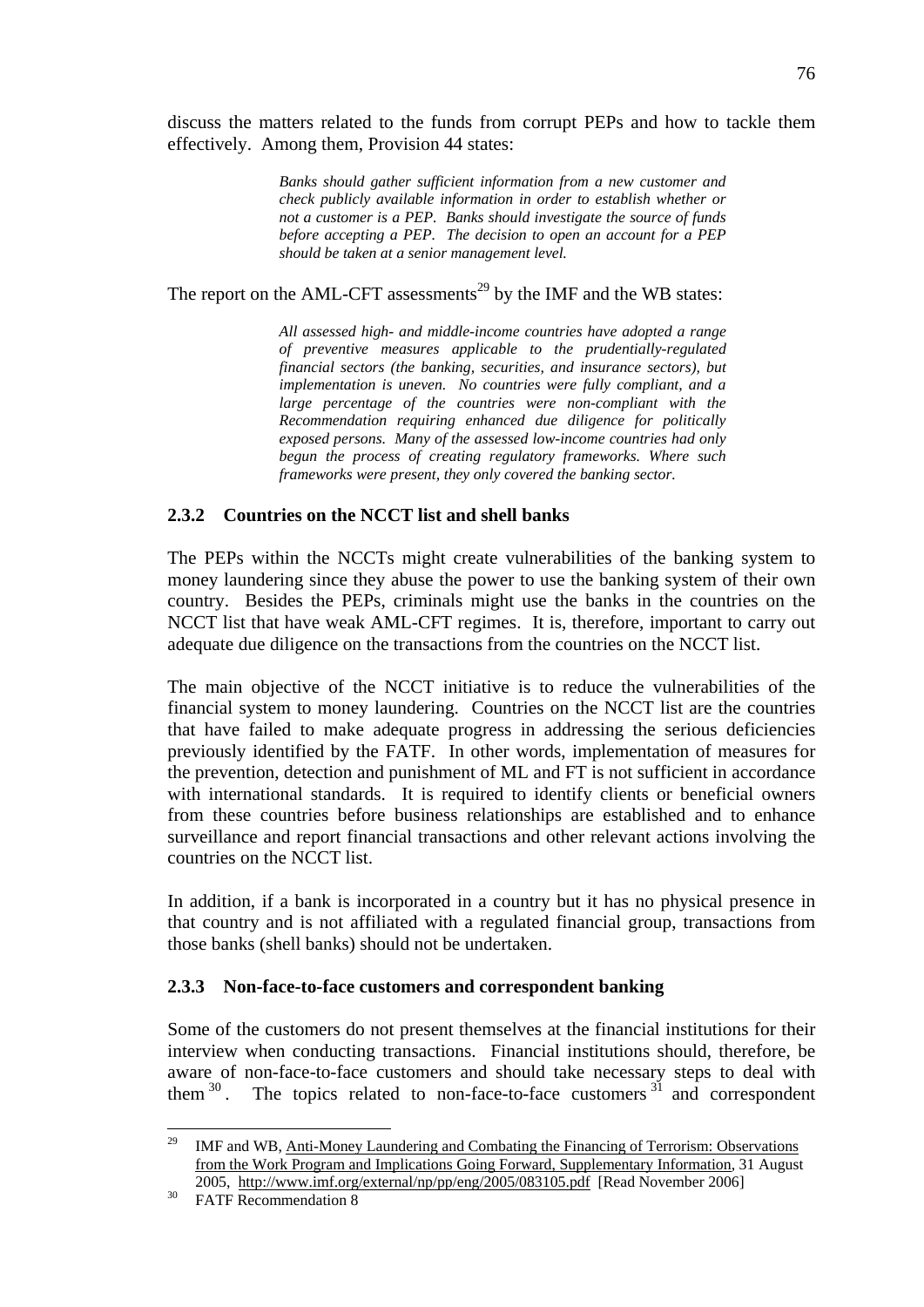discuss the matters related to the funds from corrupt PEPs and how to tackle them effectively. Among them, Provision 44 states:

> *Banks should gather sufficient information from a new customer and check publicly available information in order to establish whether or not a customer is a PEP. Banks should investigate the source of funds before accepting a PEP. The decision to open an account for a PEP should be taken at a senior management level.*

The report on the AML-CFT assessments[29] by the IMF and the WB states:

> *All assessed high- and middle-income countries have adopted a range of preventive measures applicable to the prudentially-regulated financial sectors (the banking, securities, and insurance sectors), but implementation is uneven. No countries were fully compliant, and a large percentage of the countries were non-compliant with the Recommendation requiring enhanced due diligence for politically exposed persons. Many of the assessed low-income countries had only begun the process of creating regulatory frameworks. Where such frameworks were present, they only covered the banking sector.*

### 2.3.2 Countries on the NCCT list and shell banks

The PEPs within the NCCTs might create vulnerabilities of the banking system to money laundering since they abuse the power to use the banking system of their own country. Besides the PEPs, criminals might use the banks in the countries on the NCCT list that have weak AML-CFT regimes. It is, therefore, important to carry out adequate due diligence on the transactions from the countries on the NCCT list.

The main objective of the NCCT initiative is to reduce the vulnerabilities of the financial system to money laundering. Countries on the NCCT list are the countries that have failed to make adequate progress in addressing the serious deficiencies previously identified by the FATF. In other words, implementation of measures for the prevention, detection and punishment of ML and FT is not sufficient in accordance with international standards. It is required to identify clients or beneficial owners from these countries before business relationships are established and to enhance surveillance and report financial transactions and other relevant actions involving the countries on the NCCT list.

In addition, if a bank is incorporated in a country but it has no physical presence in that country and is not affiliated with a regulated financial group, transactions from those banks (shell banks) should not be undertaken.

### 2.3.3 Non-face-to-face customers and correspondent banking

Some of the customers do not present themselves at the financial institutions for their interview when conducting transactions. Financial institutions should, therefore, be aware of non-face-to-face customers and should take necessary steps to deal with them[30]. The topics related to non-face-to-face customers[31] and correspondent

---

[29] IMF and WB, Anti-Money Laundering and Combating the Financing of Terrorism: Observations from the Work Program and Implications Going Forward, Supplementary Information, 31 August 2005, http://www.imf.org/external/np/pp/eng/2005/083105.pdf [Read November 2006]

[30] FATF Recommendation 8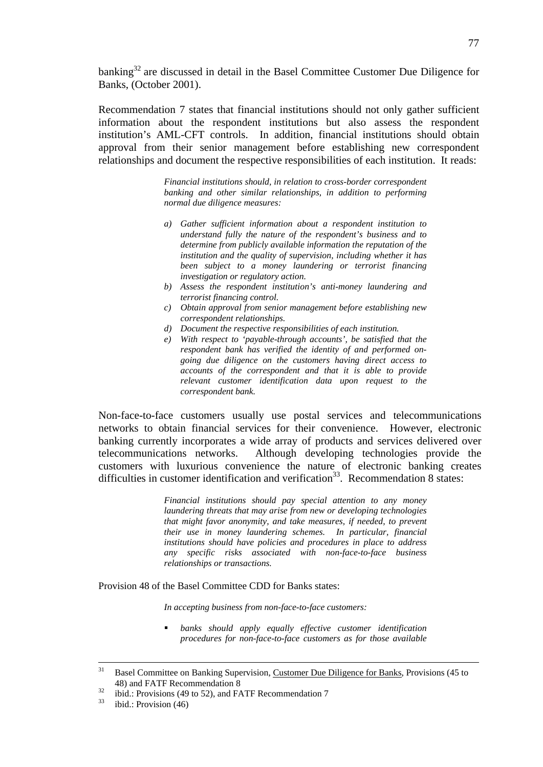banking[32] are discussed in detail in the Basel Committee Customer Due Diligence for Banks, (October 2001).

Recommendation 7 states that financial institutions should not only gather sufficient information about the respondent institutions but also assess the respondent institution's AML-CFT controls. In addition, financial institutions should obtain approval from their senior management before establishing new correspondent relationships and document the respective responsibilities of each institution. It reads:

> *Financial institutions should, in relation to cross-border correspondent banking and other similar relationships, in addition to performing normal due diligence measures:*
>
> *a) Gather sufficient information about a respondent institution to understand fully the nature of the respondent's business and to determine from publicly available information the reputation of the institution and the quality of supervision, including whether it has been subject to a money laundering or terrorist financing investigation or regulatory action.*
> *b) Assess the respondent institution's anti-money laundering and terrorist financing control.*
> *c) Obtain approval from senior management before establishing new correspondent relationships.*
> *d) Document the respective responsibilities of each institution.*
> *e) With respect to 'payable-through accounts', be satisfied that the respondent bank has verified the identity of and performed on-going due diligence on the customers having direct access to accounts of the correspondent and that it is able to provide relevant customer identification data upon request to the correspondent bank.*

Non-face-to-face customers usually use postal services and telecommunications networks to obtain financial services for their convenience. However, electronic banking currently incorporates a wide array of products and services delivered over telecommunications networks. Although developing technologies provide the customers with luxurious convenience the nature of electronic banking creates difficulties in customer identification and verification[33]. Recommendation 8 states:

> *Financial institutions should pay special attention to any money laundering threats that may arise from new or developing technologies that might favor anonymity, and take measures, if needed, to prevent their use in money laundering schemes. In particular, financial institutions should have policies and procedures in place to address any specific risks associated with non-face-to-face business relationships or transactions.*

Provision 48 of the Basel Committee CDD for Banks states:

> *In accepting business from non-face-to-face customers:*
>
> - *banks should apply equally effective customer identification procedures for non-face-to-face customers as for those available*

---

[31] Basel Committee on Banking Supervision, Customer Due Diligence for Banks, Provisions (45 to 48) and FATF Recommendation 8

[32] ibid.: Provisions (49 to 52), and FATF Recommendation 7

[33] ibid.: Provision (46)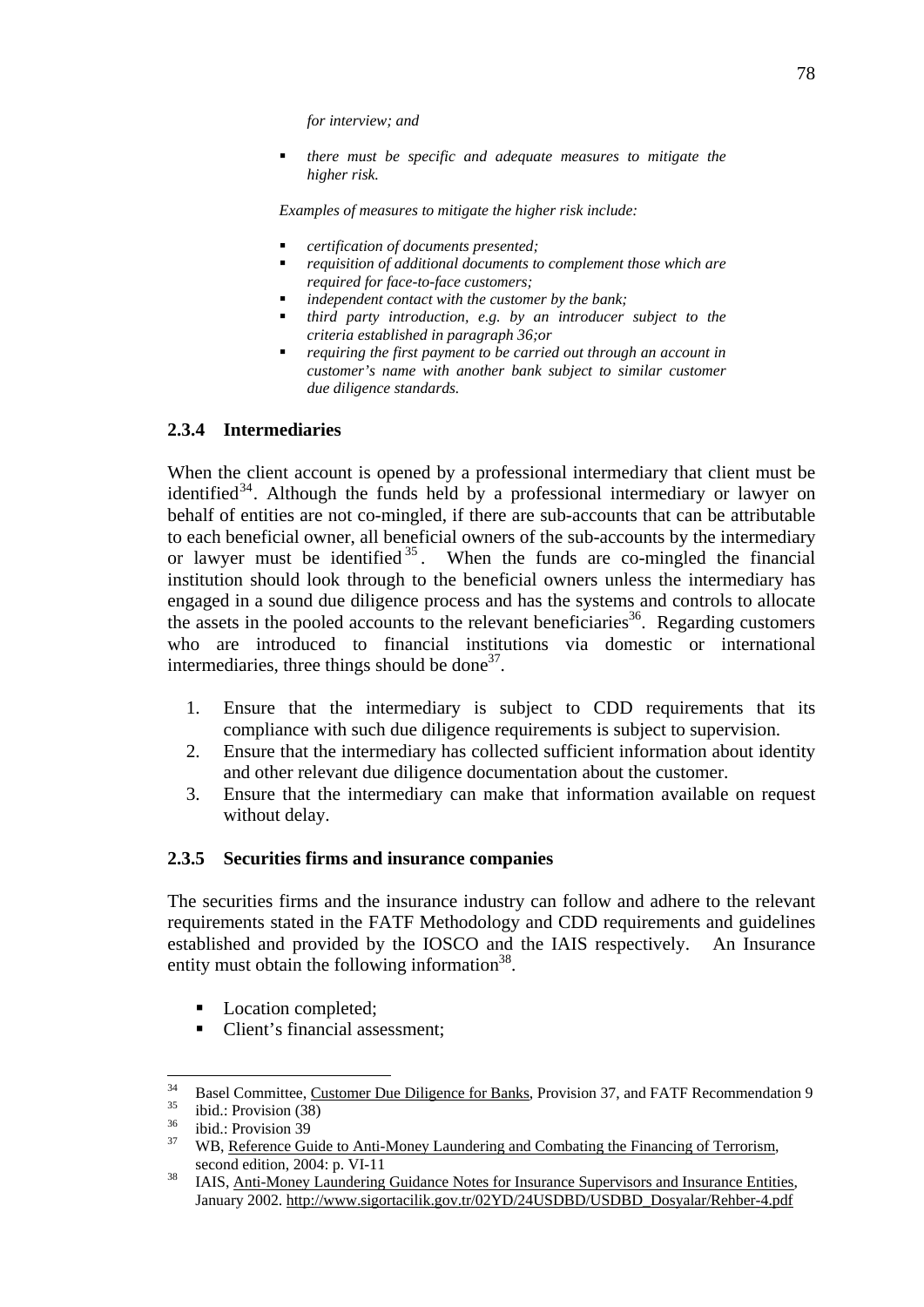*for interview; and*

- *there must be specific and adequate measures to mitigate the higher risk.*

*Examples of measures to mitigate the higher risk include:*

- *certification of documents presented;*
- *requisition of additional documents to complement those which are required for face-to-face customers;*
- *independent contact with the customer by the bank;*
- *third party introduction, e.g. by an introducer subject to the criteria established in paragraph 36;or*
- *requiring the first payment to be carried out through an account in customer's name with another bank subject to similar customer due diligence standards.*

### 2.3.4 Intermediaries

When the client account is opened by a professional intermediary that client must be identified[34]. Although the funds held by a professional intermediary or lawyer on behalf of entities are not co-mingled, if there are sub-accounts that can be attributable to each beneficial owner, all beneficial owners of the sub-accounts by the intermediary or lawyer must be identified[35]. When the funds are co-mingled the financial institution should look through to the beneficial owners unless the intermediary has engaged in a sound due diligence process and has the systems and controls to allocate the assets in the pooled accounts to the relevant beneficiaries[36]. Regarding customers who are introduced to financial institutions via domestic or international intermediaries, three things should be done[37].

1. Ensure that the intermediary is subject to CDD requirements that its compliance with such due diligence requirements is subject to supervision.
2. Ensure that the intermediary has collected sufficient information about identity and other relevant due diligence documentation about the customer.
3. Ensure that the intermediary can make that information available on request without delay.

### 2.3.5 Securities firms and insurance companies

The securities firms and the insurance industry can follow and adhere to the relevant requirements stated in the FATF Methodology and CDD requirements and guidelines established and provided by the IOSCO and the IAIS respectively. An Insurance entity must obtain the following information[38].

- Location completed;
- Client's financial assessment;

---

[34] Basel Committee, Customer Due Diligence for Banks, Provision 37, and FATF Recommendation 9

[35] ibid.: Provision (38)

[36] ibid.: Provision 39

[37] WB, Reference Guide to Anti-Money Laundering and Combating the Financing of Terrorism, second edition, 2004: p. VI-11

[38] IAIS, Anti-Money Laundering Guidance Notes for Insurance Supervisors and Insurance Entities, January 2002. http://www.sigortacilik.gov.tr/02YD/24USDBD/USDBD_Dosyalar/Rehber-4.pdf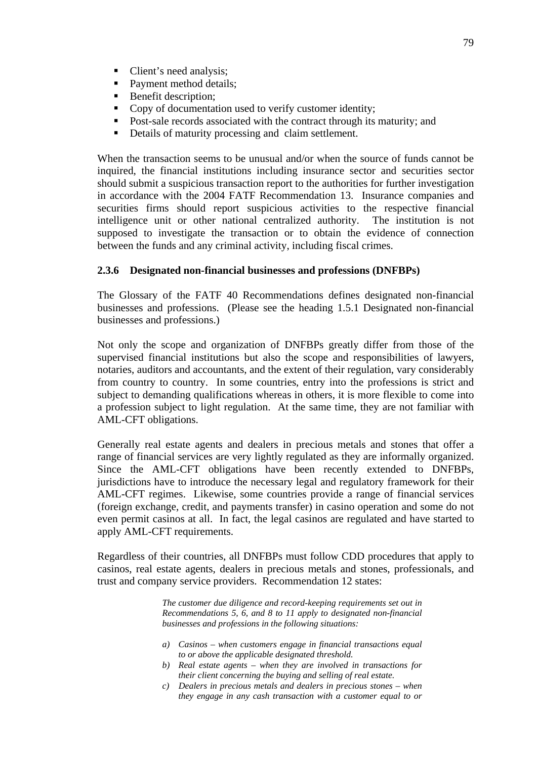- Client's need analysis;
- Payment method details;
- Benefit description;
- Copy of documentation used to verify customer identity;
- Post-sale records associated with the contract through its maturity; and
- Details of maturity processing and claim settlement.

When the transaction seems to be unusual and/or when the source of funds cannot be inquired, the financial institutions including insurance sector and securities sector should submit a suspicious transaction report to the authorities for further investigation in accordance with the 2004 FATF Recommendation 13. Insurance companies and securities firms should report suspicious activities to the respective financial intelligence unit or other national centralized authority. The institution is not supposed to investigate the transaction or to obtain the evidence of connection between the funds and any criminal activity, including fiscal crimes.

### 2.3.6 Designated non-financial businesses and professions (DNFBPs)

The Glossary of the FATF 40 Recommendations defines designated non-financial businesses and professions. (Please see the heading 1.5.1 Designated non-financial businesses and professions.)

Not only the scope and organization of DNFBPs greatly differ from those of the supervised financial institutions but also the scope and responsibilities of lawyers, notaries, auditors and accountants, and the extent of their regulation, vary considerably from country to country. In some countries, entry into the professions is strict and subject to demanding qualifications whereas in others, it is more flexible to come into a profession subject to light regulation. At the same time, they are not familiar with AML-CFT obligations.

Generally real estate agents and dealers in precious metals and stones that offer a range of financial services are very lightly regulated as they are informally organized. Since the AML-CFT obligations have been recently extended to DNFBPs, jurisdictions have to introduce the necessary legal and regulatory framework for their AML-CFT regimes. Likewise, some countries provide a range of financial services (foreign exchange, credit, and payments transfer) in casino operation and some do not even permit casinos at all. In fact, the legal casinos are regulated and have started to apply AML-CFT requirements.

Regardless of their countries, all DNFBPs must follow CDD procedures that apply to casinos, real estate agents, dealers in precious metals and stones, professionals, and trust and company service providers. Recommendation 12 states:

> *The customer due diligence and record-keeping requirements set out in Recommendations 5, 6, and 8 to 11 apply to designated non-financial businesses and professions in the following situations:*
>
> *a) Casinos – when customers engage in financial transactions equal to or above the applicable designated threshold.*
>
> *b) Real estate agents – when they are involved in transactions for their client concerning the buying and selling of real estate.*
>
> *c) Dealers in precious metals and dealers in precious stones – when they engage in any cash transaction with a customer equal to or*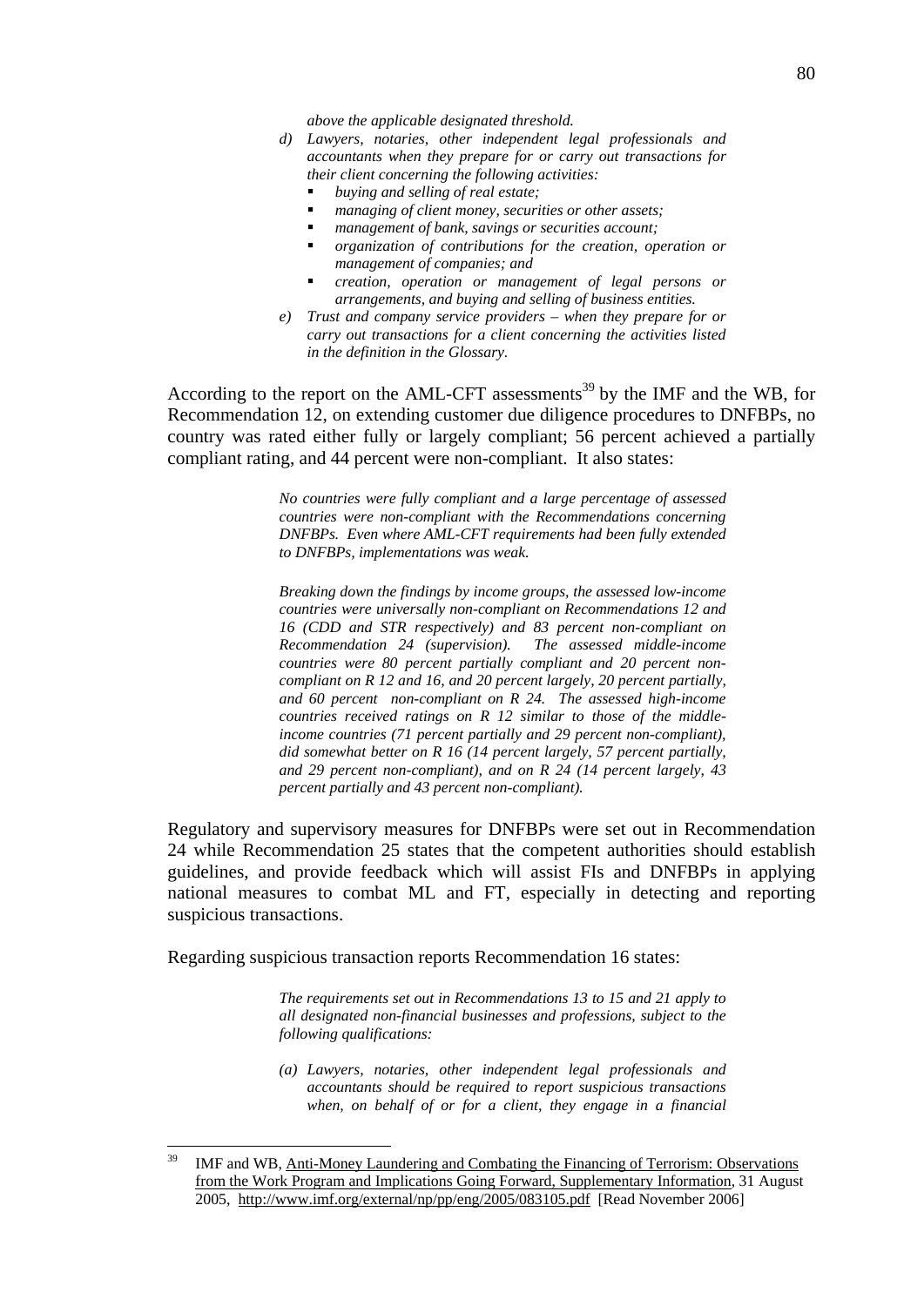*above the applicable designated threshold.*

*d) Lawyers, notaries, other independent legal professionals and accountants when they prepare for or carry out transactions for their client concerning the following activities:*
   - *buying and selling of real estate;*
   - *managing of client money, securities or other assets;*
   - *management of bank, savings or securities account;*
   - *organization of contributions for the creation, operation or management of companies; and*
   - *creation, operation or management of legal persons or arrangements, and buying and selling of business entities.*

*e) Trust and company service providers – when they prepare for or carry out transactions for a client concerning the activities listed in the definition in the Glossary.*

According to the report on the AML-CFT assessments[39] by the IMF and the WB, for Recommendation 12, on extending customer due diligence procedures to DNFBPs, no country was rated either fully or largely compliant; 56 percent achieved a partially compliant rating, and 44 percent were non-compliant. It also states:

> *No countries were fully compliant and a large percentage of assessed countries were non-compliant with the Recommendations concerning DNFBPs. Even where AML-CFT requirements had been fully extended to DNFBPs, implementations was weak.*
>
> *Breaking down the findings by income groups, the assessed low-income countries were universally non-compliant on Recommendations 12 and 16 (CDD and STR respectively) and 83 percent non-compliant on Recommendation 24 (supervision). The assessed middle-income countries were 80 percent partially compliant and 20 percent non-compliant on R 12 and 16, and 20 percent largely, 20 percent partially, and 60 percent non-compliant on R 24. The assessed high-income countries received ratings on R 12 similar to those of the middle-income countries (71 percent partially and 29 percent non-compliant), did somewhat better on R 16 (14 percent largely, 57 percent partially, and 29 percent non-compliant), and on R 24 (14 percent largely, 43 percent partially and 43 percent non-compliant).*

Regulatory and supervisory measures for DNFBPs were set out in Recommendation 24 while Recommendation 25 states that the competent authorities should establish guidelines, and provide feedback which will assist FIs and DNFBPs in applying national measures to combat ML and FT, especially in detecting and reporting suspicious transactions.

Regarding suspicious transaction reports Recommendation 16 states:

> *The requirements set out in Recommendations 13 to 15 and 21 apply to all designated non-financial businesses and professions, subject to the following qualifications:*
>
> *(a) Lawyers, notaries, other independent legal professionals and accountants should be required to report suspicious transactions when, on behalf of or for a client, they engage in a financial*

---

[39] IMF and WB, Anti-Money Laundering and Combating the Financing of Terrorism: Observations from the Work Program and Implications Going Forward, Supplementary Information, 31 August 2005, http://www.imf.org/external/np/pp/eng/2005/083105.pdf [Read November 2006]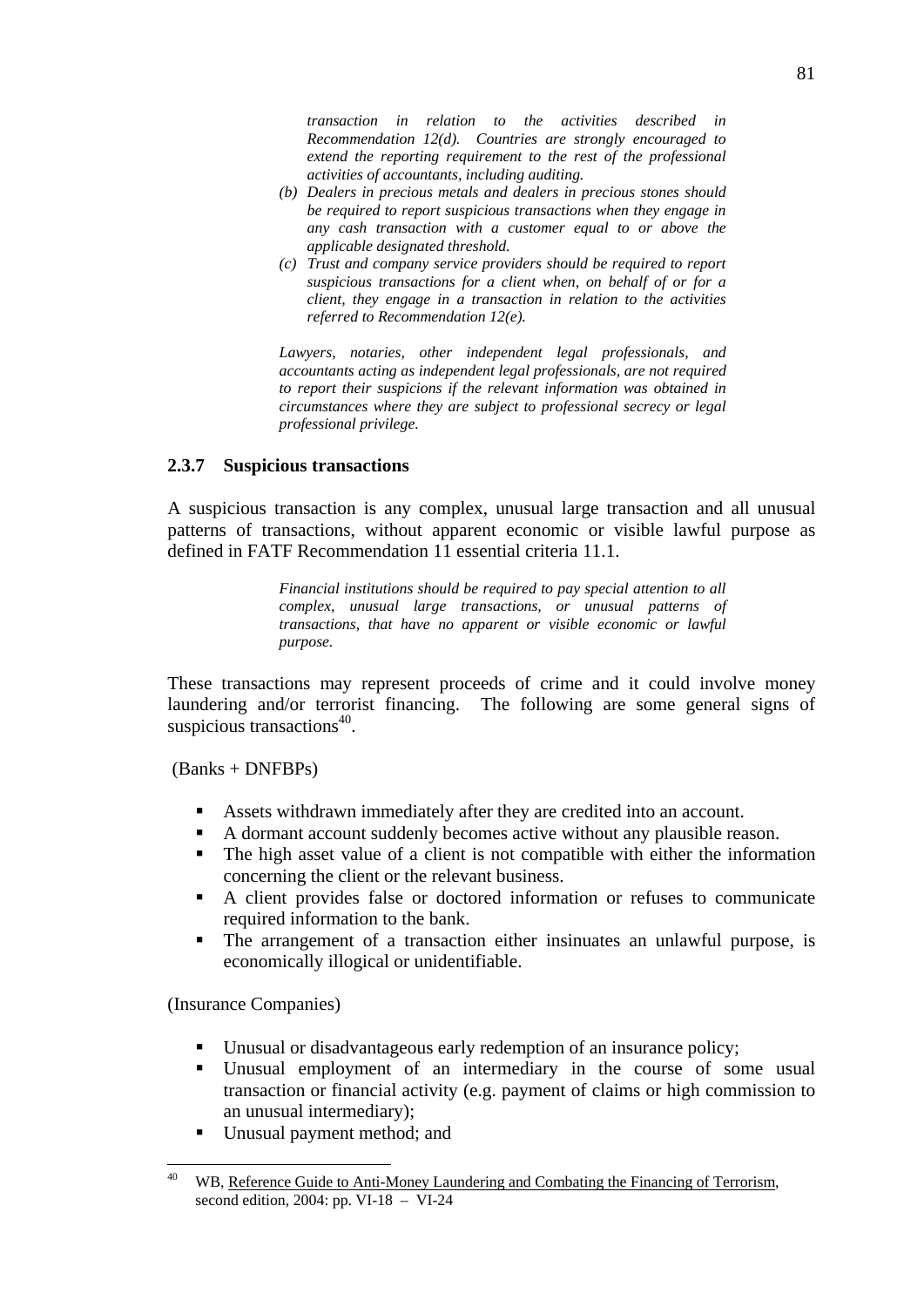*transaction in relation to the activities described in Recommendation 12(d). Countries are strongly encouraged to extend the reporting requirement to the rest of the professional activities of accountants, including auditing.*

*(b) Dealers in precious metals and dealers in precious stones should be required to report suspicious transactions when they engage in any cash transaction with a customer equal to or above the applicable designated threshold.*

*(c) Trust and company service providers should be required to report suspicious transactions for a client when, on behalf of or for a client, they engage in a transaction in relation to the activities referred to Recommendation 12(e).*

*Lawyers, notaries, other independent legal professionals, and accountants acting as independent legal professionals, are not required to report their suspicions if the relevant information was obtained in circumstances where they are subject to professional secrecy or legal professional privilege.*

### 2.3.7 Suspicious transactions

A suspicious transaction is any complex, unusual large transaction and all unusual patterns of transactions, without apparent economic or visible lawful purpose as defined in FATF Recommendation 11 essential criteria 11.1.

> *Financial institutions should be required to pay special attention to all complex, unusual large transactions, or unusual patterns of transactions, that have no apparent or visible economic or lawful purpose.*

These transactions may represent proceeds of crime and it could involve money laundering and/or terrorist financing. The following are some general signs of suspicious transactions[40].

(Banks + DNFBPs)

- Assets withdrawn immediately after they are credited into an account.
- A dormant account suddenly becomes active without any plausible reason.
- The high asset value of a client is not compatible with either the information concerning the client or the relevant business.
- A client provides false or doctored information or refuses to communicate required information to the bank.
- The arrangement of a transaction either insinuates an unlawful purpose, is economically illogical or unidentifiable.

(Insurance Companies)

- Unusual or disadvantageous early redemption of an insurance policy;
- Unusual employment of an intermediary in the course of some usual transaction or financial activity (e.g. payment of claims or high commission to an unusual intermediary);
- Unusual payment method; and

---

[40] WB, Reference Guide to Anti-Money Laundering and Combating the Financing of Terrorism, second edition, 2004: pp. VI-18 – VI-24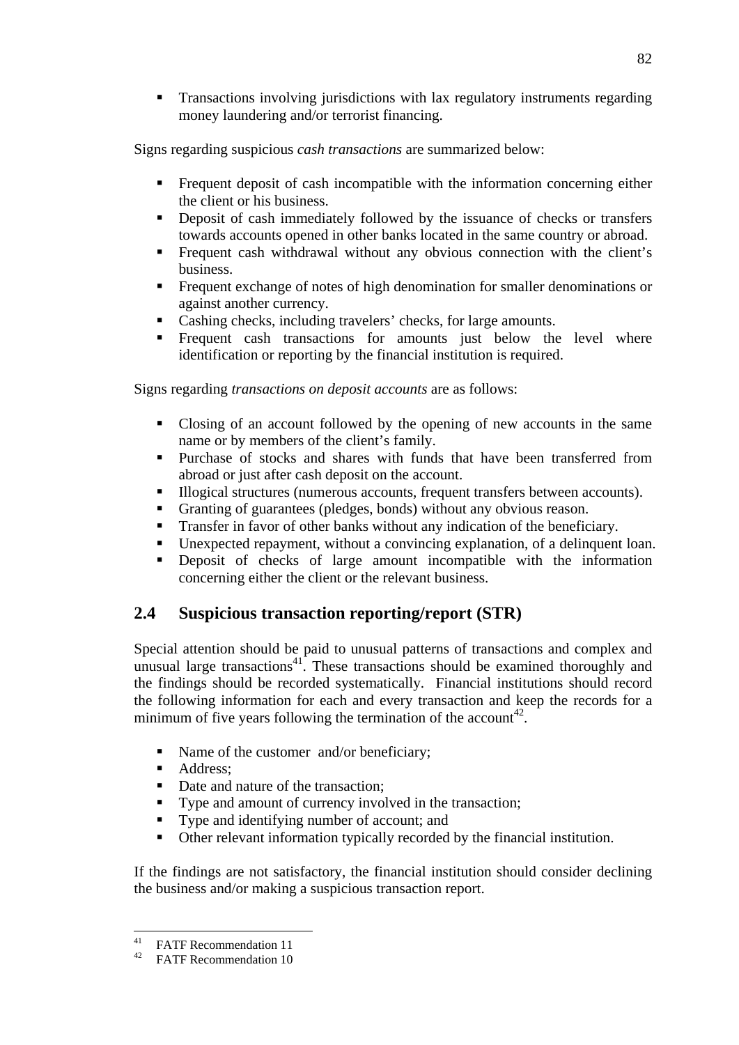- Transactions involving jurisdictions with lax regulatory instruments regarding money laundering and/or terrorist financing.

Signs regarding suspicious *cash transactions* are summarized below:

- Frequent deposit of cash incompatible with the information concerning either the client or his business.
- Deposit of cash immediately followed by the issuance of checks or transfers towards accounts opened in other banks located in the same country or abroad.
- Frequent cash withdrawal without any obvious connection with the client's business.
- Frequent exchange of notes of high denomination for smaller denominations or against another currency.
- Cashing checks, including travelers' checks, for large amounts.
- Frequent cash transactions for amounts just below the level where identification or reporting by the financial institution is required.

Signs regarding *transactions on deposit accounts* are as follows:

- Closing of an account followed by the opening of new accounts in the same name or by members of the client's family.
- Purchase of stocks and shares with funds that have been transferred from abroad or just after cash deposit on the account.
- Illogical structures (numerous accounts, frequent transfers between accounts).
- Granting of guarantees (pledges, bonds) without any obvious reason.
- Transfer in favor of other banks without any indication of the beneficiary.
- Unexpected repayment, without a convincing explanation, of a delinquent loan.
- Deposit of checks of large amount incompatible with the information concerning either the client or the relevant business.

## 2.4 Suspicious transaction reporting/report (STR)

Special attention should be paid to unusual patterns of transactions and complex and unusual large transactions[41]. These transactions should be examined thoroughly and the findings should be recorded systematically. Financial institutions should record the following information for each and every transaction and keep the records for a minimum of five years following the termination of the account[42].

- Name of the customer and/or beneficiary;
- Address;
- Date and nature of the transaction;
- Type and amount of currency involved in the transaction;
- Type and identifying number of account; and
- Other relevant information typically recorded by the financial institution.

If the findings are not satisfactory, the financial institution should consider declining the business and/or making a suspicious transaction report.

---

[41] FATF Recommendation 11

[42] FATF Recommendation 10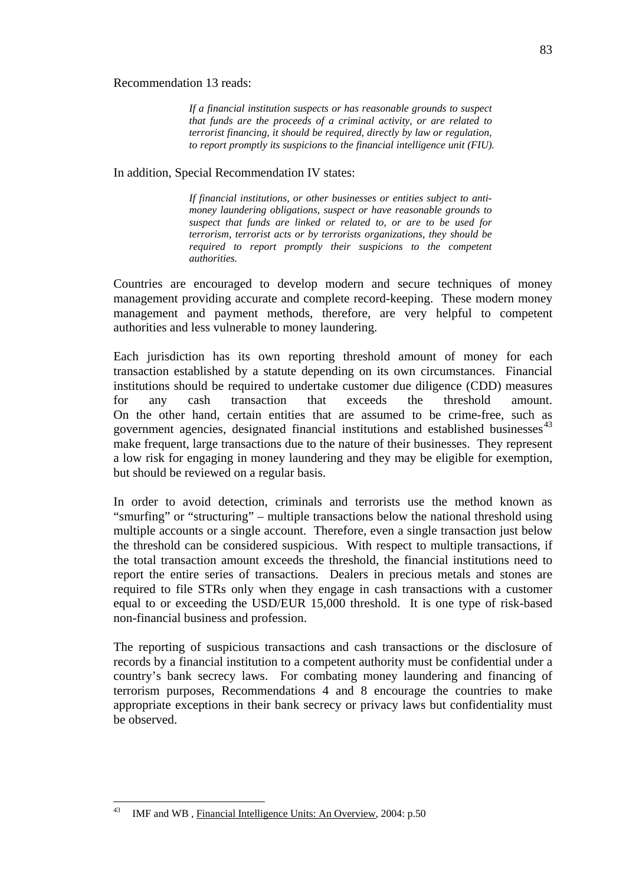Recommendation 13 reads:

> *If a financial institution suspects or has reasonable grounds to suspect that funds are the proceeds of a criminal activity, or are related to terrorist financing, it should be required, directly by law or regulation, to report promptly its suspicions to the financial intelligence unit (FIU).*

In addition, Special Recommendation IV states:

> *If financial institutions, or other businesses or entities subject to anti-money laundering obligations, suspect or have reasonable grounds to suspect that funds are linked or related to, or are to be used for terrorism, terrorist acts or by terrorists organizations, they should be required to report promptly their suspicions to the competent authorities.*

Countries are encouraged to develop modern and secure techniques of money management providing accurate and complete record-keeping. These modern money management and payment methods, therefore, are very helpful to competent authorities and less vulnerable to money laundering.

Each jurisdiction has its own reporting threshold amount of money for each transaction established by a statute depending on its own circumstances. Financial institutions should be required to undertake customer due diligence (CDD) measures for any cash transaction that exceeds the threshold amount. On the other hand, certain entities that are assumed to be crime-free, such as government agencies, designated financial institutions and established businesses[43] make frequent, large transactions due to the nature of their businesses. They represent a low risk for engaging in money laundering and they may be eligible for exemption, but should be reviewed on a regular basis.

In order to avoid detection, criminals and terrorists use the method known as "smurfing" or "structuring" – multiple transactions below the national threshold using multiple accounts or a single account. Therefore, even a single transaction just below the threshold can be considered suspicious. With respect to multiple transactions, if the total transaction amount exceeds the threshold, the financial institutions need to report the entire series of transactions. Dealers in precious metals and stones are required to file STRs only when they engage in cash transactions with a customer equal to or exceeding the USD/EUR 15,000 threshold. It is one type of risk-based non-financial business and profession.

The reporting of suspicious transactions and cash transactions or the disclosure of records by a financial institution to a competent authority must be confidential under a country's bank secrecy laws. For combating money laundering and financing of terrorism purposes, Recommendations 4 and 8 encourage the countries to make appropriate exceptions in their bank secrecy or privacy laws but confidentiality must be observed.

---

[43] IMF and WB , Financial Intelligence Units: An Overview, 2004: p.50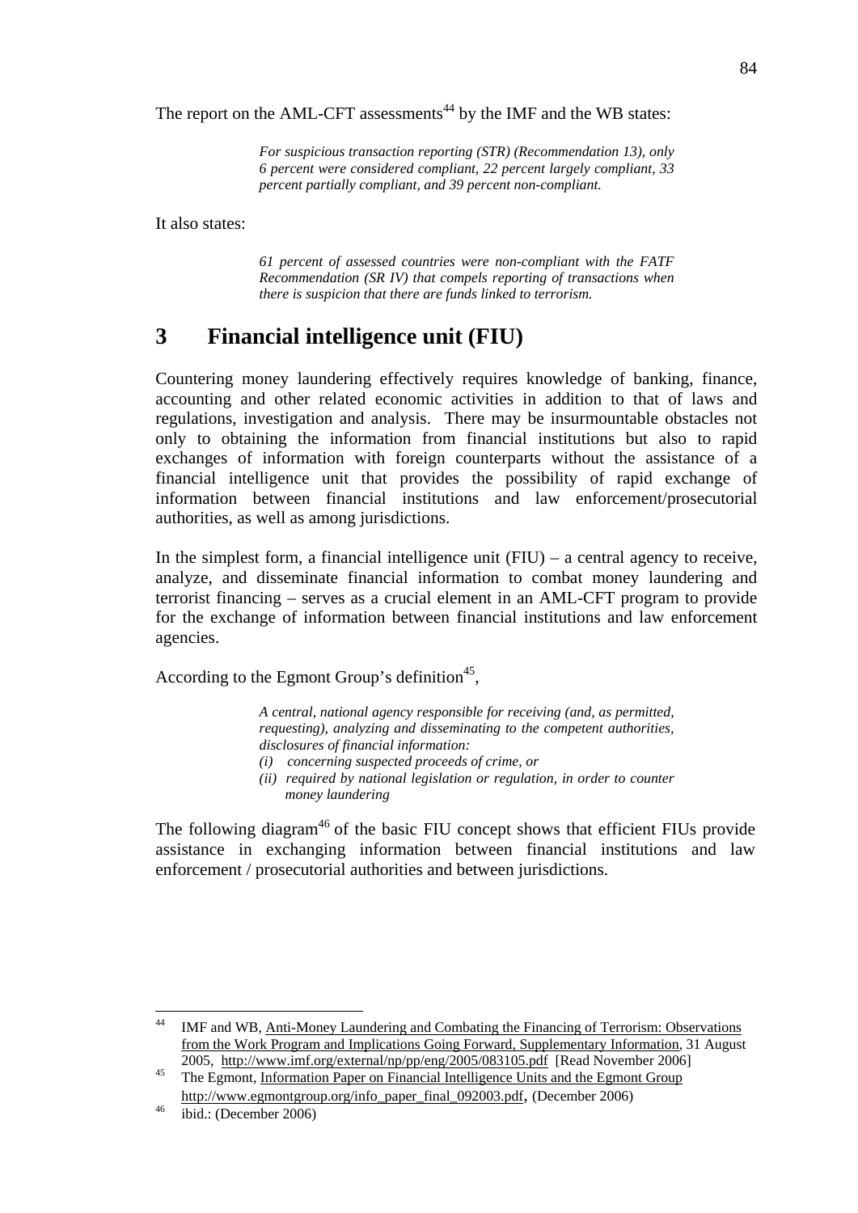The report on the AML-CFT assessments[44] by the IMF and the WB states:

> *For suspicious transaction reporting (STR) (Recommendation 13), only 6 percent were considered compliant, 22 percent largely compliant, 33 percent partially compliant, and 39 percent non-compliant.*

It also states:

> *61 percent of assessed countries were non-compliant with the FATF Recommendation (SR IV) that compels reporting of transactions when there is suspicion that there are funds linked to terrorism.*

# 3 Financial intelligence unit (FIU)

Countering money laundering effectively requires knowledge of banking, finance, accounting and other related economic activities in addition to that of laws and regulations, investigation and analysis. There may be insurmountable obstacles not only to obtaining the information from financial institutions but also to rapid exchanges of information with foreign counterparts without the assistance of a financial intelligence unit that provides the possibility of rapid exchange of information between financial institutions and law enforcement/prosecutorial authorities, as well as among jurisdictions.

In the simplest form, a financial intelligence unit (FIU) – a central agency to receive, analyze, and disseminate financial information to combat money laundering and terrorist financing – serves as a crucial element in an AML-CFT program to provide for the exchange of information between financial institutions and law enforcement agencies.

According to the Egmont Group's definition[45],

> *A central, national agency responsible for receiving (and, as permitted, requesting), analyzing and disseminating to the competent authorities, disclosures of financial information:*
> *(i) concerning suspected proceeds of crime, or*
> *(ii) required by national legislation or regulation, in order to counter money laundering*

The following diagram[46] of the basic FIU concept shows that efficient FIUs provide assistance in exchanging information between financial institutions and law enforcement / prosecutorial authorities and between jurisdictions.

---

[44] IMF and WB, Anti-Money Laundering and Combating the Financing of Terrorism: Observations from the Work Program and Implications Going Forward, Supplementary Information, 31 August 2005, http://www.imf.org/external/np/pp/eng/2005/083105.pdf [Read November 2006]

[45] The Egmont, Information Paper on Financial Intelligence Units and the Egmont Group http://www.egmontgroup.org/info_paper_final_092003.pdf, (December 2006)

[46] ibid.: (December 2006)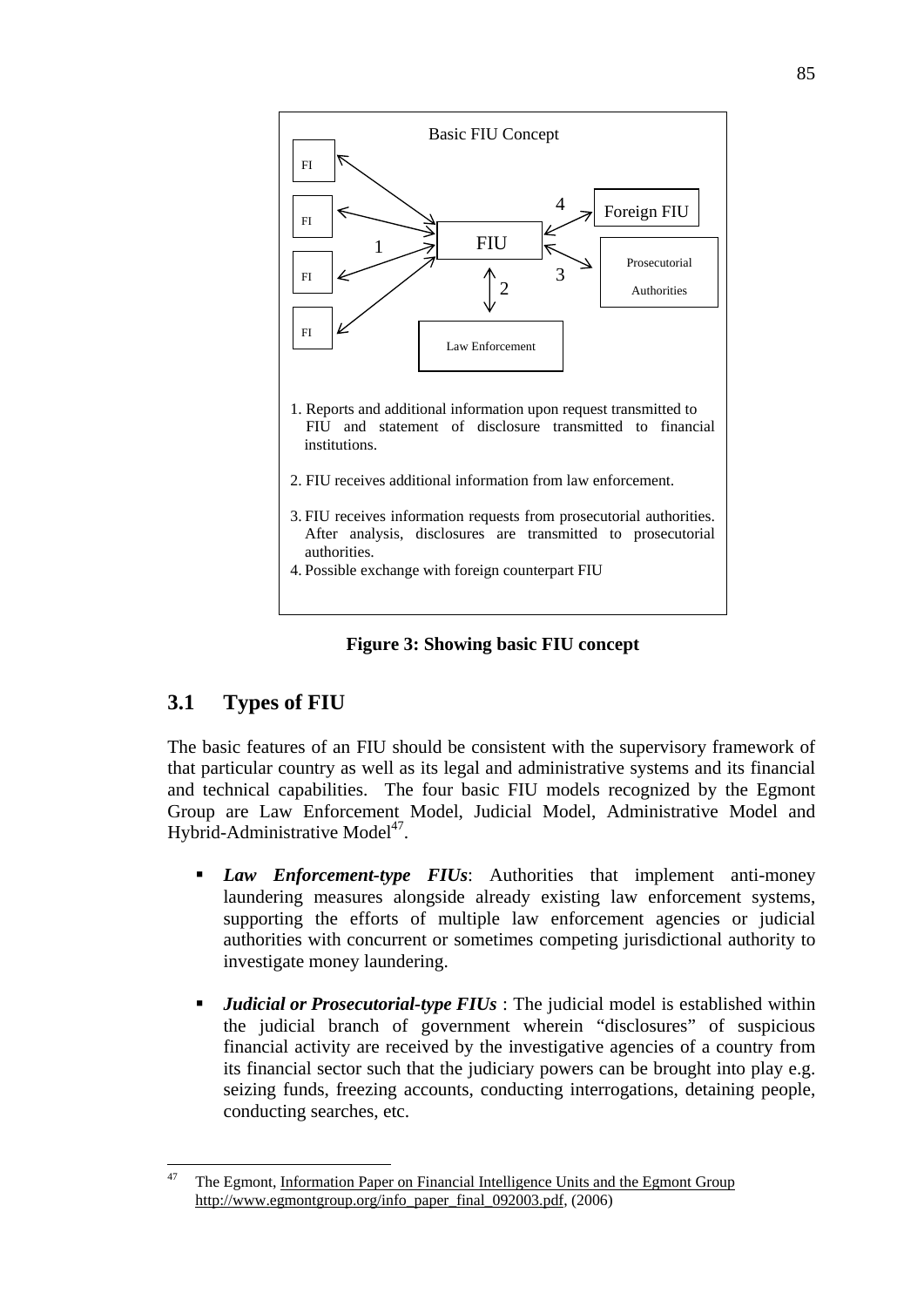Basic FIU Concept

FI

FI

FI

FI

FIU

Foreign FIU

Prosecutorial Authorities

Law Enforcement

1

2

3

4

1. Reports and additional information upon request transmitted to FIU and statement of disclosure transmitted to financial institutions.

2. FIU receives additional information from law enforcement.

3. FIU receives information requests from prosecutorial authorities. After analysis, disclosures are transmitted to prosecutorial authorities.

4. Possible exchange with foreign counterpart FIU

**Figure 3: Showing basic FIU concept**

## 3.1 Types of FIU

The basic features of an FIU should be consistent with the supervisory framework of that particular country as well as its legal and administrative systems and its financial and technical capabilities. The four basic FIU models recognized by the Egmont Group are Law Enforcement Model, Judicial Model, Administrative Model and Hybrid-Administrative Model[47].

- ***Law Enforcement-type FIUs***: Authorities that implement anti-money laundering measures alongside already existing law enforcement systems, supporting the efforts of multiple law enforcement agencies or judicial authorities with concurrent or sometimes competing jurisdictional authority to investigate money laundering.

- ***Judicial or Prosecutorial-type FIUs*** : The judicial model is established within the judicial branch of government wherein "disclosures" of suspicious financial activity are received by the investigative agencies of a country from its financial sector such that the judiciary powers can be brought into play e.g. seizing funds, freezing accounts, conducting interrogations, detaining people, conducting searches, etc.

---

[47] The Egmont, Information Paper on Financial Intelligence Units and the Egmont Group http://www.egmontgroup.org/info_paper_final_092003.pdf, (2006)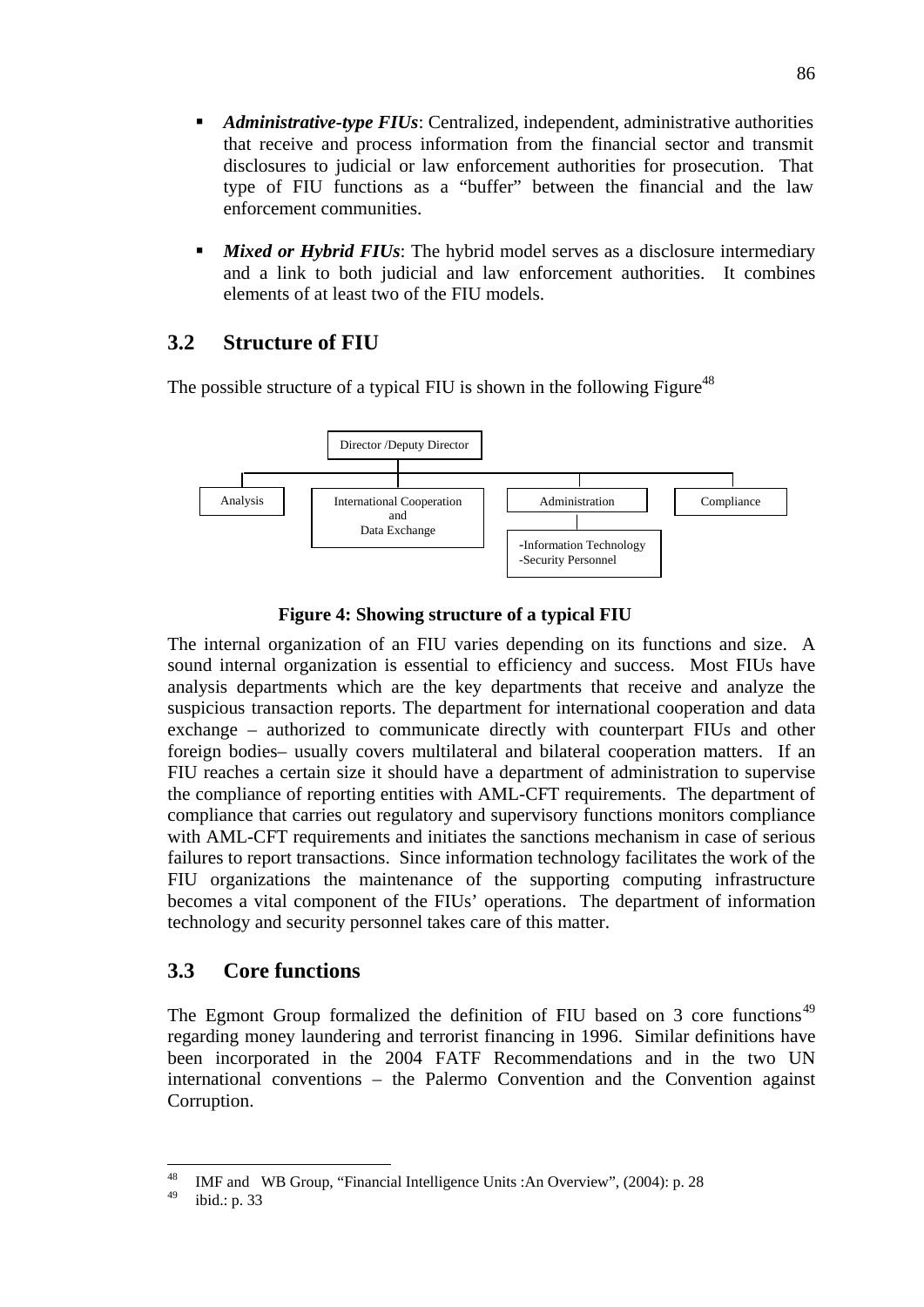- ***Administrative-type FIUs***: Centralized, independent, administrative authorities that receive and process information from the financial sector and transmit disclosures to judicial or law enforcement authorities for prosecution. That type of FIU functions as a "buffer" between the financial and the law enforcement communities.

- ***Mixed or Hybrid FIUs***: The hybrid model serves as a disclosure intermediary and a link to both judicial and law enforcement authorities. It combines elements of at least two of the FIU models.

## 3.2 Structure of FIU

The possible structure of a typical FIU is shown in the following Figure[48]

Director /Deputy Director

Analysis

International Cooperation and Data Exchange

Administration

-Information Technology
-Security Personnel

Compliance

**Figure 4: Showing structure of a typical FIU**

The internal organization of an FIU varies depending on its functions and size. A sound internal organization is essential to efficiency and success. Most FIUs have analysis departments which are the key departments that receive and analyze the suspicious transaction reports. The department for international cooperation and data exchange – authorized to communicate directly with counterpart FIUs and other foreign bodies– usually covers multilateral and bilateral cooperation matters. If an FIU reaches a certain size it should have a department of administration to supervise the compliance of reporting entities with AML-CFT requirements. The department of compliance that carries out regulatory and supervisory functions monitors compliance with AML-CFT requirements and initiates the sanctions mechanism in case of serious failures to report transactions. Since information technology facilitates the work of the FIU organizations the maintenance of the supporting computing infrastructure becomes a vital component of the FIUs' operations. The department of information technology and security personnel takes care of this matter.

## 3.3 Core functions

The Egmont Group formalized the definition of FIU based on 3 core functions[49] regarding money laundering and terrorist financing in 1996. Similar definitions have been incorporated in the 2004 FATF Recommendations and in the two UN international conventions – the Palermo Convention and the Convention against Corruption.

---

[48] IMF and WB Group, "Financial Intelligence Units :An Overview", (2004): p. 28

[49] ibid.: p. 33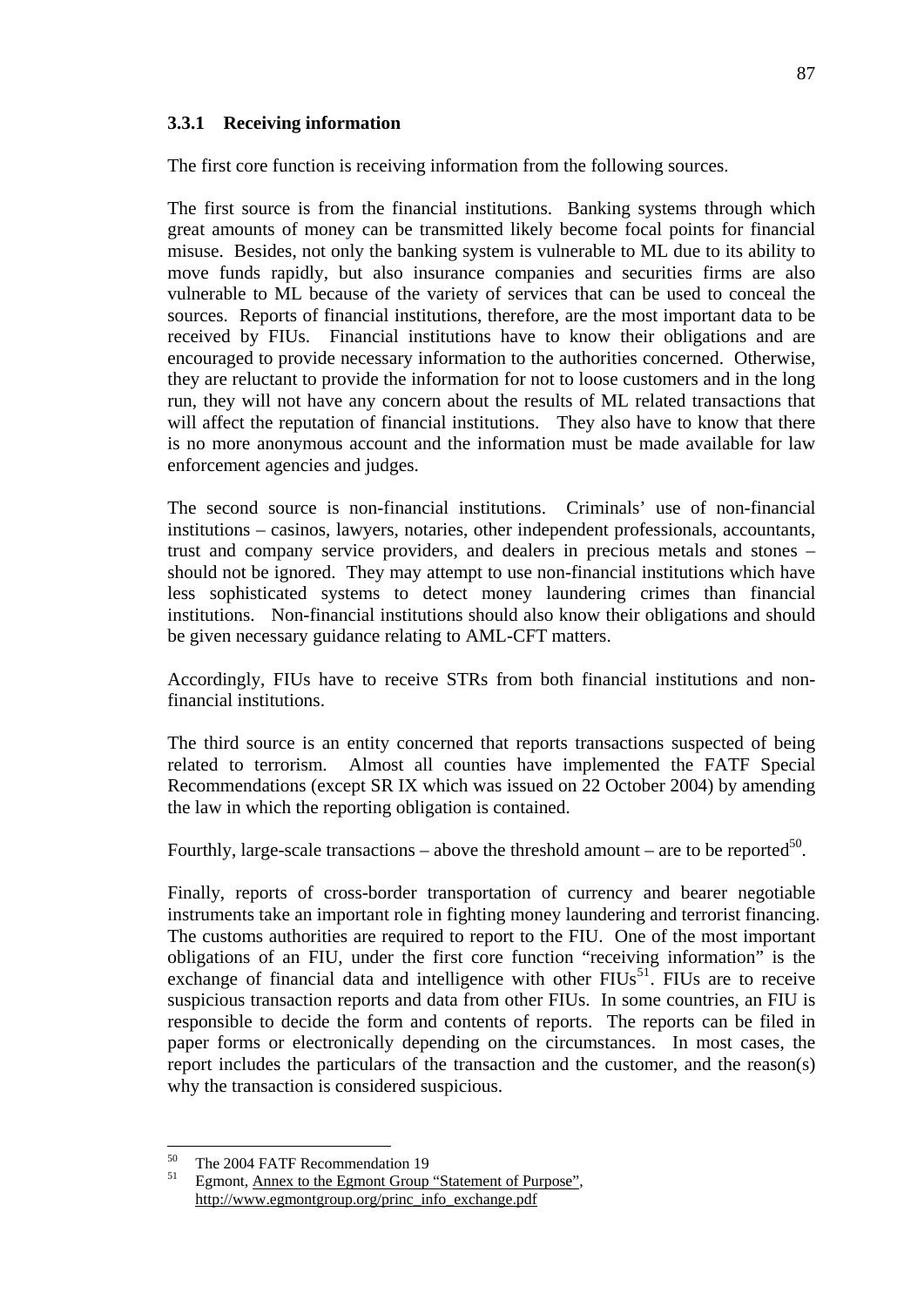### 3.3.1 Receiving information

The first core function is receiving information from the following sources.

The first source is from the financial institutions. Banking systems through which great amounts of money can be transmitted likely become focal points for financial misuse. Besides, not only the banking system is vulnerable to ML due to its ability to move funds rapidly, but also insurance companies and securities firms are also vulnerable to ML because of the variety of services that can be used to conceal the sources. Reports of financial institutions, therefore, are the most important data to be received by FIUs. Financial institutions have to know their obligations and are encouraged to provide necessary information to the authorities concerned. Otherwise, they are reluctant to provide the information for not to loose customers and in the long run, they will not have any concern about the results of ML related transactions that will affect the reputation of financial institutions. They also have to know that there is no more anonymous account and the information must be made available for law enforcement agencies and judges.

The second source is non-financial institutions. Criminals' use of non-financial institutions – casinos, lawyers, notaries, other independent professionals, accountants, trust and company service providers, and dealers in precious metals and stones – should not be ignored. They may attempt to use non-financial institutions which have less sophisticated systems to detect money laundering crimes than financial institutions. Non-financial institutions should also know their obligations and should be given necessary guidance relating to AML-CFT matters.

Accordingly, FIUs have to receive STRs from both financial institutions and non-financial institutions.

The third source is an entity concerned that reports transactions suspected of being related to terrorism. Almost all counties have implemented the FATF Special Recommendations (except SR IX which was issued on 22 October 2004) by amending the law in which the reporting obligation is contained.

Fourthly, large-scale transactions – above the threshold amount – are to be reported[50].

Finally, reports of cross-border transportation of currency and bearer negotiable instruments take an important role in fighting money laundering and terrorist financing. The customs authorities are required to report to the FIU. One of the most important obligations of an FIU, under the first core function "receiving information" is the exchange of financial data and intelligence with other FIUs[51]. FIUs are to receive suspicious transaction reports and data from other FIUs. In some countries, an FIU is responsible to decide the form and contents of reports. The reports can be filed in paper forms or electronically depending on the circumstances. In most cases, the report includes the particulars of the transaction and the customer, and the reason(s) why the transaction is considered suspicious.

---

[50] The 2004 FATF Recommendation 19

[51] Egmont, Annex to the Egmont Group "Statement of Purpose", http://www.egmontgroup.org/princ_info_exchange.pdf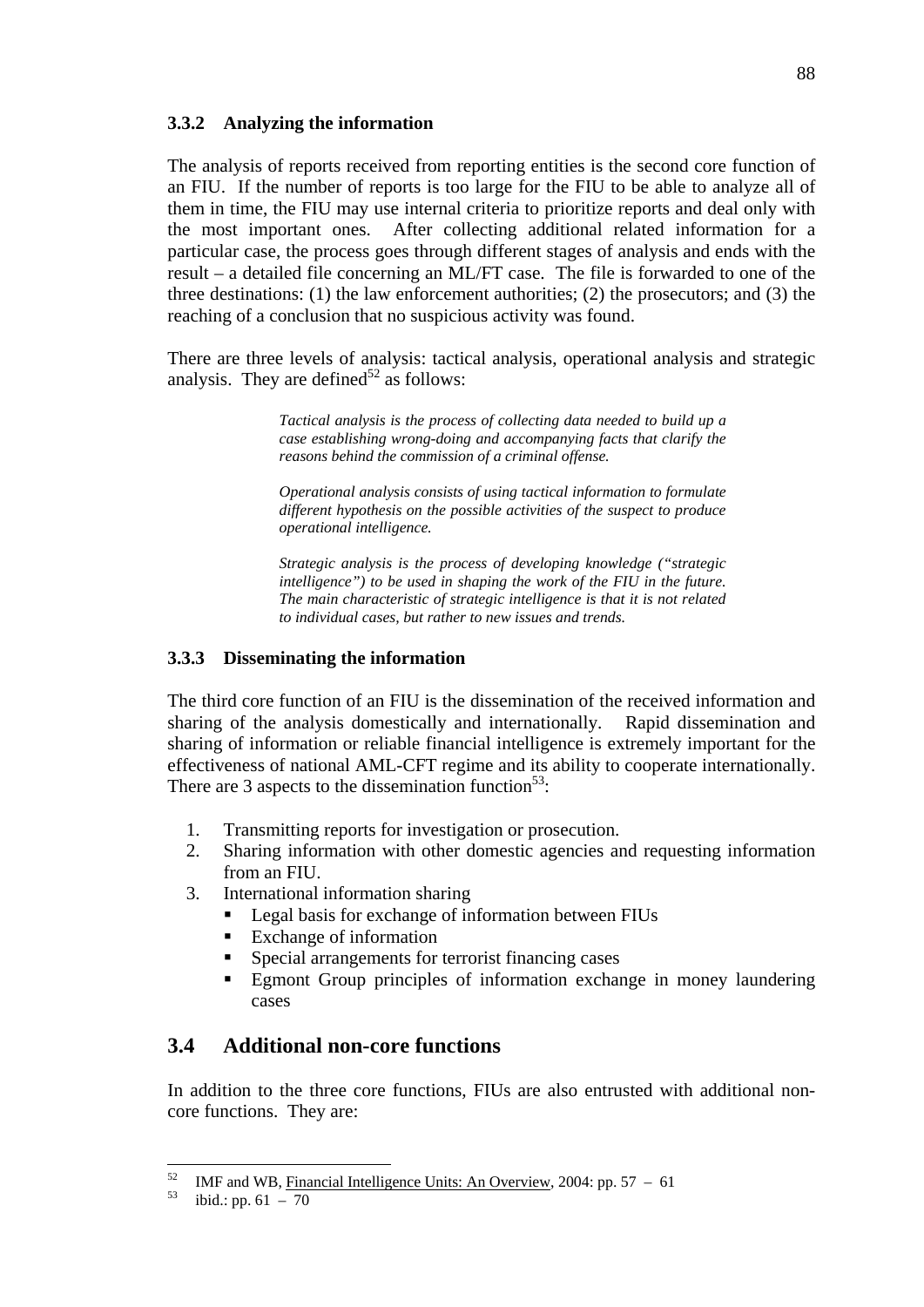### 3.3.2 Analyzing the information

The analysis of reports received from reporting entities is the second core function of an FIU. If the number of reports is too large for the FIU to be able to analyze all of them in time, the FIU may use internal criteria to prioritize reports and deal only with the most important ones. After collecting additional related information for a particular case, the process goes through different stages of analysis and ends with the result – a detailed file concerning an ML/FT case. The file is forwarded to one of the three destinations: (1) the law enforcement authorities; (2) the prosecutors; and (3) the reaching of a conclusion that no suspicious activity was found.

There are three levels of analysis: tactical analysis, operational analysis and strategic analysis. They are defined[52] as follows:

> *Tactical analysis is the process of collecting data needed to build up a case establishing wrong-doing and accompanying facts that clarify the reasons behind the commission of a criminal offense.*
>
> *Operational analysis consists of using tactical information to formulate different hypothesis on the possible activities of the suspect to produce operational intelligence.*
>
> *Strategic analysis is the process of developing knowledge ("strategic intelligence") to be used in shaping the work of the FIU in the future. The main characteristic of strategic intelligence is that it is not related to individual cases, but rather to new issues and trends.*

### 3.3.3 Disseminating the information

The third core function of an FIU is the dissemination of the received information and sharing of the analysis domestically and internationally. Rapid dissemination and sharing of information or reliable financial intelligence is extremely important for the effectiveness of national AML-CFT regime and its ability to cooperate internationally. There are 3 aspects to the dissemination function[53]:

1. Transmitting reports for investigation or prosecution.
2. Sharing information with other domestic agencies and requesting information from an FIU.
3. International information sharing
   - Legal basis for exchange of information between FIUs
   - Exchange of information
   - Special arrangements for terrorist financing cases
   - Egmont Group principles of information exchange in money laundering cases

## 3.4 Additional non-core functions

In addition to the three core functions, FIUs are also entrusted with additional non-core functions. They are:

---

[52] IMF and WB, Financial Intelligence Units: An Overview, 2004: pp. 57 – 61

[53] ibid.: pp. 61 – 70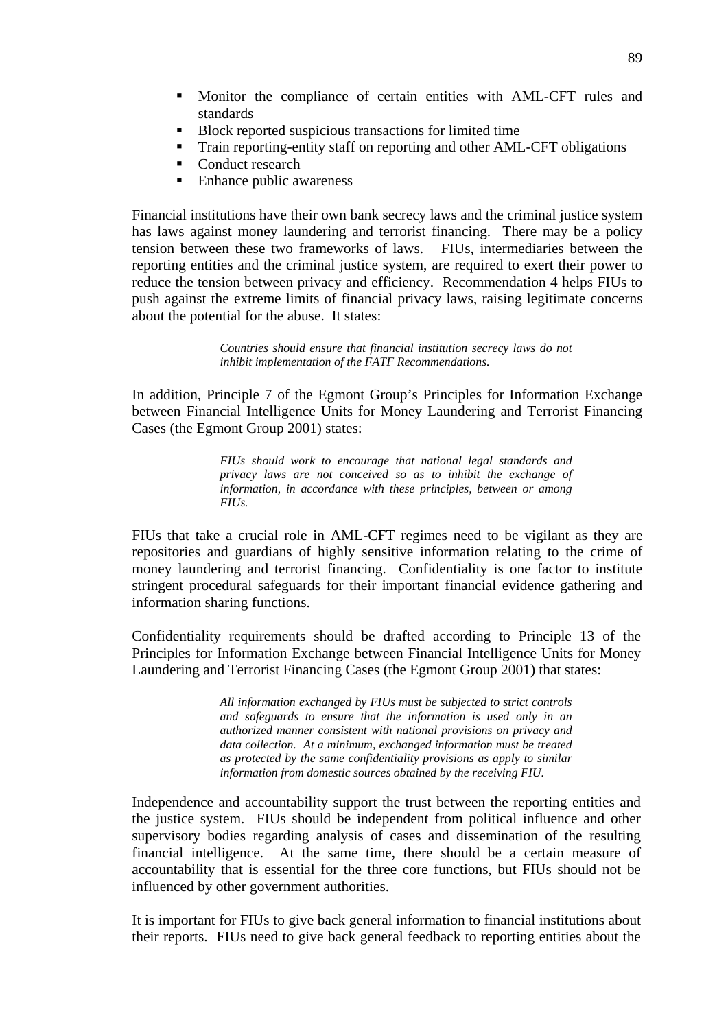- Monitor the compliance of certain entities with AML-CFT rules and standards
- Block reported suspicious transactions for limited time
- Train reporting-entity staff on reporting and other AML-CFT obligations
- Conduct research
- Enhance public awareness

Financial institutions have their own bank secrecy laws and the criminal justice system has laws against money laundering and terrorist financing. There may be a policy tension between these two frameworks of laws. FIUs, intermediaries between the reporting entities and the criminal justice system, are required to exert their power to reduce the tension between privacy and efficiency. Recommendation 4 helps FIUs to push against the extreme limits of financial privacy laws, raising legitimate concerns about the potential for the abuse. It states:

> *Countries should ensure that financial institution secrecy laws do not inhibit implementation of the FATF Recommendations.*

In addition, Principle 7 of the Egmont Group's Principles for Information Exchange between Financial Intelligence Units for Money Laundering and Terrorist Financing Cases (the Egmont Group 2001) states:

> *FIUs should work to encourage that national legal standards and privacy laws are not conceived so as to inhibit the exchange of information, in accordance with these principles, between or among FIUs.*

FIUs that take a crucial role in AML-CFT regimes need to be vigilant as they are repositories and guardians of highly sensitive information relating to the crime of money laundering and terrorist financing. Confidentiality is one factor to institute stringent procedural safeguards for their important financial evidence gathering and information sharing functions.

Confidentiality requirements should be drafted according to Principle 13 of the Principles for Information Exchange between Financial Intelligence Units for Money Laundering and Terrorist Financing Cases (the Egmont Group 2001) that states:

> *All information exchanged by FIUs must be subjected to strict controls and safeguards to ensure that the information is used only in an authorized manner consistent with national provisions on privacy and data collection. At a minimum, exchanged information must be treated as protected by the same confidentiality provisions as apply to similar information from domestic sources obtained by the receiving FIU.*

Independence and accountability support the trust between the reporting entities and the justice system. FIUs should be independent from political influence and other supervisory bodies regarding analysis of cases and dissemination of the resulting financial intelligence. At the same time, there should be a certain measure of accountability that is essential for the three core functions, but FIUs should not be influenced by other government authorities.

It is important for FIUs to give back general information to financial institutions about their reports. FIUs need to give back general feedback to reporting entities about the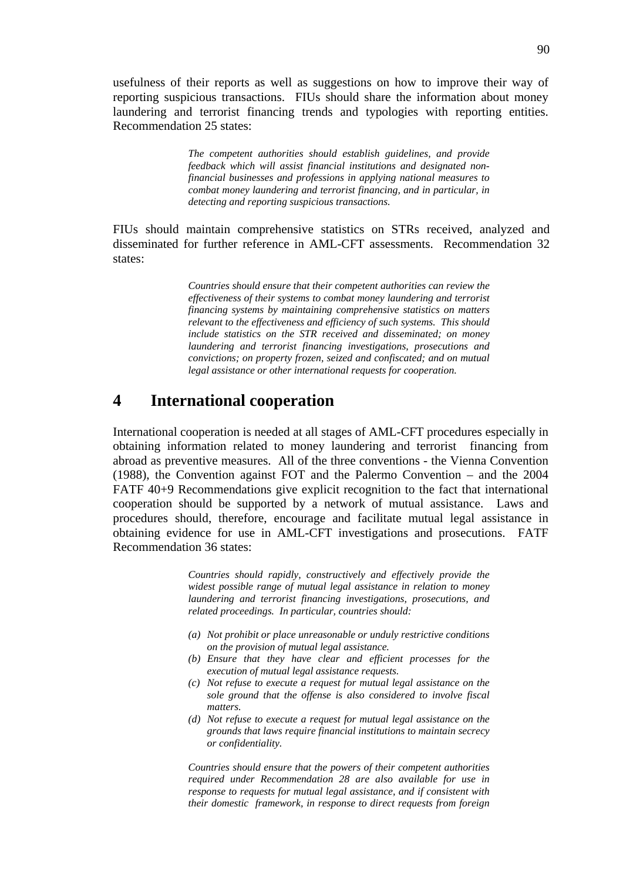usefulness of their reports as well as suggestions on how to improve their way of reporting suspicious transactions. FIUs should share the information about money laundering and terrorist financing trends and typologies with reporting entities. Recommendation 25 states:

> *The competent authorities should establish guidelines, and provide feedback which will assist financial institutions and designated non-financial businesses and professions in applying national measures to combat money laundering and terrorist financing, and in particular, in detecting and reporting suspicious transactions.*

FIUs should maintain comprehensive statistics on STRs received, analyzed and disseminated for further reference in AML-CFT assessments. Recommendation 32 states:

> *Countries should ensure that their competent authorities can review the effectiveness of their systems to combat money laundering and terrorist financing systems by maintaining comprehensive statistics on matters relevant to the effectiveness and efficiency of such systems. This should include statistics on the STR received and disseminated; on money laundering and terrorist financing investigations, prosecutions and convictions; on property frozen, seized and confiscated; and on mutual legal assistance or other international requests for cooperation.*

# 4 International cooperation

International cooperation is needed at all stages of AML-CFT procedures especially in obtaining information related to money laundering and terrorist financing from abroad as preventive measures. All of the three conventions - the Vienna Convention (1988), the Convention against FOT and the Palermo Convention – and the 2004 FATF 40+9 Recommendations give explicit recognition to the fact that international cooperation should be supported by a network of mutual assistance. Laws and procedures should, therefore, encourage and facilitate mutual legal assistance in obtaining evidence for use in AML-CFT investigations and prosecutions. FATF Recommendation 36 states:

> *Countries should rapidly, constructively and effectively provide the widest possible range of mutual legal assistance in relation to money laundering and terrorist financing investigations, prosecutions, and related proceedings. In particular, countries should:*
>
> *(a) Not prohibit or place unreasonable or unduly restrictive conditions on the provision of mutual legal assistance.*
> *(b) Ensure that they have clear and efficient processes for the execution of mutual legal assistance requests.*
> *(c) Not refuse to execute a request for mutual legal assistance on the sole ground that the offense is also considered to involve fiscal matters.*
> *(d) Not refuse to execute a request for mutual legal assistance on the grounds that laws require financial institutions to maintain secrecy or confidentiality.*
>
> *Countries should ensure that the powers of their competent authorities required under Recommendation 28 are also available for use in response to requests for mutual legal assistance, and if consistent with their domestic framework, in response to direct requests from foreign*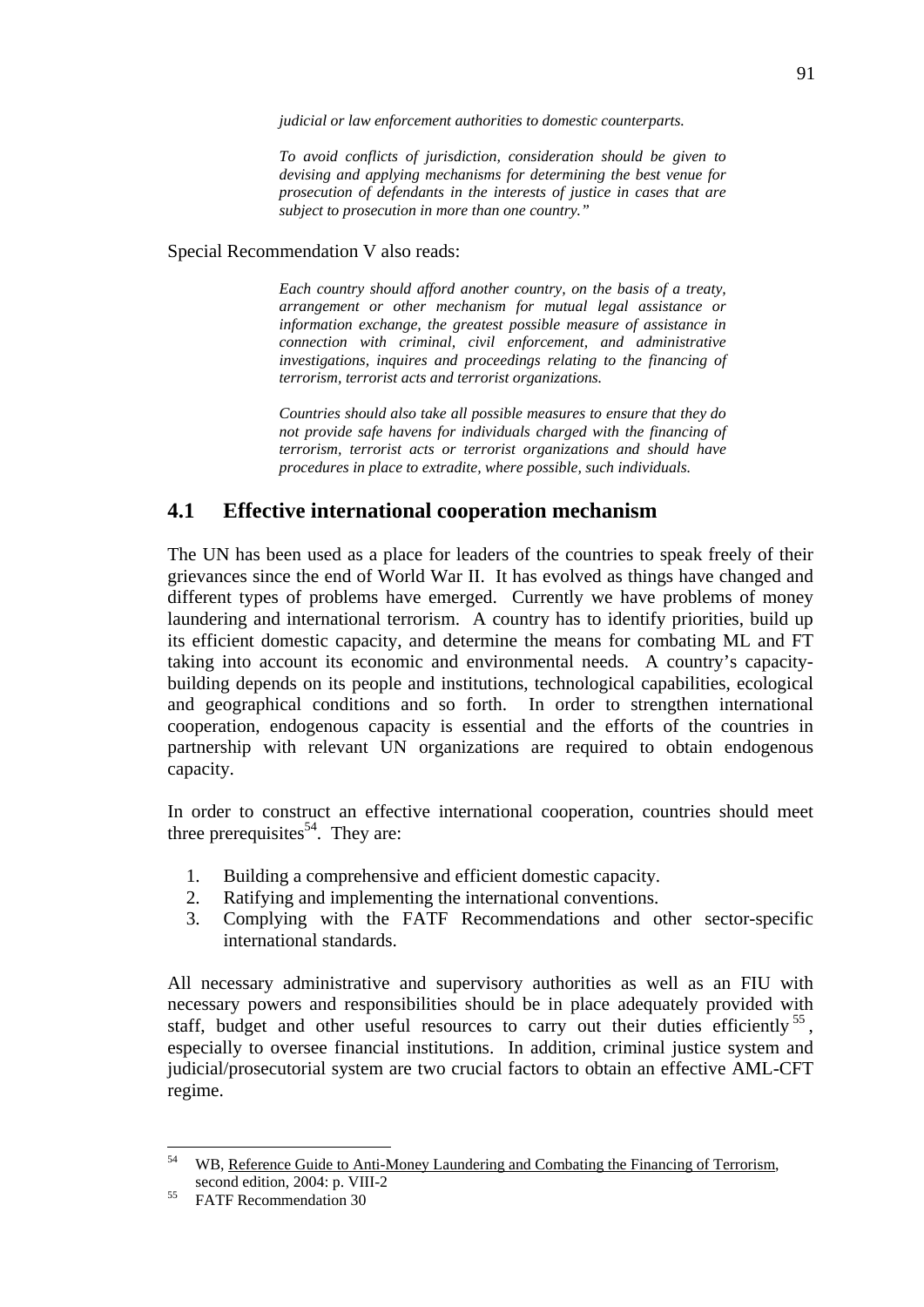*judicial or law enforcement authorities to domestic counterparts.*

*To avoid conflicts of jurisdiction, consideration should be given to devising and applying mechanisms for determining the best venue for prosecution of defendants in the interests of justice in cases that are subject to prosecution in more than one country."*

Special Recommendation V also reads:

*Each country should afford another country, on the basis of a treaty, arrangement or other mechanism for mutual legal assistance or information exchange, the greatest possible measure of assistance in connection with criminal, civil enforcement, and administrative investigations, inquires and proceedings relating to the financing of terrorism, terrorist acts and terrorist organizations.*

*Countries should also take all possible measures to ensure that they do not provide safe havens for individuals charged with the financing of terrorism, terrorist acts or terrorist organizations and should have procedures in place to extradite, where possible, such individuals.*

## 4.1 Effective international cooperation mechanism

The UN has been used as a place for leaders of the countries to speak freely of their grievances since the end of World War II. It has evolved as things have changed and different types of problems have emerged. Currently we have problems of money laundering and international terrorism. A country has to identify priorities, build up its efficient domestic capacity, and determine the means for combating ML and FT taking into account its economic and environmental needs. A country's capacity-building depends on its people and institutions, technological capabilities, ecological and geographical conditions and so forth. In order to strengthen international cooperation, endogenous capacity is essential and the efforts of the countries in partnership with relevant UN organizations are required to obtain endogenous capacity.

In order to construct an effective international cooperation, countries should meet three prerequisites[54]. They are:

1. Building a comprehensive and efficient domestic capacity.
2. Ratifying and implementing the international conventions.
3. Complying with the FATF Recommendations and other sector-specific international standards.

All necessary administrative and supervisory authorities as well as an FIU with necessary powers and responsibilities should be in place adequately provided with staff, budget and other useful resources to carry out their duties efficiently[55], especially to oversee financial institutions. In addition, criminal justice system and judicial/prosecutorial system are two crucial factors to obtain an effective AML-CFT regime.

---

[54] WB, Reference Guide to Anti-Money Laundering and Combating the Financing of Terrorism, second edition, 2004: p. VIII-2

[55] FATF Recommendation 30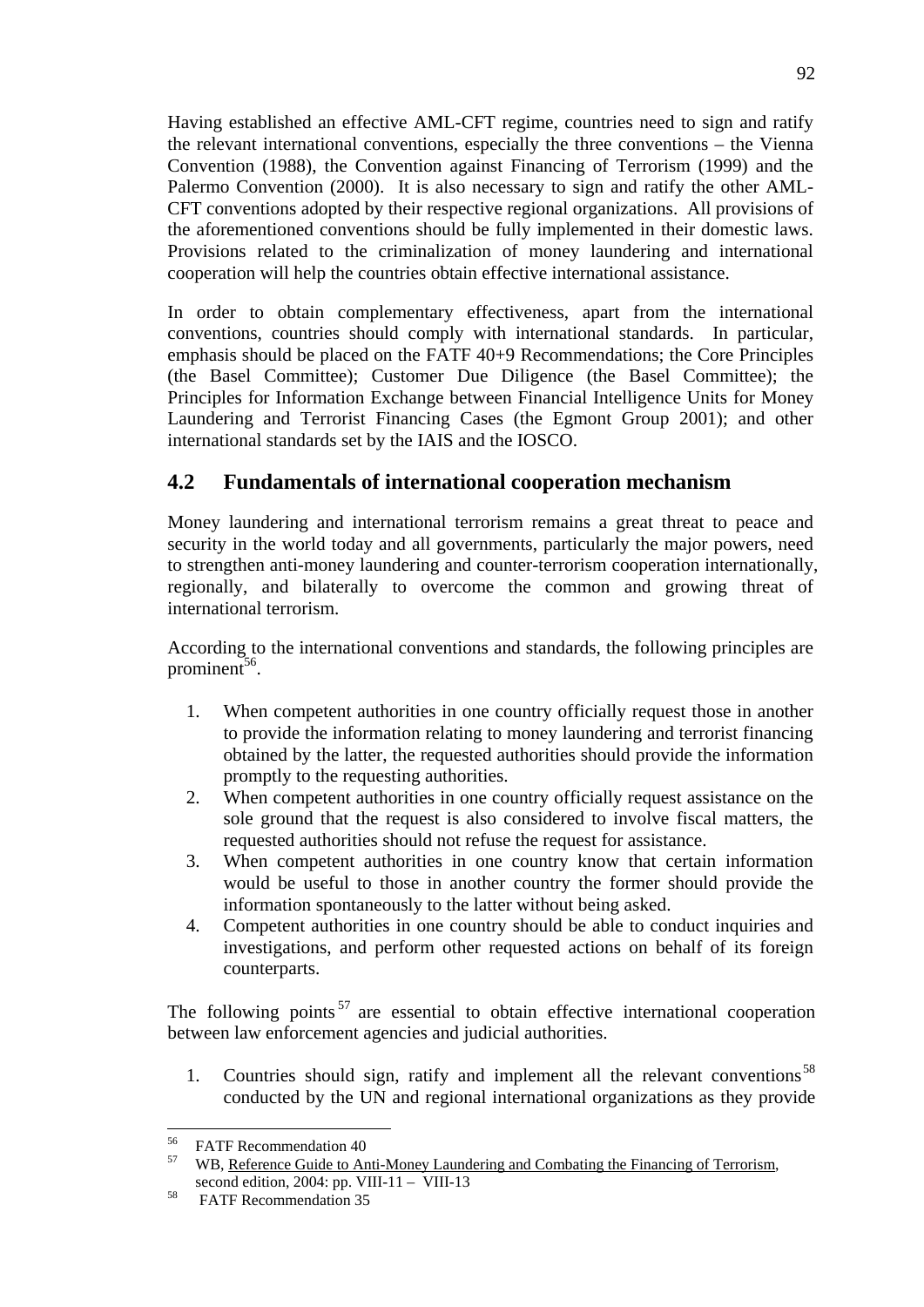Having established an effective AML-CFT regime, countries need to sign and ratify the relevant international conventions, especially the three conventions – the Vienna Convention (1988), the Convention against Financing of Terrorism (1999) and the Palermo Convention (2000). It is also necessary to sign and ratify the other AML-CFT conventions adopted by their respective regional organizations. All provisions of the aforementioned conventions should be fully implemented in their domestic laws. Provisions related to the criminalization of money laundering and international cooperation will help the countries obtain effective international assistance.

In order to obtain complementary effectiveness, apart from the international conventions, countries should comply with international standards. In particular, emphasis should be placed on the FATF 40+9 Recommendations; the Core Principles (the Basel Committee); Customer Due Diligence (the Basel Committee); the Principles for Information Exchange between Financial Intelligence Units for Money Laundering and Terrorist Financing Cases (the Egmont Group 2001); and other international standards set by the IAIS and the IOSCO.

## 4.2 Fundamentals of international cooperation mechanism

Money laundering and international terrorism remains a great threat to peace and security in the world today and all governments, particularly the major powers, need to strengthen anti-money laundering and counter-terrorism cooperation internationally, regionally, and bilaterally to overcome the common and growing threat of international terrorism.

According to the international conventions and standards, the following principles are prominent[56].

1. When competent authorities in one country officially request those in another to provide the information relating to money laundering and terrorist financing obtained by the latter, the requested authorities should provide the information promptly to the requesting authorities.
2. When competent authorities in one country officially request assistance on the sole ground that the request is also considered to involve fiscal matters, the requested authorities should not refuse the request for assistance.
3. When competent authorities in one country know that certain information would be useful to those in another country the former should provide the information spontaneously to the latter without being asked.
4. Competent authorities in one country should be able to conduct inquiries and investigations, and perform other requested actions on behalf of its foreign counterparts.

The following points[57] are essential to obtain effective international cooperation between law enforcement agencies and judicial authorities.

1. Countries should sign, ratify and implement all the relevant conventions[58] conducted by the UN and regional international organizations as they provide

---

[56] FATF Recommendation 40

[57] WB, Reference Guide to Anti-Money Laundering and Combating the Financing of Terrorism, second edition, 2004: pp. VIII-11 – VIII-13

[58] FATF Recommendation 35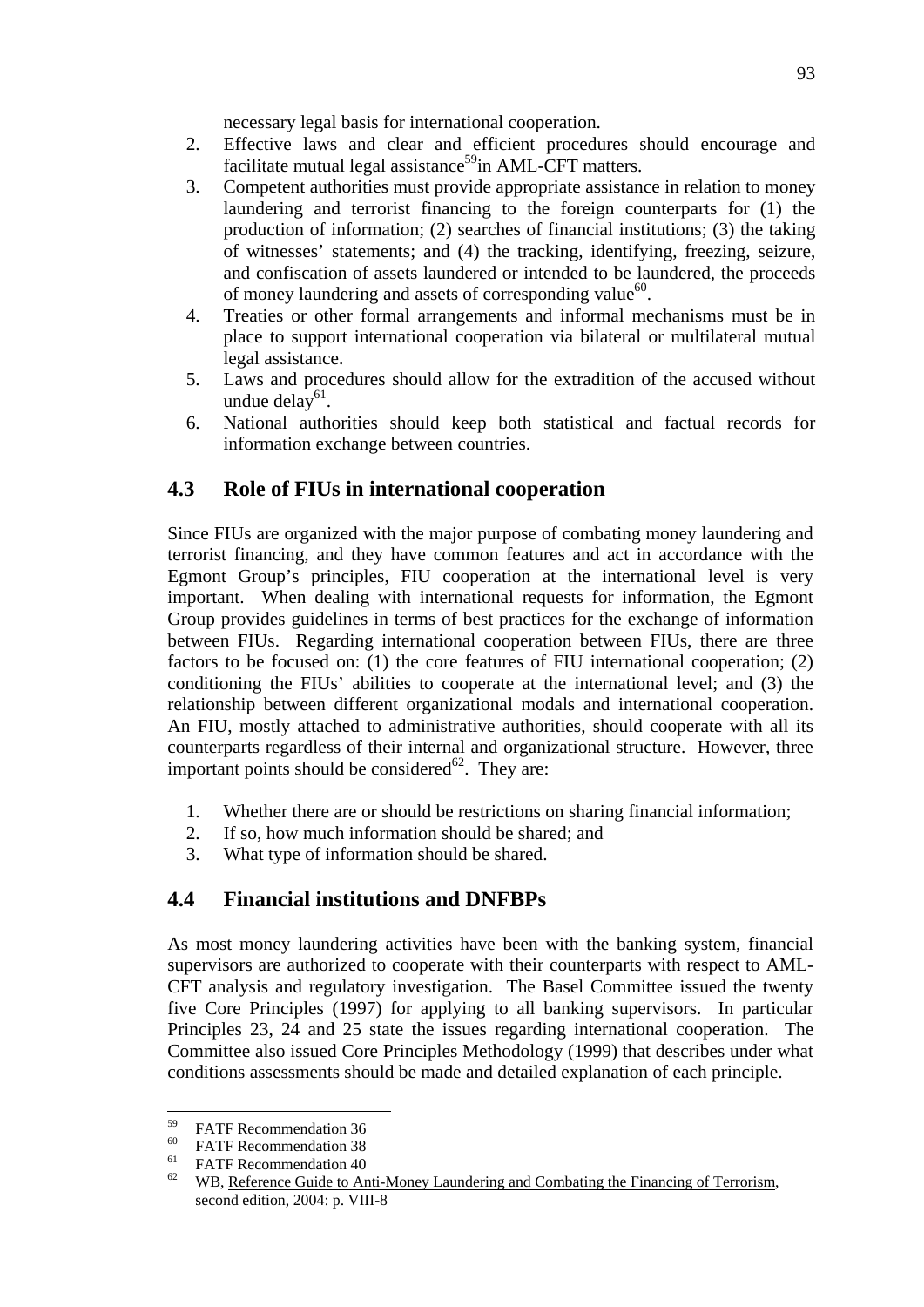necessary legal basis for international cooperation.

2. Effective laws and clear and efficient procedures should encourage and facilitate mutual legal assistance[59]in AML-CFT matters.
3. Competent authorities must provide appropriate assistance in relation to money laundering and terrorist financing to the foreign counterparts for (1) the production of information; (2) searches of financial institutions; (3) the taking of witnesses' statements; and (4) the tracking, identifying, freezing, seizure, and confiscation of assets laundered or intended to be laundered, the proceeds of money laundering and assets of corresponding value[60].
4. Treaties or other formal arrangements and informal mechanisms must be in place to support international cooperation via bilateral or multilateral mutual legal assistance.
5. Laws and procedures should allow for the extradition of the accused without undue delay[61].
6. National authorities should keep both statistical and factual records for information exchange between countries.

## 4.3 Role of FIUs in international cooperation

Since FIUs are organized with the major purpose of combating money laundering and terrorist financing, and they have common features and act in accordance with the Egmont Group's principles, FIU cooperation at the international level is very important. When dealing with international requests for information, the Egmont Group provides guidelines in terms of best practices for the exchange of information between FIUs. Regarding international cooperation between FIUs, there are three factors to be focused on: (1) the core features of FIU international cooperation; (2) conditioning the FIUs' abilities to cooperate at the international level; and (3) the relationship between different organizational modals and international cooperation. An FIU, mostly attached to administrative authorities, should cooperate with all its counterparts regardless of their internal and organizational structure. However, three important points should be considered[62]. They are:

1. Whether there are or should be restrictions on sharing financial information;
2. If so, how much information should be shared; and
3. What type of information should be shared.

## 4.4 Financial institutions and DNFBPs

As most money laundering activities have been with the banking system, financial supervisors are authorized to cooperate with their counterparts with respect to AML-CFT analysis and regulatory investigation. The Basel Committee issued the twenty five Core Principles (1997) for applying to all banking supervisors. In particular Principles 23, 24 and 25 state the issues regarding international cooperation. The Committee also issued Core Principles Methodology (1999) that describes under what conditions assessments should be made and detailed explanation of each principle.

---

[59] FATF Recommendation 36

[60] FATF Recommendation 38

[61] FATF Recommendation 40

[62] WB, Reference Guide to Anti-Money Laundering and Combating the Financing of Terrorism, second edition, 2004: p. VIII-8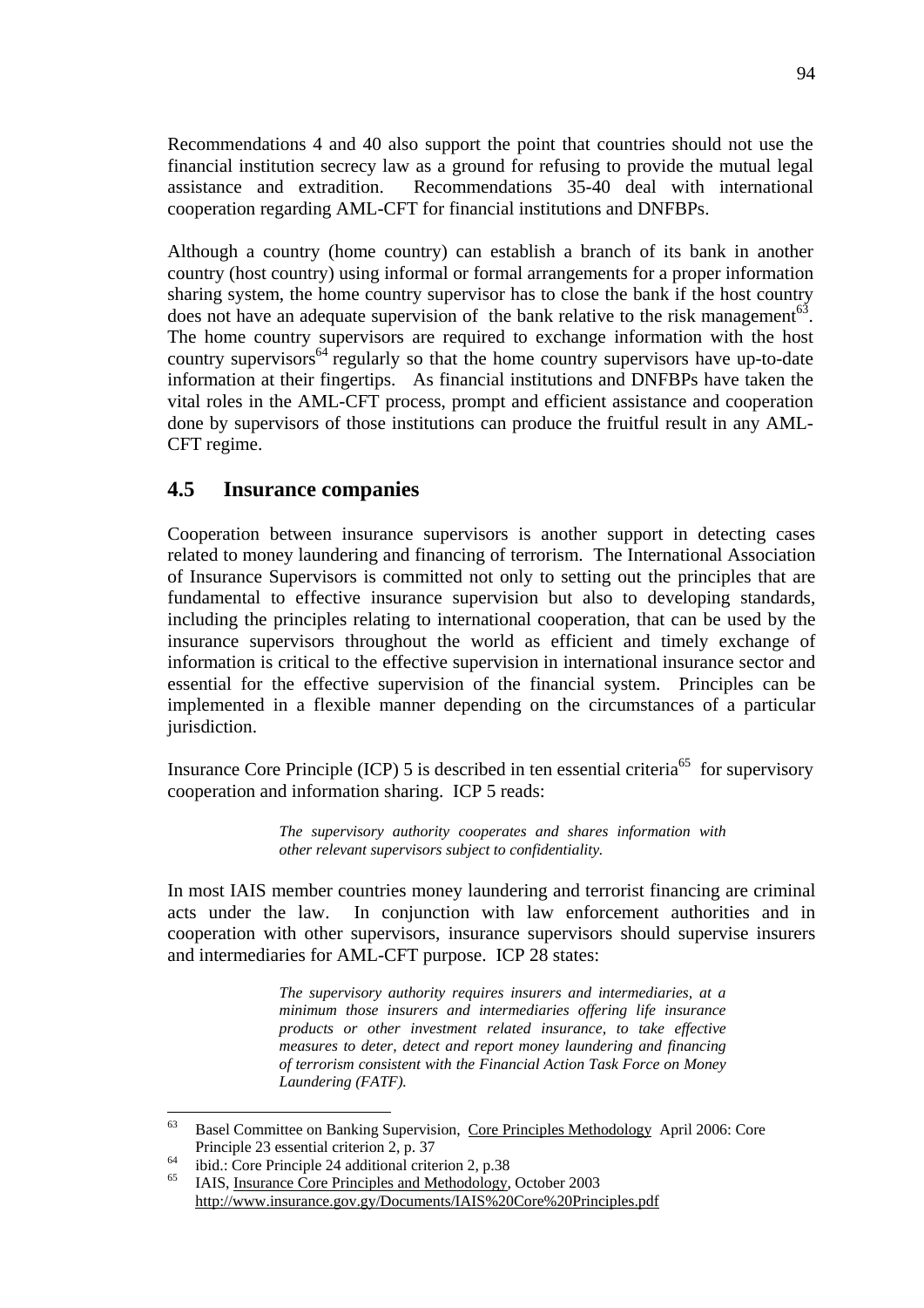Recommendations 4 and 40 also support the point that countries should not use the financial institution secrecy law as a ground for refusing to provide the mutual legal assistance and extradition. Recommendations 35-40 deal with international cooperation regarding AML-CFT for financial institutions and DNFBPs.

Although a country (home country) can establish a branch of its bank in another country (host country) using informal or formal arrangements for a proper information sharing system, the home country supervisor has to close the bank if the host country does not have an adequate supervision of the bank relative to the risk management[63]. The home country supervisors are required to exchange information with the host country supervisors[64] regularly so that the home country supervisors have up-to-date information at their fingertips. As financial institutions and DNFBPs have taken the vital roles in the AML-CFT process, prompt and efficient assistance and cooperation done by supervisors of those institutions can produce the fruitful result in any AML-CFT regime.

## 4.5 Insurance companies

Cooperation between insurance supervisors is another support in detecting cases related to money laundering and financing of terrorism. The International Association of Insurance Supervisors is committed not only to setting out the principles that are fundamental to effective insurance supervision but also to developing standards, including the principles relating to international cooperation, that can be used by the insurance supervisors throughout the world as efficient and timely exchange of information is critical to the effective supervision in international insurance sector and essential for the effective supervision of the financial system. Principles can be implemented in a flexible manner depending on the circumstances of a particular jurisdiction.

Insurance Core Principle (ICP) 5 is described in ten essential criteria[65] for supervisory cooperation and information sharing. ICP 5 reads:

> *The supervisory authority cooperates and shares information with other relevant supervisors subject to confidentiality.*

In most IAIS member countries money laundering and terrorist financing are criminal acts under the law. In conjunction with law enforcement authorities and in cooperation with other supervisors, insurance supervisors should supervise insurers and intermediaries for AML-CFT purpose. ICP 28 states:

> *The supervisory authority requires insurers and intermediaries, at a minimum those insurers and intermediaries offering life insurance products or other investment related insurance, to take effective measures to deter, detect and report money laundering and financing of terrorism consistent with the Financial Action Task Force on Money Laundering (FATF).*

---

[63] Basel Committee on Banking Supervision, Core Principles Methodology April 2006: Core Principle 23 essential criterion 2, p. 37

[64] ibid.: Core Principle 24 additional criterion 2, p.38

[65] IAIS, Insurance Core Principles and Methodology, October 2003 http://www.insurance.gov.gy/Documents/IAIS%20Core%20Principles.pdf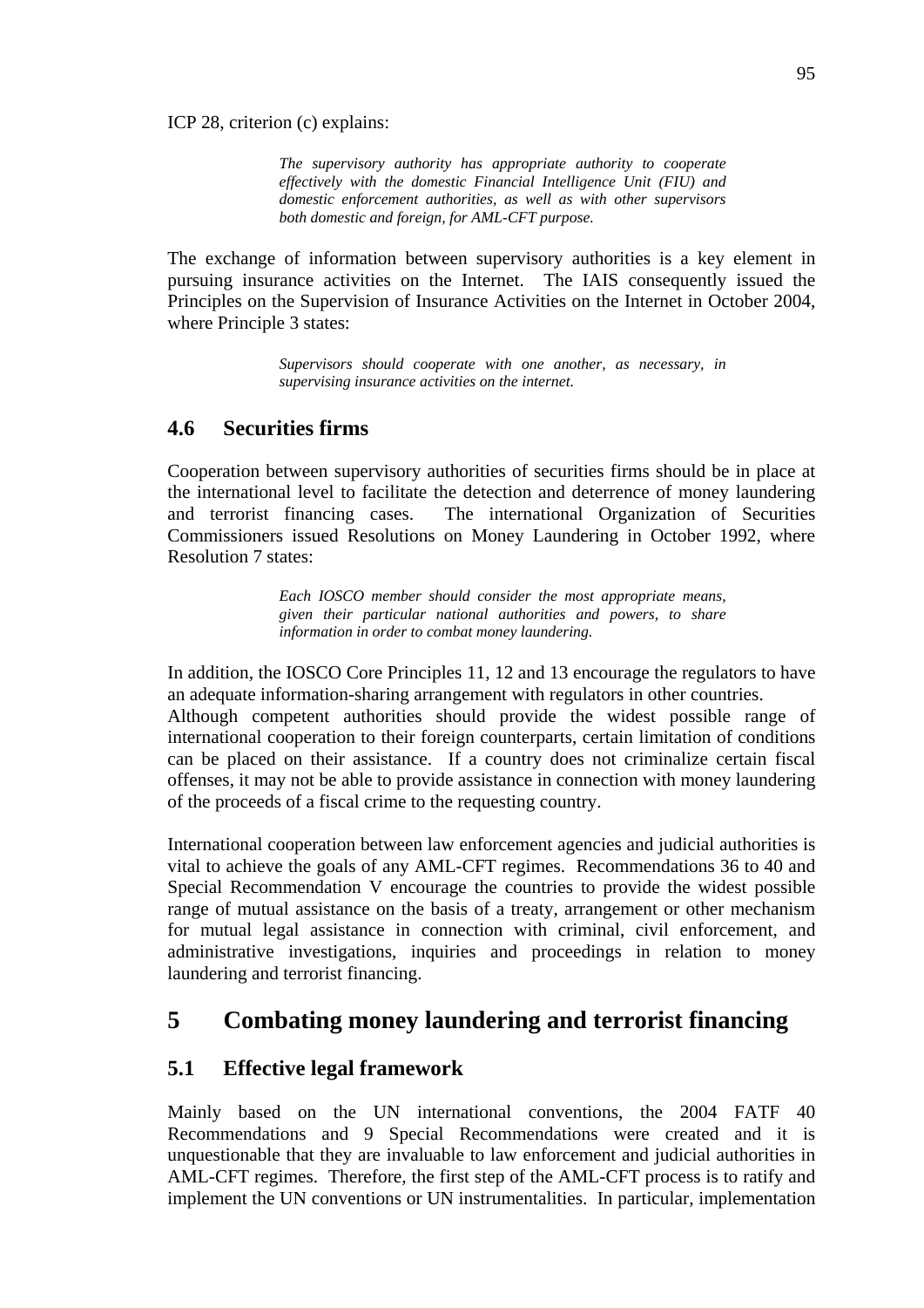ICP 28, criterion (c) explains:

> *The supervisory authority has appropriate authority to cooperate effectively with the domestic Financial Intelligence Unit (FIU) and domestic enforcement authorities, as well as with other supervisors both domestic and foreign, for AML-CFT purpose.*

The exchange of information between supervisory authorities is a key element in pursuing insurance activities on the Internet. The IAIS consequently issued the Principles on the Supervision of Insurance Activities on the Internet in October 2004, where Principle 3 states:

> *Supervisors should cooperate with one another, as necessary, in supervising insurance activities on the internet.*

### 4.6 Securities firms

Cooperation between supervisory authorities of securities firms should be in place at the international level to facilitate the detection and deterrence of money laundering and terrorist financing cases. The international Organization of Securities Commissioners issued Resolutions on Money Laundering in October 1992, where Resolution 7 states:

> *Each IOSCO member should consider the most appropriate means, given their particular national authorities and powers, to share information in order to combat money laundering.*

In addition, the IOSCO Core Principles 11, 12 and 13 encourage the regulators to have an adequate information-sharing arrangement with regulators in other countries.
Although competent authorities should provide the widest possible range of international cooperation to their foreign counterparts, certain limitation of conditions can be placed on their assistance. If a country does not criminalize certain fiscal offenses, it may not be able to provide assistance in connection with money laundering of the proceeds of a fiscal crime to the requesting country.

International cooperation between law enforcement agencies and judicial authorities is vital to achieve the goals of any AML-CFT regimes. Recommendations 36 to 40 and Special Recommendation V encourage the countries to provide the widest possible range of mutual assistance on the basis of a treaty, arrangement or other mechanism for mutual legal assistance in connection with criminal, civil enforcement, and administrative investigations, inquiries and proceedings in relation to money laundering and terrorist financing.

## 5 Combating money laundering and terrorist financing

### 5.1 Effective legal framework

Mainly based on the UN international conventions, the 2004 FATF 40 Recommendations and 9 Special Recommendations were created and it is unquestionable that they are invaluable to law enforcement and judicial authorities in AML-CFT regimes. Therefore, the first step of the AML-CFT process is to ratify and implement the UN conventions or UN instrumentalities. In particular, implementation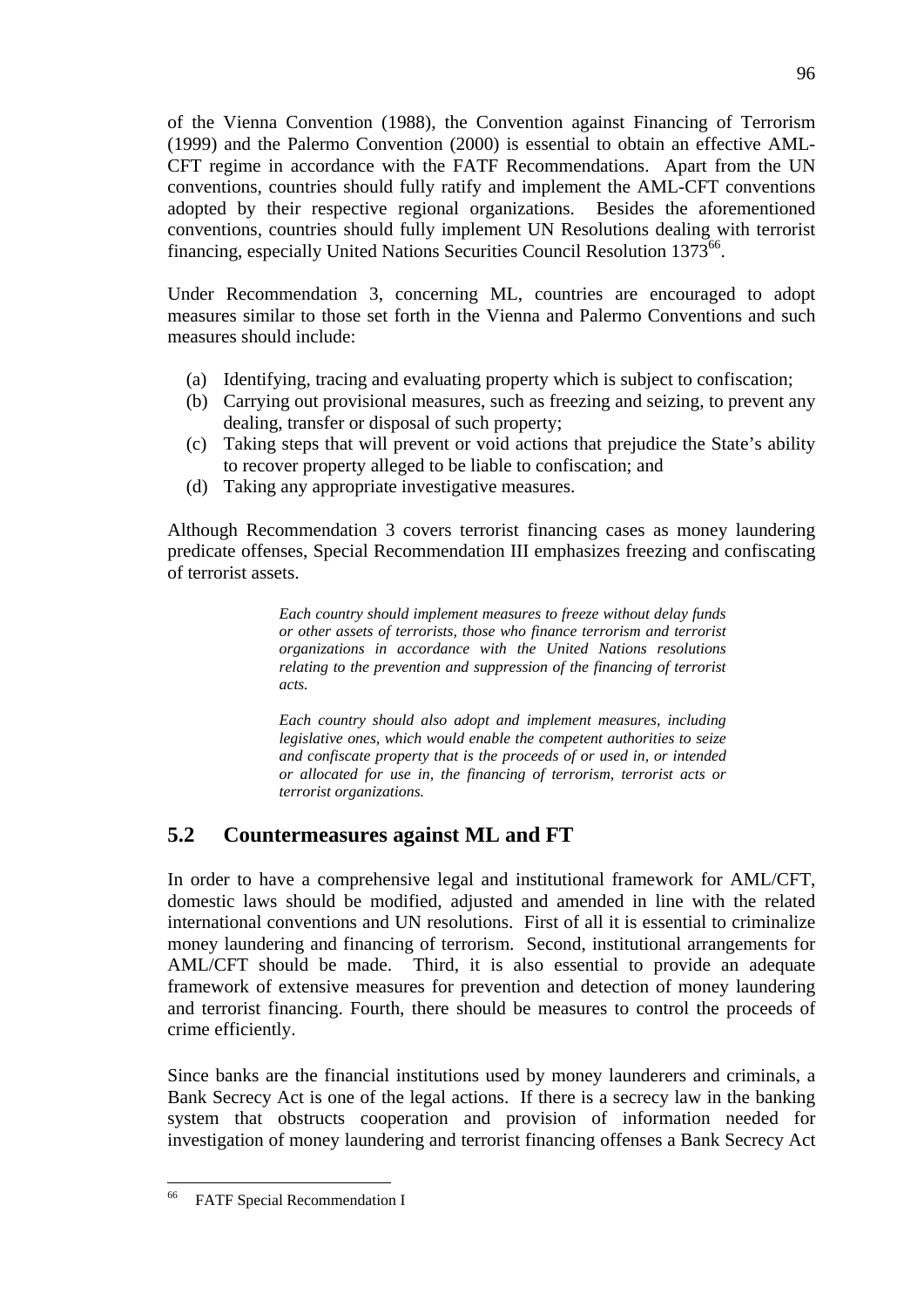of the Vienna Convention (1988), the Convention against Financing of Terrorism (1999) and the Palermo Convention (2000) is essential to obtain an effective AML-CFT regime in accordance with the FATF Recommendations. Apart from the UN conventions, countries should fully ratify and implement the AML-CFT conventions adopted by their respective regional organizations. Besides the aforementioned conventions, countries should fully implement UN Resolutions dealing with terrorist financing, especially United Nations Securities Council Resolution 1373[66].

Under Recommendation 3, concerning ML, countries are encouraged to adopt measures similar to those set forth in the Vienna and Palermo Conventions and such measures should include:

(a) Identifying, tracing and evaluating property which is subject to confiscation;
(b) Carrying out provisional measures, such as freezing and seizing, to prevent any dealing, transfer or disposal of such property;
(c) Taking steps that will prevent or void actions that prejudice the State's ability to recover property alleged to be liable to confiscation; and
(d) Taking any appropriate investigative measures.

Although Recommendation 3 covers terrorist financing cases as money laundering predicate offenses, Special Recommendation III emphasizes freezing and confiscating of terrorist assets.

> *Each country should implement measures to freeze without delay funds or other assets of terrorists, those who finance terrorism and terrorist organizations in accordance with the United Nations resolutions relating to the prevention and suppression of the financing of terrorist acts.*
>
> *Each country should also adopt and implement measures, including legislative ones, which would enable the competent authorities to seize and confiscate property that is the proceeds of or used in, or intended or allocated for use in, the financing of terrorism, terrorist acts or terrorist organizations.*

## 5.2 Countermeasures against ML and FT

In order to have a comprehensive legal and institutional framework for AML/CFT, domestic laws should be modified, adjusted and amended in line with the related international conventions and UN resolutions. First of all it is essential to criminalize money laundering and financing of terrorism. Second, institutional arrangements for AML/CFT should be made. Third, it is also essential to provide an adequate framework of extensive measures for prevention and detection of money laundering and terrorist financing. Fourth, there should be measures to control the proceeds of crime efficiently.

Since banks are the financial institutions used by money launderers and criminals, a Bank Secrecy Act is one of the legal actions. If there is a secrecy law in the banking system that obstructs cooperation and provision of information needed for investigation of money laundering and terrorist financing offenses a Bank Secrecy Act

---

[66] FATF Special Recommendation I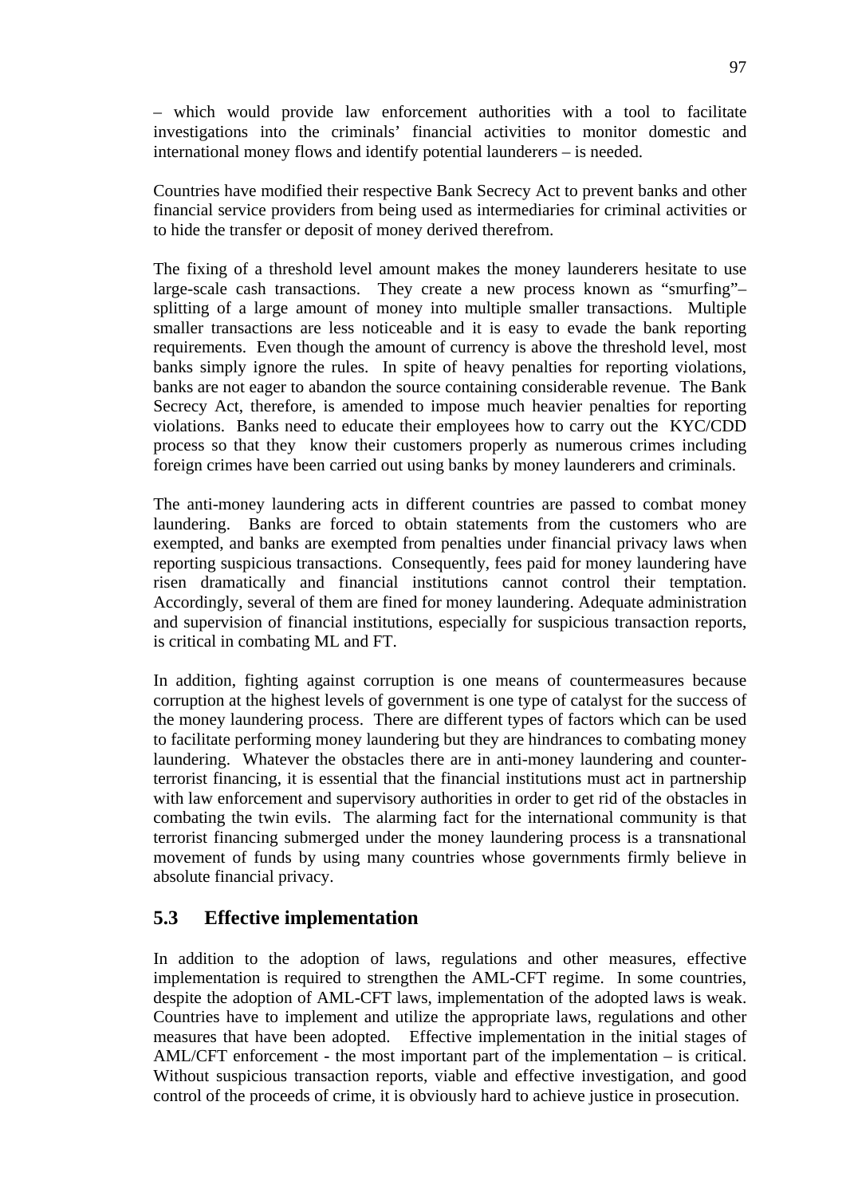– which would provide law enforcement authorities with a tool to facilitate investigations into the criminals' financial activities to monitor domestic and international money flows and identify potential launderers – is needed.

Countries have modified their respective Bank Secrecy Act to prevent banks and other financial service providers from being used as intermediaries for criminal activities or to hide the transfer or deposit of money derived therefrom.

The fixing of a threshold level amount makes the money launderers hesitate to use large-scale cash transactions. They create a new process known as "smurfing"– splitting of a large amount of money into multiple smaller transactions. Multiple smaller transactions are less noticeable and it is easy to evade the bank reporting requirements. Even though the amount of currency is above the threshold level, most banks simply ignore the rules. In spite of heavy penalties for reporting violations, banks are not eager to abandon the source containing considerable revenue. The Bank Secrecy Act, therefore, is amended to impose much heavier penalties for reporting violations. Banks need to educate their employees how to carry out the KYC/CDD process so that they know their customers properly as numerous crimes including foreign crimes have been carried out using banks by money launderers and criminals.

The anti-money laundering acts in different countries are passed to combat money laundering. Banks are forced to obtain statements from the customers who are exempted, and banks are exempted from penalties under financial privacy laws when reporting suspicious transactions. Consequently, fees paid for money laundering have risen dramatically and financial institutions cannot control their temptation. Accordingly, several of them are fined for money laundering. Adequate administration and supervision of financial institutions, especially for suspicious transaction reports, is critical in combating ML and FT.

In addition, fighting against corruption is one means of countermeasures because corruption at the highest levels of government is one type of catalyst for the success of the money laundering process. There are different types of factors which can be used to facilitate performing money laundering but they are hindrances to combating money laundering. Whatever the obstacles there are in anti-money laundering and counter-terrorist financing, it is essential that the financial institutions must act in partnership with law enforcement and supervisory authorities in order to get rid of the obstacles in combating the twin evils. The alarming fact for the international community is that terrorist financing submerged under the money laundering process is a transnational movement of funds by using many countries whose governments firmly believe in absolute financial privacy.

## 5.3 Effective implementation

In addition to the adoption of laws, regulations and other measures, effective implementation is required to strengthen the AML-CFT regime. In some countries, despite the adoption of AML-CFT laws, implementation of the adopted laws is weak. Countries have to implement and utilize the appropriate laws, regulations and other measures that have been adopted. Effective implementation in the initial stages of AML/CFT enforcement - the most important part of the implementation – is critical. Without suspicious transaction reports, viable and effective investigation, and good control of the proceeds of crime, it is obviously hard to achieve justice in prosecution.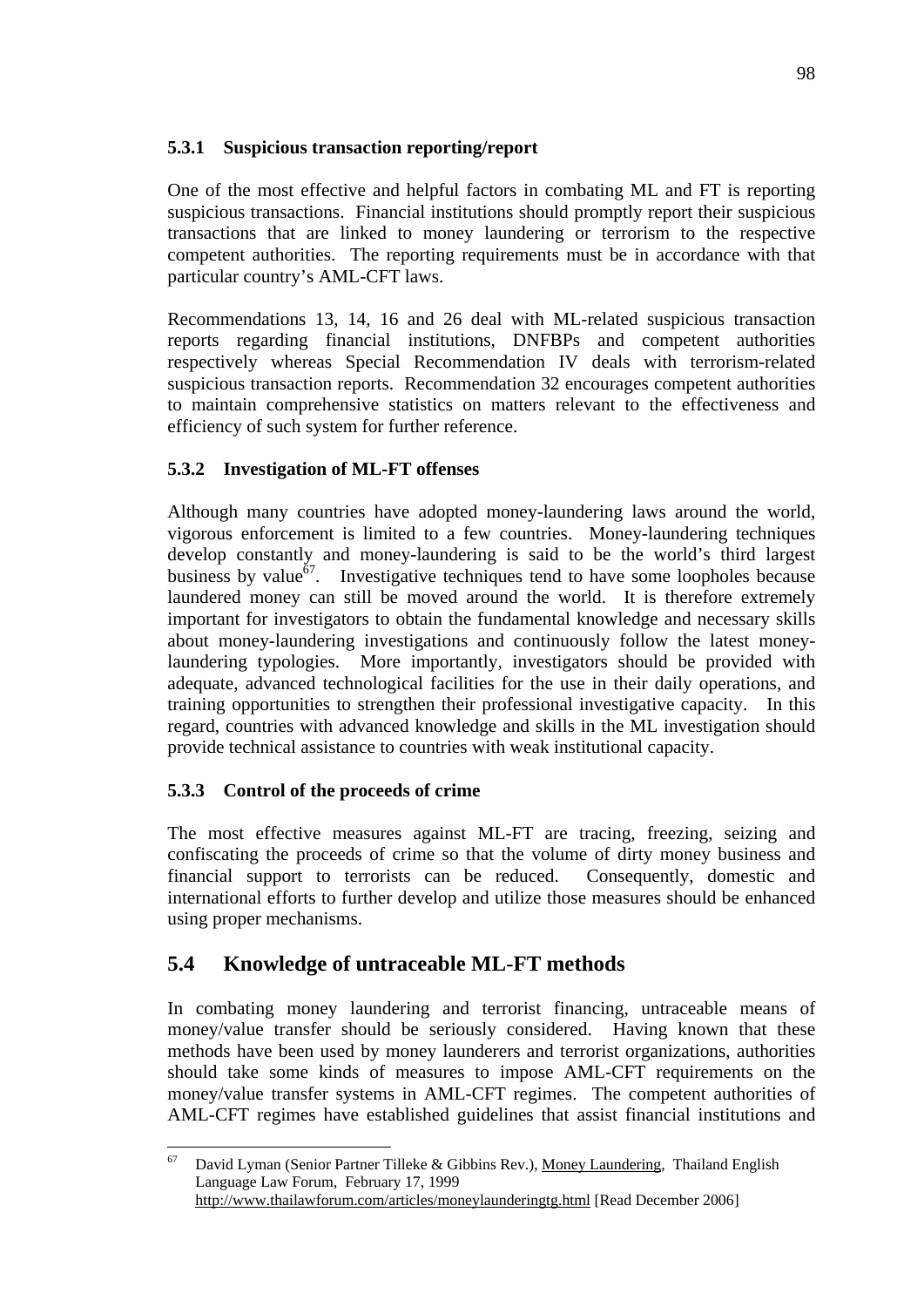### 5.3.1 Suspicious transaction reporting/report

One of the most effective and helpful factors in combating ML and FT is reporting suspicious transactions. Financial institutions should promptly report their suspicious transactions that are linked to money laundering or terrorism to the respective competent authorities. The reporting requirements must be in accordance with that particular country's AML-CFT laws.

Recommendations 13, 14, 16 and 26 deal with ML-related suspicious transaction reports regarding financial institutions, DNFBPs and competent authorities respectively whereas Special Recommendation IV deals with terrorism-related suspicious transaction reports. Recommendation 32 encourages competent authorities to maintain comprehensive statistics on matters relevant to the effectiveness and efficiency of such system for further reference.

### 5.3.2 Investigation of ML-FT offenses

Although many countries have adopted money-laundering laws around the world, vigorous enforcement is limited to a few countries. Money-laundering techniques develop constantly and money-laundering is said to be the world's third largest business by value[67]. Investigative techniques tend to have some loopholes because laundered money can still be moved around the world. It is therefore extremely important for investigators to obtain the fundamental knowledge and necessary skills about money-laundering investigations and continuously follow the latest money-laundering typologies. More importantly, investigators should be provided with adequate, advanced technological facilities for the use in their daily operations, and training opportunities to strengthen their professional investigative capacity. In this regard, countries with advanced knowledge and skills in the ML investigation should provide technical assistance to countries with weak institutional capacity.

### 5.3.3 Control of the proceeds of crime

The most effective measures against ML-FT are tracing, freezing, seizing and confiscating the proceeds of crime so that the volume of dirty money business and financial support to terrorists can be reduced. Consequently, domestic and international efforts to further develop and utilize those measures should be enhanced using proper mechanisms.

## 5.4 Knowledge of untraceable ML-FT methods

In combating money laundering and terrorist financing, untraceable means of money/value transfer should be seriously considered. Having known that these methods have been used by money launderers and terrorist organizations, authorities should take some kinds of measures to impose AML-CFT requirements on the money/value transfer systems in AML-CFT regimes. The competent authorities of AML-CFT regimes have established guidelines that assist financial institutions and

---

[67] David Lyman (Senior Partner Tilleke & Gibbins Rev.), Money Laundering, Thailand English Language Law Forum, February 17, 1999 http://www.thailawforum.com/articles/moneylaunderingtg.html [Read December 2006]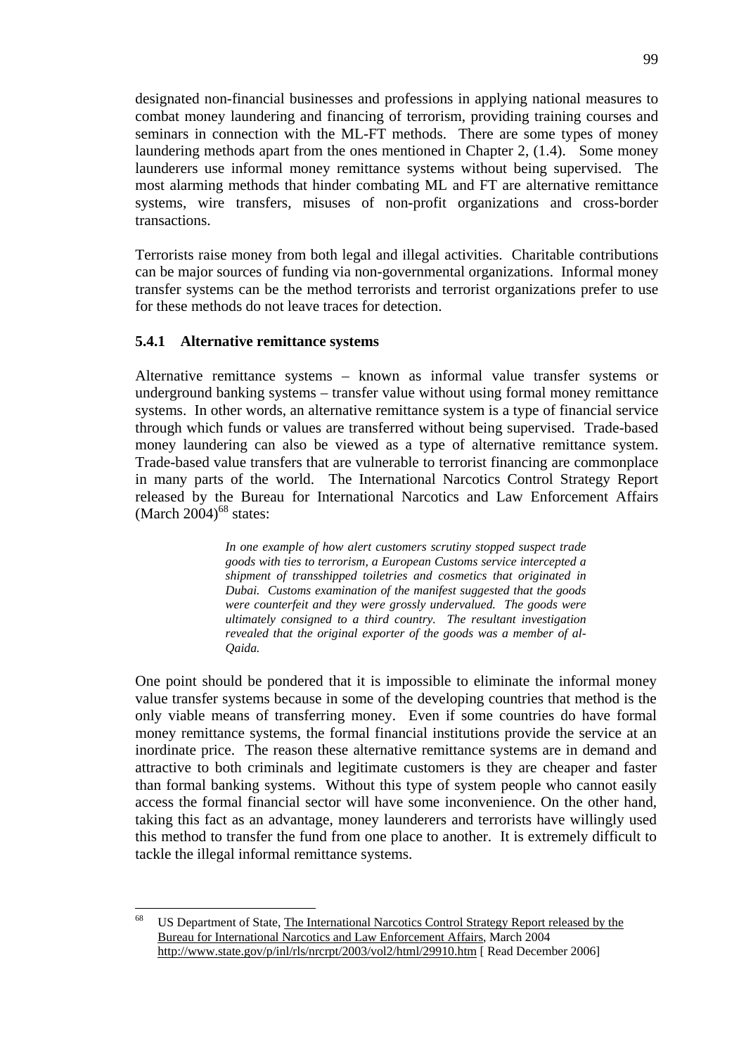designated non-financial businesses and professions in applying national measures to combat money laundering and financing of terrorism, providing training courses and seminars in connection with the ML-FT methods. There are some types of money laundering methods apart from the ones mentioned in Chapter 2, (1.4). Some money launderers use informal money remittance systems without being supervised. The most alarming methods that hinder combating ML and FT are alternative remittance systems, wire transfers, misuses of non-profit organizations and cross-border transactions.

Terrorists raise money from both legal and illegal activities. Charitable contributions can be major sources of funding via non-governmental organizations. Informal money transfer systems can be the method terrorists and terrorist organizations prefer to use for these methods do not leave traces for detection.

### 5.4.1 Alternative remittance systems

Alternative remittance systems – known as informal value transfer systems or underground banking systems – transfer value without using formal money remittance systems. In other words, an alternative remittance system is a type of financial service through which funds or values are transferred without being supervised. Trade-based money laundering can also be viewed as a type of alternative remittance system. Trade-based value transfers that are vulnerable to terrorist financing are commonplace in many parts of the world. The International Narcotics Control Strategy Report released by the Bureau for International Narcotics and Law Enforcement Affairs (March 2004)[68] states:

> *In one example of how alert customers scrutiny stopped suspect trade goods with ties to terrorism, a European Customs service intercepted a shipment of transshipped toiletries and cosmetics that originated in Dubai. Customs examination of the manifest suggested that the goods were counterfeit and they were grossly undervalued. The goods were ultimately consigned to a third country. The resultant investigation revealed that the original exporter of the goods was a member of al-Qaida.*

One point should be pondered that it is impossible to eliminate the informal money value transfer systems because in some of the developing countries that method is the only viable means of transferring money. Even if some countries do have formal money remittance systems, the formal financial institutions provide the service at an inordinate price. The reason these alternative remittance systems are in demand and attractive to both criminals and legitimate customers is they are cheaper and faster than formal banking systems. Without this type of system people who cannot easily access the formal financial sector will have some inconvenience. On the other hand, taking this fact as an advantage, money launderers and terrorists have willingly used this method to transfer the fund from one place to another. It is extremely difficult to tackle the illegal informal remittance systems.

---

[68] US Department of State, The International Narcotics Control Strategy Report released by the Bureau for International Narcotics and Law Enforcement Affairs, March 2004 http://www.state.gov/p/inl/rls/nrcrpt/2003/vol2/html/29910.htm [ Read December 2006]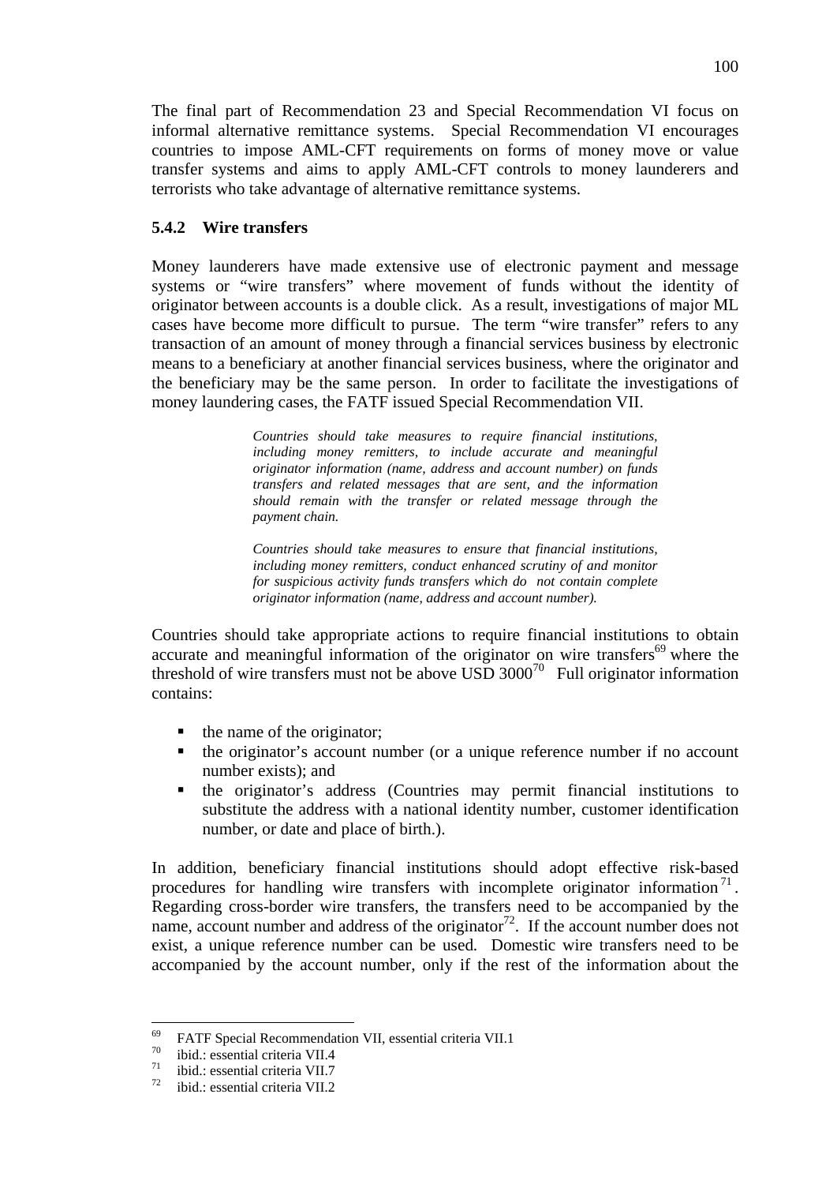The final part of Recommendation 23 and Special Recommendation VI focus on informal alternative remittance systems. Special Recommendation VI encourages countries to impose AML-CFT requirements on forms of money move or value transfer systems and aims to apply AML-CFT controls to money launderers and terrorists who take advantage of alternative remittance systems.

### 5.4.2 Wire transfers

Money launderers have made extensive use of electronic payment and message systems or "wire transfers" where movement of funds without the identity of originator between accounts is a double click. As a result, investigations of major ML cases have become more difficult to pursue. The term "wire transfer" refers to any transaction of an amount of money through a financial services business by electronic means to a beneficiary at another financial services business, where the originator and the beneficiary may be the same person. In order to facilitate the investigations of money laundering cases, the FATF issued Special Recommendation VII.

> *Countries should take measures to require financial institutions, including money remitters, to include accurate and meaningful originator information (name, address and account number) on funds transfers and related messages that are sent, and the information should remain with the transfer or related message through the payment chain.*
>
> *Countries should take measures to ensure that financial institutions, including money remitters, conduct enhanced scrutiny of and monitor for suspicious activity funds transfers which do not contain complete originator information (name, address and account number).*

Countries should take appropriate actions to require financial institutions to obtain accurate and meaningful information of the originator on wire transfers[69] where the threshold of wire transfers must not be above USD 3000[70] Full originator information contains:

- the name of the originator;
- the originator's account number (or a unique reference number if no account number exists); and
- the originator's address (Countries may permit financial institutions to substitute the address with a national identity number, customer identification number, or date and place of birth.).

In addition, beneficiary financial institutions should adopt effective risk-based procedures for handling wire transfers with incomplete originator information[71]. Regarding cross-border wire transfers, the transfers need to be accompanied by the name, account number and address of the originator[72]. If the account number does not exist, a unique reference number can be used. Domestic wire transfers need to be accompanied by the account number, only if the rest of the information about the

---

[69] FATF Special Recommendation VII, essential criteria VII.1

[70] ibid.: essential criteria VII.4

[71] ibid.: essential criteria VII.7

[72] ibid.: essential criteria VII.2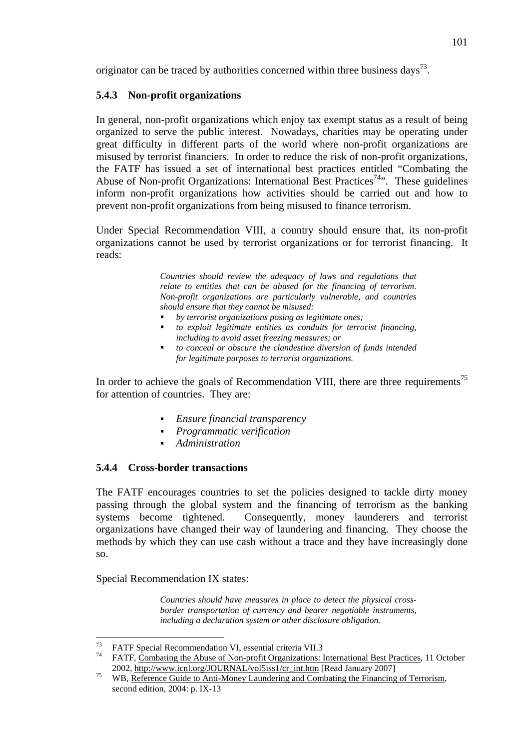originator can be traced by authorities concerned within three business days[73].

### 5.4.3 Non-profit organizations

In general, non-profit organizations which enjoy tax exempt status as a result of being organized to serve the public interest. Nowadays, charities may be operating under great difficulty in different parts of the world where non-profit organizations are misused by terrorist financiers. In order to reduce the risk of non-profit organizations, the FATF has issued a set of international best practices entitled "Combating the Abuse of Non-profit Organizations: International Best Practices[74]". These guidelines inform non-profit organizations how activities should be carried out and how to prevent non-profit organizations from being misused to finance terrorism.

Under Special Recommendation VIII, a country should ensure that, its non-profit organizations cannot be used by terrorist organizations or for terrorist financing. It reads:

> *Countries should review the adequacy of laws and regulations that relate to entities that can be abused for the financing of terrorism. Non-profit organizations are particularly vulnerable, and countries should ensure that they cannot be misused:*
>
> - *by terrorist organizations posing as legitimate ones;*
> - *to exploit legitimate entities as conduits for terrorist financing, including to avoid asset freezing measures; or*
> - *to conceal or obscure the clandestine diversion of funds intended for legitimate purposes to terrorist organizations.*

In order to achieve the goals of Recommendation VIII, there are three requirements[75] for attention of countries. They are:

- *Ensure financial transparency*
- *Programmatic verification*
- *Administration*

### 5.4.4 Cross-border transactions

The FATF encourages countries to set the policies designed to tackle dirty money passing through the global system and the financing of terrorism as the banking systems become tightened. Consequently, money launderers and terrorist organizations have changed their way of laundering and financing. They choose the methods by which they can use cash without a trace and they have increasingly done so.

Special Recommendation IX states:

> *Countries should have measures in place to detect the physical cross-border transportation of currency and bearer negotiable instruments, including a declaration system or other disclosure obligation.*

---

[73] FATF Special Recommendation VI, essential criteria VII.3

[74] FATF, Combating the Abuse of Non-profit Organizations: International Best Practices, 11 October 2002, http://www.icnl.org/JOURNAL/vol5iss1/cr_int.htm [Read January 2007]

[75] WB, Reference Guide to Anti-Money Laundering and Combating the Financing of Terrorism, second edition, 2004: p. IX-13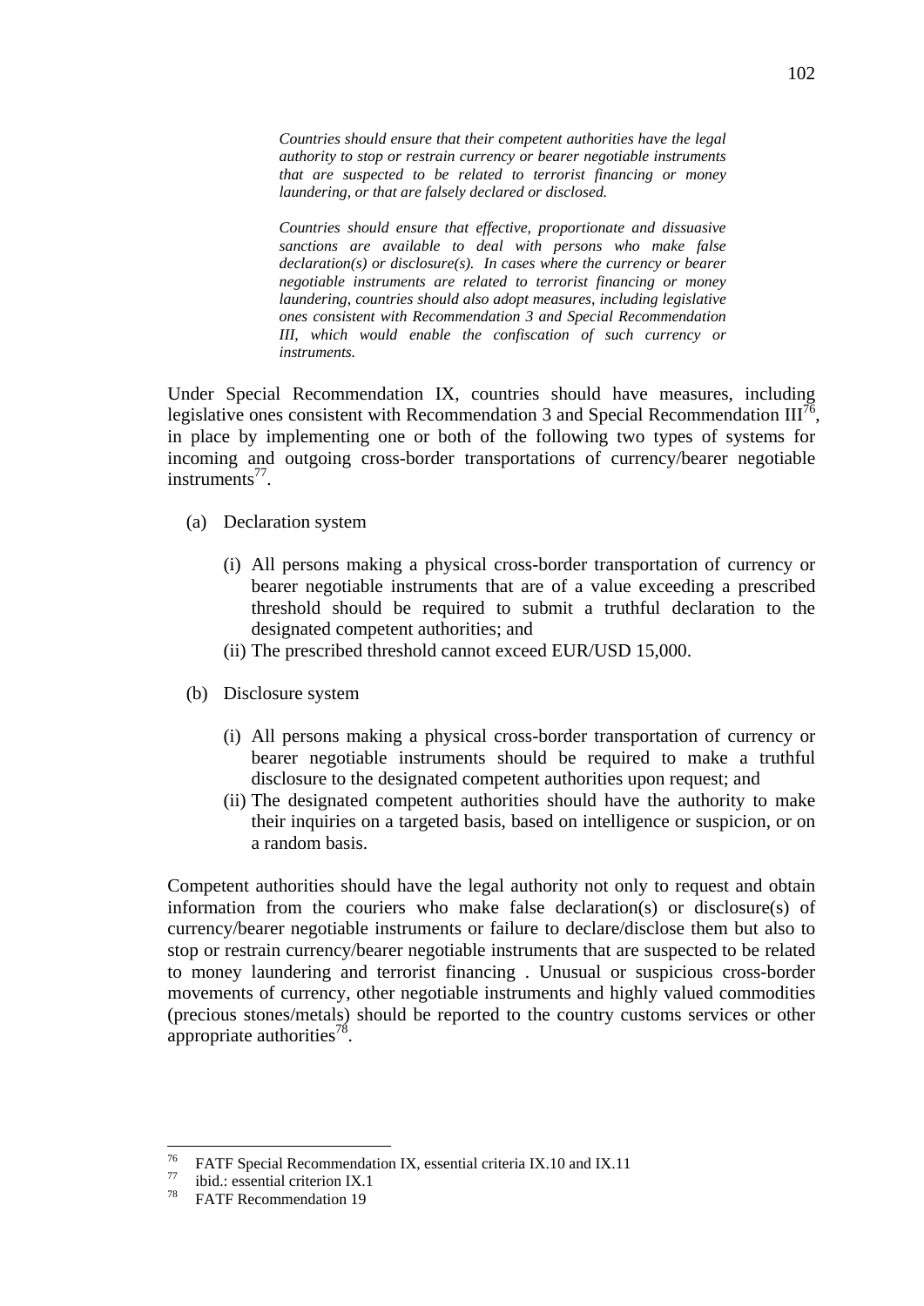> *Countries should ensure that their competent authorities have the legal authority to stop or restrain currency or bearer negotiable instruments that are suspected to be related to terrorist financing or money laundering, or that are falsely declared or disclosed.*
>
> *Countries should ensure that effective, proportionate and dissuasive sanctions are available to deal with persons who make false declaration(s) or disclosure(s). In cases where the currency or bearer negotiable instruments are related to terrorist financing or money laundering, countries should also adopt measures, including legislative ones consistent with Recommendation 3 and Special Recommendation III, which would enable the confiscation of such currency or instruments.*

Under Special Recommendation IX, countries should have measures, including legislative ones consistent with Recommendation 3 and Special Recommendation III[76], in place by implementing one or both of the following two types of systems for incoming and outgoing cross-border transportations of currency/bearer negotiable instruments[77].

(a) Declaration system

(i) All persons making a physical cross-border transportation of currency or bearer negotiable instruments that are of a value exceeding a prescribed threshold should be required to submit a truthful declaration to the designated competent authorities; and

(ii) The prescribed threshold cannot exceed EUR/USD 15,000.

(b) Disclosure system

(i) All persons making a physical cross-border transportation of currency or bearer negotiable instruments should be required to make a truthful disclosure to the designated competent authorities upon request; and

(ii) The designated competent authorities should have the authority to make their inquiries on a targeted basis, based on intelligence or suspicion, or on a random basis.

Competent authorities should have the legal authority not only to request and obtain information from the couriers who make false declaration(s) or disclosure(s) of currency/bearer negotiable instruments or failure to declare/disclose them but also to stop or restrain currency/bearer negotiable instruments that are suspected to be related to money laundering and terrorist financing . Unusual or suspicious cross-border movements of currency, other negotiable instruments and highly valued commodities (precious stones/metals) should be reported to the country customs services or other appropriate authorities[78].

---

[76] FATF Special Recommendation IX, essential criteria IX.10 and IX.11

[77] ibid.: essential criterion IX.1

[78] FATF Recommendation 19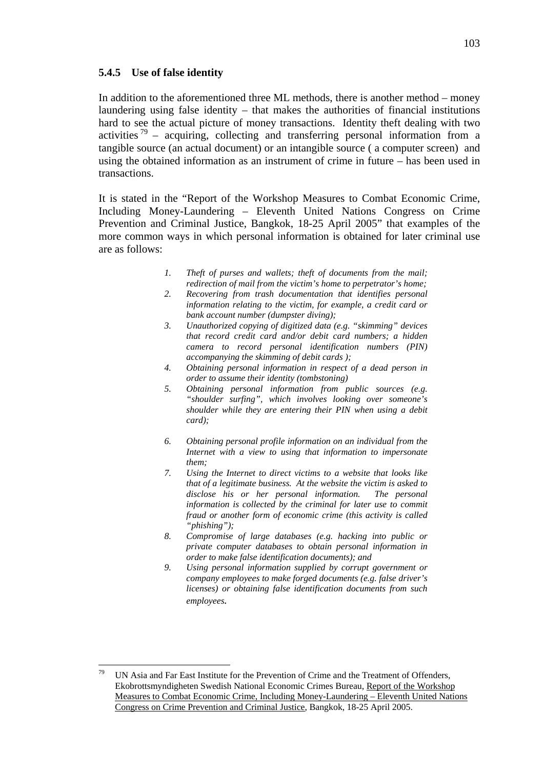### 5.4.5 Use of false identity

In addition to the aforementioned three ML methods, there is another method – money laundering using false identity – that makes the authorities of financial institutions hard to see the actual picture of money transactions. Identity theft dealing with two activities [79] – acquiring, collecting and transferring personal information from a tangible source (an actual document) or an intangible source ( a computer screen) and using the obtained information as an instrument of crime in future – has been used in transactions.

It is stated in the "Report of the Workshop Measures to Combat Economic Crime, Including Money-Laundering – Eleventh United Nations Congress on Crime Prevention and Criminal Justice, Bangkok, 18-25 April 2005" that examples of the more common ways in which personal information is obtained for later criminal use are as follows:

> 1. *Theft of purses and wallets; theft of documents from the mail; redirection of mail from the victim's home to perpetrator's home;*
> 2. *Recovering from trash documentation that identifies personal information relating to the victim, for example, a credit card or bank account number (dumpster diving);*
> 3. *Unauthorized copying of digitized data (e.g. "skimming" devices that record credit card and/or debit card numbers; a hidden camera to record personal identification numbers (PIN) accompanying the skimming of debit cards );*
> 4. *Obtaining personal information in respect of a dead person in order to assume their identity (tombstoning)*
> 5. *Obtaining personal information from public sources (e.g. "shoulder surfing", which involves looking over someone's shoulder while they are entering their PIN when using a debit card);*
> 6. *Obtaining personal profile information on an individual from the Internet with a view to using that information to impersonate them;*
> 7. *Using the Internet to direct victims to a website that looks like that of a legitimate business. At the website the victim is asked to disclose his or her personal information. The personal information is collected by the criminal for later use to commit fraud or another form of economic crime (this activity is called "phishing");*
> 8. *Compromise of large databases (e.g. hacking into public or private computer databases to obtain personal information in order to make false identification documents); and*
> 9. *Using personal information supplied by corrupt government or company employees to make forged documents (e.g. false driver's licenses) or obtaining false identification documents from such employees.*

---

[79] UN Asia and Far East Institute for the Prevention of Crime and the Treatment of Offenders, Ekobrottsmyndigheten Swedish National Economic Crimes Bureau, Report of the Workshop Measures to Combat Economic Crime, Including Money-Laundering – Eleventh United Nations Congress on Crime Prevention and Criminal Justice, Bangkok, 18-25 April 2005.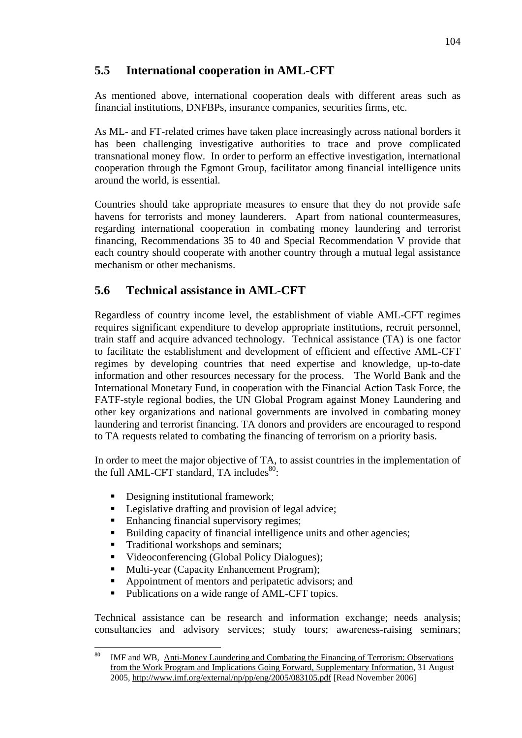## 5.5 International cooperation in AML-CFT

As mentioned above, international cooperation deals with different areas such as financial institutions, DNFBPs, insurance companies, securities firms, etc.

As ML- and FT-related crimes have taken place increasingly across national borders it has been challenging investigative authorities to trace and prove complicated transnational money flow. In order to perform an effective investigation, international cooperation through the Egmont Group, facilitator among financial intelligence units around the world, is essential.

Countries should take appropriate measures to ensure that they do not provide safe havens for terrorists and money launderers. Apart from national countermeasures, regarding international cooperation in combating money laundering and terrorist financing, Recommendations 35 to 40 and Special Recommendation V provide that each country should cooperate with another country through a mutual legal assistance mechanism or other mechanisms.

## 5.6 Technical assistance in AML-CFT

Regardless of country income level, the establishment of viable AML-CFT regimes requires significant expenditure to develop appropriate institutions, recruit personnel, train staff and acquire advanced technology. Technical assistance (TA) is one factor to facilitate the establishment and development of efficient and effective AML-CFT regimes by developing countries that need expertise and knowledge, up-to-date information and other resources necessary for the process. The World Bank and the International Monetary Fund, in cooperation with the Financial Action Task Force, the FATF-style regional bodies, the UN Global Program against Money Laundering and other key organizations and national governments are involved in combating money laundering and terrorist financing. TA donors and providers are encouraged to respond to TA requests related to combating the financing of terrorism on a priority basis.

In order to meet the major objective of TA, to assist countries in the implementation of the full AML-CFT standard, TA includes[80]:

- Designing institutional framework;
- Legislative drafting and provision of legal advice;
- Enhancing financial supervisory regimes;
- Building capacity of financial intelligence units and other agencies;
- Traditional workshops and seminars;
- Videoconferencing (Global Policy Dialogues);
- Multi-year (Capacity Enhancement Program);
- Appointment of mentors and peripatetic advisors; and
- Publications on a wide range of AML-CFT topics.

Technical assistance can be research and information exchange; needs analysis; consultancies and advisory services; study tours; awareness-raising seminars;

[80] IMF and WB, Anti-Money Laundering and Combating the Financing of Terrorism: Observations from the Work Program and Implications Going Forward, Supplementary Information, 31 August 2005, http://www.imf.org/external/np/pp/eng/2005/083105.pdf [Read November 2006]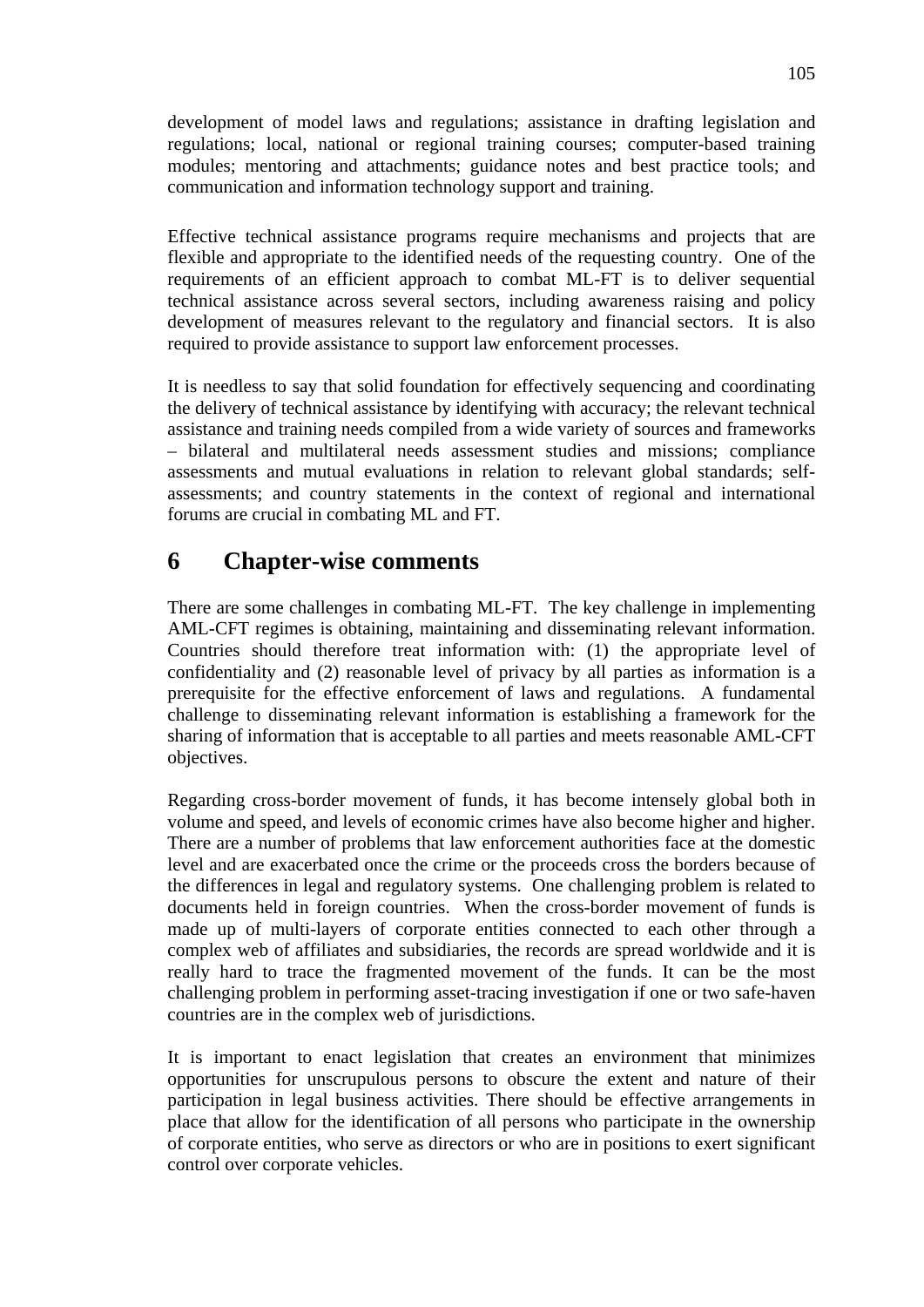development of model laws and regulations; assistance in drafting legislation and regulations; local, national or regional training courses; computer-based training modules; mentoring and attachments; guidance notes and best practice tools; and communication and information technology support and training.

Effective technical assistance programs require mechanisms and projects that are flexible and appropriate to the identified needs of the requesting country. One of the requirements of an efficient approach to combat ML-FT is to deliver sequential technical assistance across several sectors, including awareness raising and policy development of measures relevant to the regulatory and financial sectors. It is also required to provide assistance to support law enforcement processes.

It is needless to say that solid foundation for effectively sequencing and coordinating the delivery of technical assistance by identifying with accuracy; the relevant technical assistance and training needs compiled from a wide variety of sources and frameworks – bilateral and multilateral needs assessment studies and missions; compliance assessments and mutual evaluations in relation to relevant global standards; self-assessments; and country statements in the context of regional and international forums are crucial in combating ML and FT.

# 6 Chapter-wise comments

There are some challenges in combating ML-FT. The key challenge in implementing AML-CFT regimes is obtaining, maintaining and disseminating relevant information. Countries should therefore treat information with: (1) the appropriate level of confidentiality and (2) reasonable level of privacy by all parties as information is a prerequisite for the effective enforcement of laws and regulations. A fundamental challenge to disseminating relevant information is establishing a framework for the sharing of information that is acceptable to all parties and meets reasonable AML-CFT objectives.

Regarding cross-border movement of funds, it has become intensely global both in volume and speed, and levels of economic crimes have also become higher and higher. There are a number of problems that law enforcement authorities face at the domestic level and are exacerbated once the crime or the proceeds cross the borders because of the differences in legal and regulatory systems. One challenging problem is related to documents held in foreign countries. When the cross-border movement of funds is made up of multi-layers of corporate entities connected to each other through a complex web of affiliates and subsidiaries, the records are spread worldwide and it is really hard to trace the fragmented movement of the funds. It can be the most challenging problem in performing asset-tracing investigation if one or two safe-haven countries are in the complex web of jurisdictions.

It is important to enact legislation that creates an environment that minimizes opportunities for unscrupulous persons to obscure the extent and nature of their participation in legal business activities. There should be effective arrangements in place that allow for the identification of all persons who participate in the ownership of corporate entities, who serve as directors or who are in positions to exert significant control over corporate vehicles.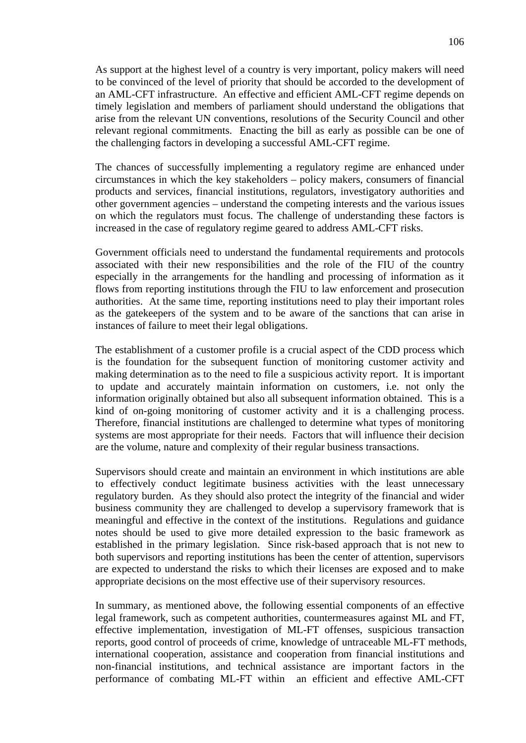As support at the highest level of a country is very important, policy makers will need to be convinced of the level of priority that should be accorded to the development of an AML-CFT infrastructure. An effective and efficient AML-CFT regime depends on timely legislation and members of parliament should understand the obligations that arise from the relevant UN conventions, resolutions of the Security Council and other relevant regional commitments. Enacting the bill as early as possible can be one of the challenging factors in developing a successful AML-CFT regime.

The chances of successfully implementing a regulatory regime are enhanced under circumstances in which the key stakeholders – policy makers, consumers of financial products and services, financial institutions, regulators, investigatory authorities and other government agencies – understand the competing interests and the various issues on which the regulators must focus. The challenge of understanding these factors is increased in the case of regulatory regime geared to address AML-CFT risks.

Government officials need to understand the fundamental requirements and protocols associated with their new responsibilities and the role of the FIU of the country especially in the arrangements for the handling and processing of information as it flows from reporting institutions through the FIU to law enforcement and prosecution authorities. At the same time, reporting institutions need to play their important roles as the gatekeepers of the system and to be aware of the sanctions that can arise in instances of failure to meet their legal obligations.

The establishment of a customer profile is a crucial aspect of the CDD process which is the foundation for the subsequent function of monitoring customer activity and making determination as to the need to file a suspicious activity report. It is important to update and accurately maintain information on customers, i.e. not only the information originally obtained but also all subsequent information obtained. This is a kind of on-going monitoring of customer activity and it is a challenging process. Therefore, financial institutions are challenged to determine what types of monitoring systems are most appropriate for their needs. Factors that will influence their decision are the volume, nature and complexity of their regular business transactions.

Supervisors should create and maintain an environment in which institutions are able to effectively conduct legitimate business activities with the least unnecessary regulatory burden. As they should also protect the integrity of the financial and wider business community they are challenged to develop a supervisory framework that is meaningful and effective in the context of the institutions. Regulations and guidance notes should be used to give more detailed expression to the basic framework as established in the primary legislation. Since risk-based approach that is not new to both supervisors and reporting institutions has been the center of attention, supervisors are expected to understand the risks to which their licenses are exposed and to make appropriate decisions on the most effective use of their supervisory resources.

In summary, as mentioned above, the following essential components of an effective legal framework, such as competent authorities, countermeasures against ML and FT, effective implementation, investigation of ML-FT offenses, suspicious transaction reports, good control of proceeds of crime, knowledge of untraceable ML-FT methods, international cooperation, assistance and cooperation from financial institutions and non-financial institutions, and technical assistance are important factors in the performance of combating ML-FT within an efficient and effective AML-CFT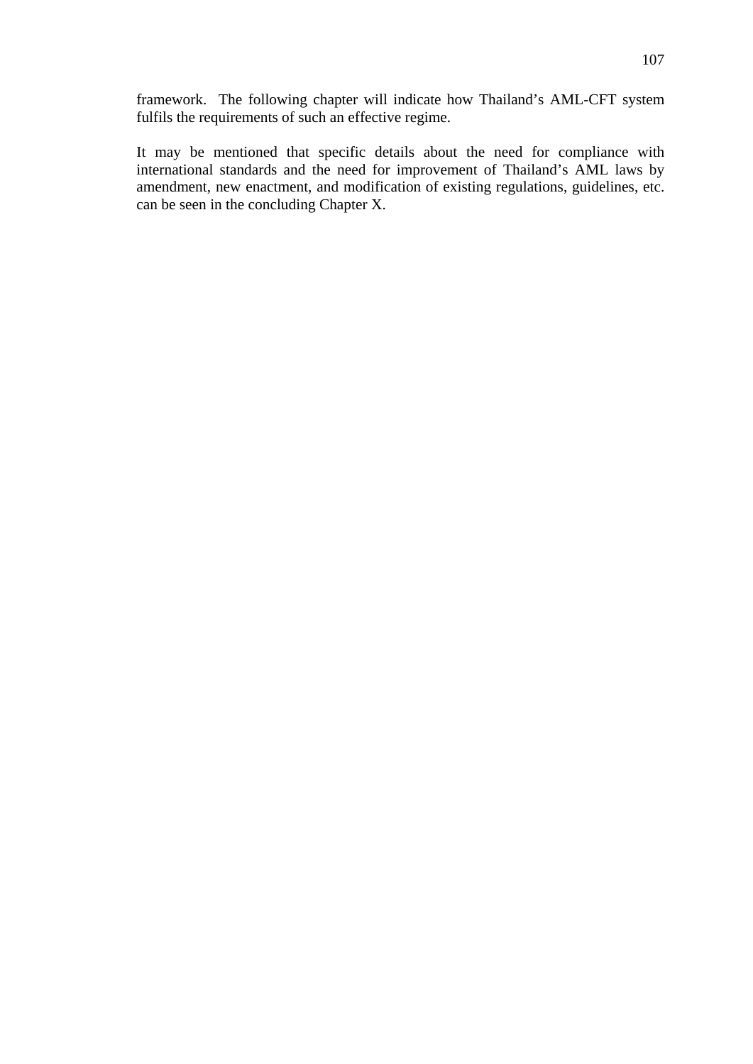framework. The following chapter will indicate how Thailand's AML-CFT system fulfils the requirements of such an effective regime.

It may be mentioned that specific details about the need for compliance with international standards and the need for improvement of Thailand's AML laws by amendment, new enactment, and modification of existing regulations, guidelines, etc. can be seen in the concluding Chapter X.